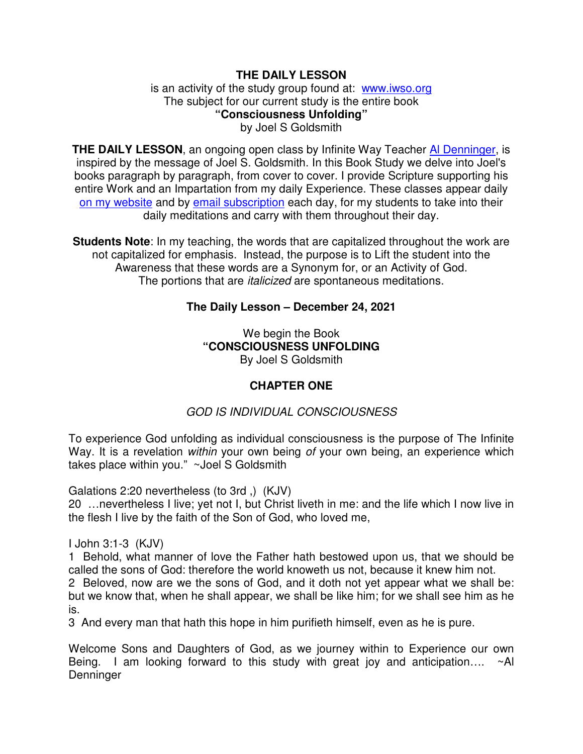**THE DAILY LESSON**
is an activity of the study group found at: www.iwso.org
The subject for our current study is the entire book
**"Consciousness Unfolding"**
by Joel S Goldsmith

**THE DAILY LESSON**, an ongoing open class by Infinite Way Teacher Al Denninger, is inspired by the message of Joel S. Goldsmith. In this Book Study we delve into Joel's books paragraph by paragraph, from cover to cover. I provide Scripture supporting his entire Work and an Impartation from my daily Experience. These classes appear daily on my website and by email subscription each day, for my students to take into their daily meditations and carry with them throughout their day.

**Students Note**: In my teaching, the words that are capitalized throughout the work are not capitalized for emphasis. Instead, the purpose is to Lift the student into the Awareness that these words are a Synonym for, or an Activity of God. The portions that are *italicized* are spontaneous meditations.

**The Daily Lesson – December 24, 2021**

We begin the Book
**"CONSCIOUSNESS UNFOLDING**
By Joel S Goldsmith

## CHAPTER ONE

*GOD IS INDIVIDUAL CONSCIOUSNESS*

To experience God unfolding as individual consciousness is the purpose of The Infinite Way. It is a revelation *within* your own being *of* your own being, an experience which takes place within you." ~Joel S Goldsmith

Galations 2:20 nevertheless (to 3rd ,) (KJV)
20 …nevertheless I live; yet not I, but Christ liveth in me: and the life which I now live in the flesh I live by the faith of the Son of God, who loved me,

I John 3:1-3 (KJV)
1 Behold, what manner of love the Father hath bestowed upon us, that we should be called the sons of God: therefore the world knoweth us not, because it knew him not.
2 Beloved, now are we the sons of God, and it doth not yet appear what we shall be: but we know that, when he shall appear, we shall be like him; for we shall see him as he is.
3 And every man that hath this hope in him purifieth himself, even as he is pure.

Welcome Sons and Daughters of God, as we journey within to Experience our own Being. I am looking forward to this study with great joy and anticipation…. ~Al Denninger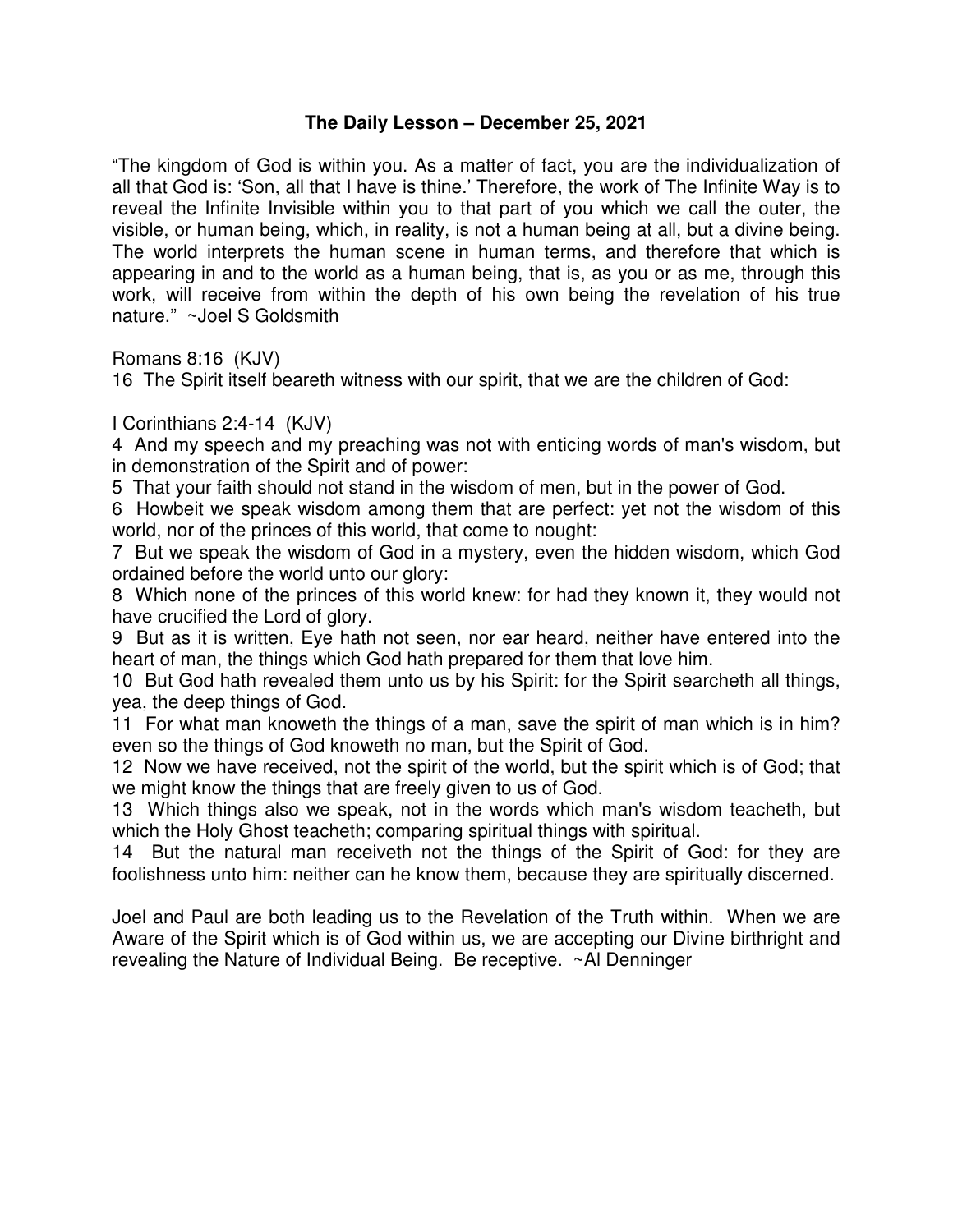**The Daily Lesson – December 25, 2021**

"The kingdom of God is within you. As a matter of fact, you are the individualization of all that God is: 'Son, all that I have is thine.' Therefore, the work of The Infinite Way is to reveal the Infinite Invisible within you to that part of you which we call the outer, the visible, or human being, which, in reality, is not a human being at all, but a divine being. The world interprets the human scene in human terms, and therefore that which is appearing in and to the world as a human being, that is, as you or as me, through this work, will receive from within the depth of his own being the revelation of his true nature." ~Joel S Goldsmith

Romans 8:16 (KJV)
16 The Spirit itself beareth witness with our spirit, that we are the children of God:

I Corinthians 2:4-14 (KJV)
4 And my speech and my preaching was not with enticing words of man's wisdom, but in demonstration of the Spirit and of power:
5 That your faith should not stand in the wisdom of men, but in the power of God.
6 Howbeit we speak wisdom among them that are perfect: yet not the wisdom of this world, nor of the princes of this world, that come to nought:
7 But we speak the wisdom of God in a mystery, even the hidden wisdom, which God ordained before the world unto our glory:
8 Which none of the princes of this world knew: for had they known it, they would not have crucified the Lord of glory.
9 But as it is written, Eye hath not seen, nor ear heard, neither have entered into the heart of man, the things which God hath prepared for them that love him.
10 But God hath revealed them unto us by his Spirit: for the Spirit searcheth all things, yea, the deep things of God.
11 For what man knoweth the things of a man, save the spirit of man which is in him? even so the things of God knoweth no man, but the Spirit of God.
12 Now we have received, not the spirit of the world, but the spirit which is of God; that we might know the things that are freely given to us of God.
13 Which things also we speak, not in the words which man's wisdom teacheth, but which the Holy Ghost teacheth; comparing spiritual things with spiritual.
14 But the natural man receiveth not the things of the Spirit of God: for they are foolishness unto him: neither can he know them, because they are spiritually discerned.

Joel and Paul are both leading us to the Revelation of the Truth within. When we are Aware of the Spirit which is of God within us, we are accepting our Divine birthright and revealing the Nature of Individual Being. Be receptive. ~Al Denninger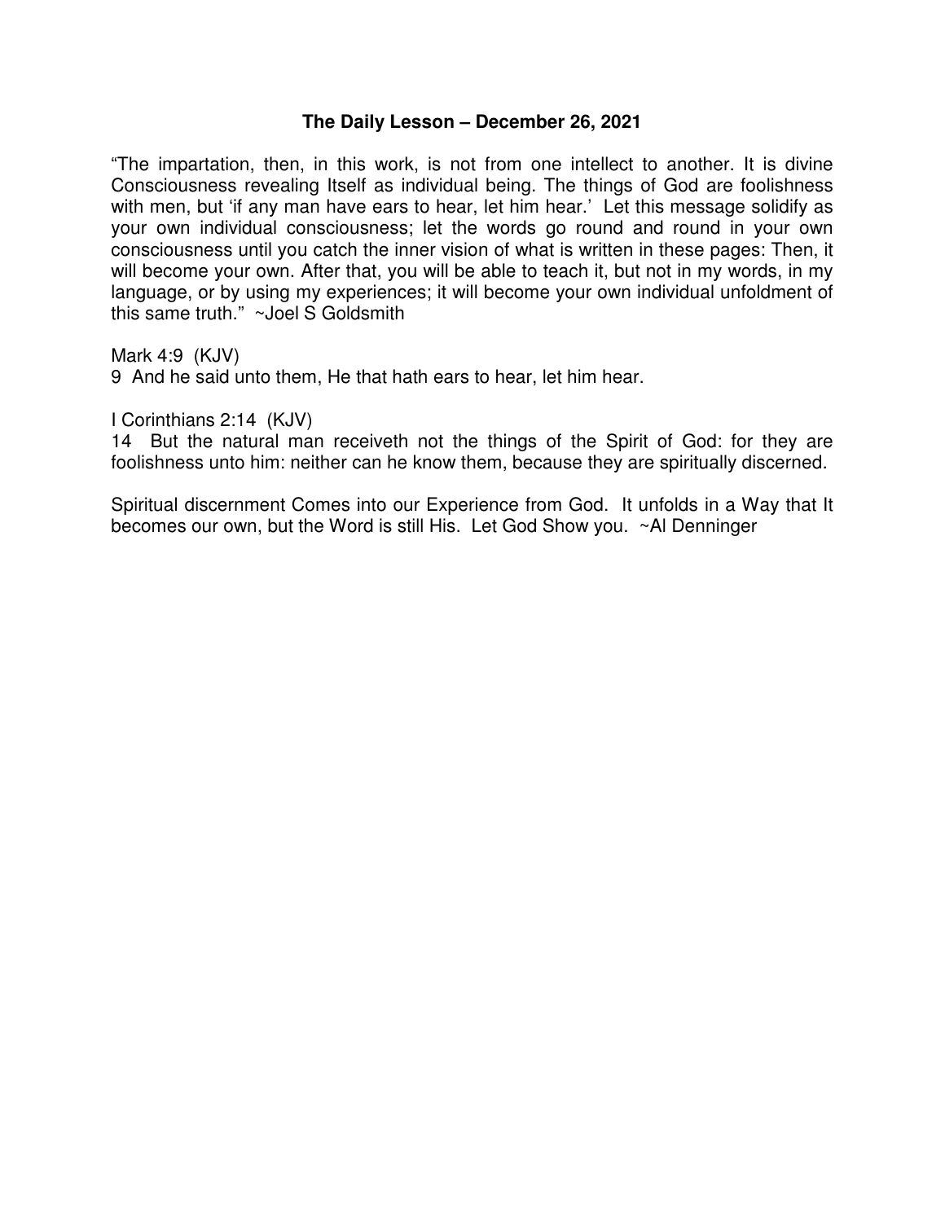**The Daily Lesson – December 26, 2021**

"The impartation, then, in this work, is not from one intellect to another. It is divine Consciousness revealing Itself as individual being. The things of God are foolishness with men, but 'if any man have ears to hear, let him hear.' Let this message solidify as your own individual consciousness; let the words go round and round in your own consciousness until you catch the inner vision of what is written in these pages: Then, it will become your own. After that, you will be able to teach it, but not in my words, in my language, or by using my experiences; it will become your own individual unfoldment of this same truth." ~Joel S Goldsmith

Mark 4:9 (KJV)
9 And he said unto them, He that hath ears to hear, let him hear.

I Corinthians 2:14 (KJV)
14 But the natural man receiveth not the things of the Spirit of God: for they are foolishness unto him: neither can he know them, because they are spiritually discerned.

Spiritual discernment Comes into our Experience from God. It unfolds in a Way that It becomes our own, but the Word is still His. Let God Show you. ~Al Denninger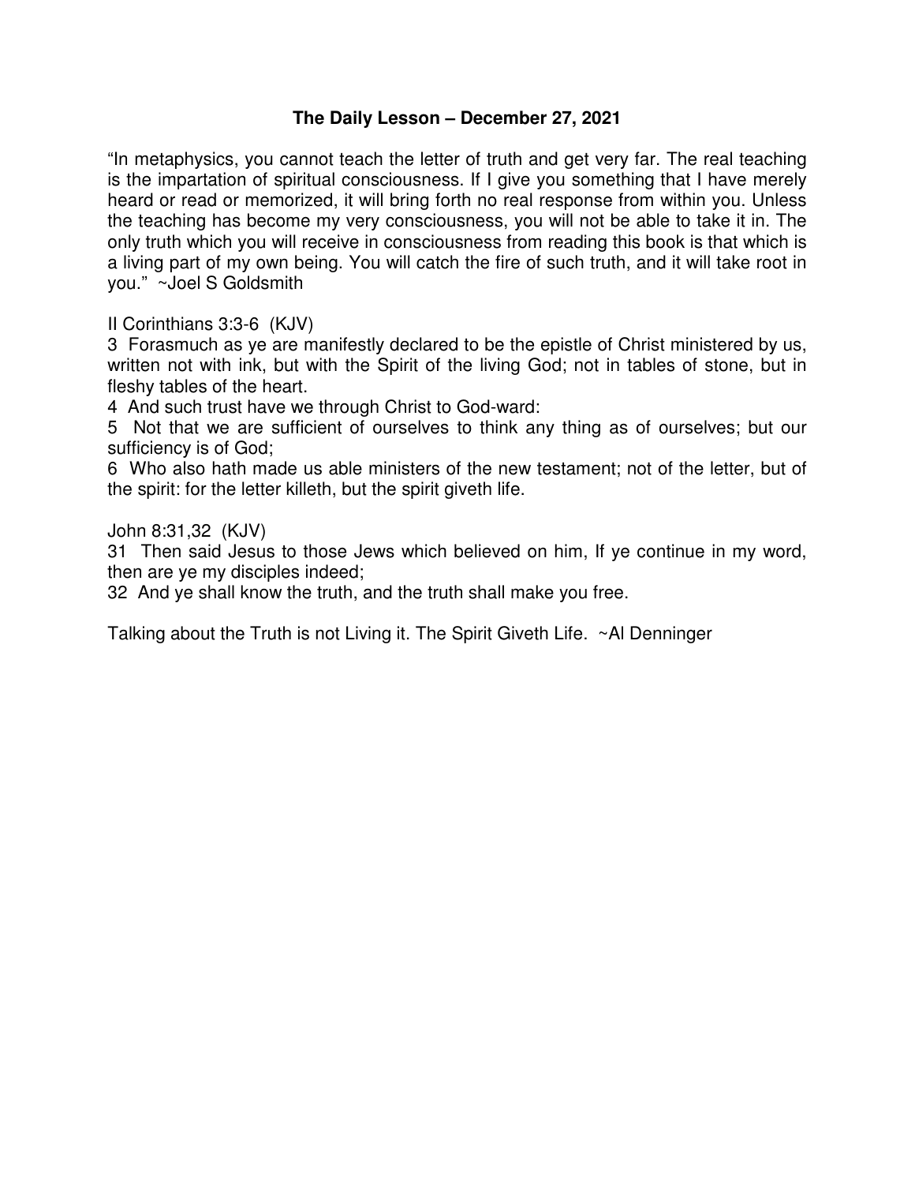**The Daily Lesson – December 27, 2021**

"In metaphysics, you cannot teach the letter of truth and get very far. The real teaching is the impartation of spiritual consciousness. If I give you something that I have merely heard or read or memorized, it will bring forth no real response from within you. Unless the teaching has become my very consciousness, you will not be able to take it in. The only truth which you will receive in consciousness from reading this book is that which is a living part of my own being. You will catch the fire of such truth, and it will take root in you." ~Joel S Goldsmith

II Corinthians 3:3-6 (KJV)
3 Forasmuch as ye are manifestly declared to be the epistle of Christ ministered by us, written not with ink, but with the Spirit of the living God; not in tables of stone, but in fleshy tables of the heart.
4 And such trust have we through Christ to God-ward:
5 Not that we are sufficient of ourselves to think any thing as of ourselves; but our sufficiency is of God;
6 Who also hath made us able ministers of the new testament; not of the letter, but of the spirit: for the letter killeth, but the spirit giveth life.

John 8:31,32 (KJV)
31 Then said Jesus to those Jews which believed on him, If ye continue in my word, then are ye my disciples indeed;
32 And ye shall know the truth, and the truth shall make you free.

Talking about the Truth is not Living it. The Spirit Giveth Life. ~Al Denninger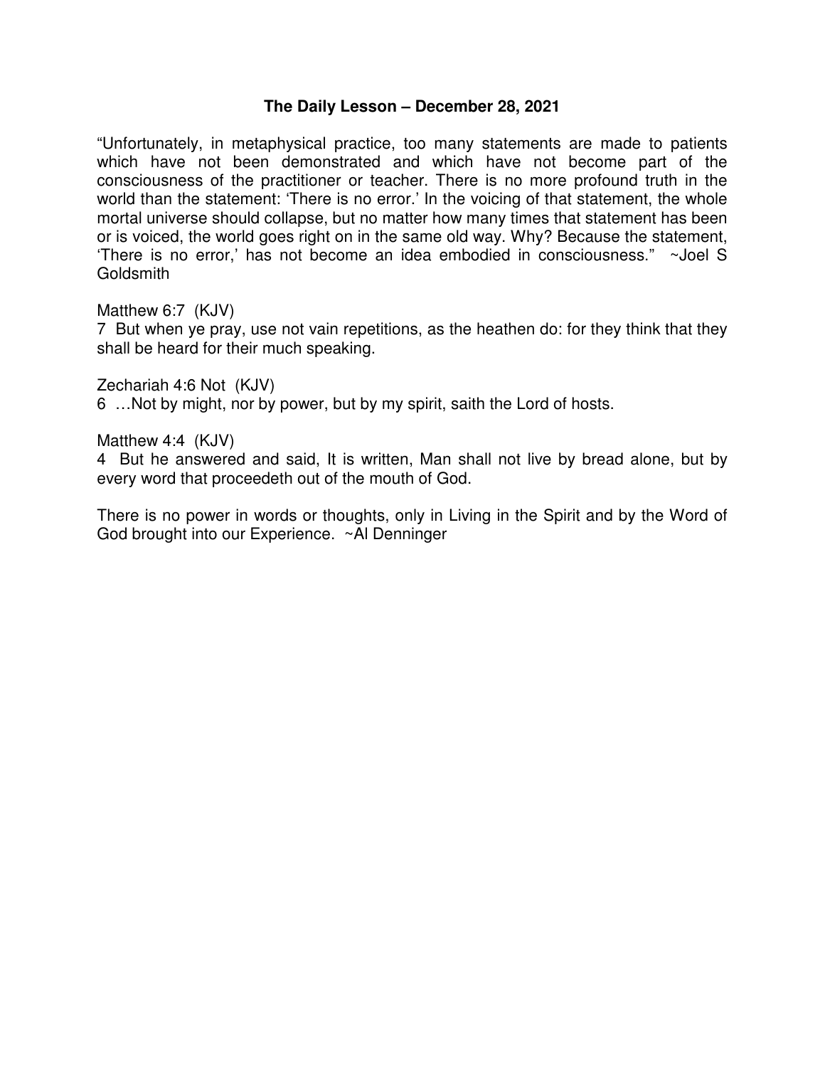**The Daily Lesson – December 28, 2021**

"Unfortunately, in metaphysical practice, too many statements are made to patients which have not been demonstrated and which have not become part of the consciousness of the practitioner or teacher. There is no more profound truth in the world than the statement: 'There is no error.' In the voicing of that statement, the whole mortal universe should collapse, but no matter how many times that statement has been or is voiced, the world goes right on in the same old way. Why? Because the statement, 'There is no error,' has not become an idea embodied in consciousness." ~Joel S Goldsmith

Matthew 6:7 (KJV)
7 But when ye pray, use not vain repetitions, as the heathen do: for they think that they shall be heard for their much speaking.

Zechariah 4:6 Not (KJV)
6 …Not by might, nor by power, but by my spirit, saith the Lord of hosts.

Matthew 4:4 (KJV)
4 But he answered and said, It is written, Man shall not live by bread alone, but by every word that proceedeth out of the mouth of God.

There is no power in words or thoughts, only in Living in the Spirit and by the Word of God brought into our Experience. ~Al Denninger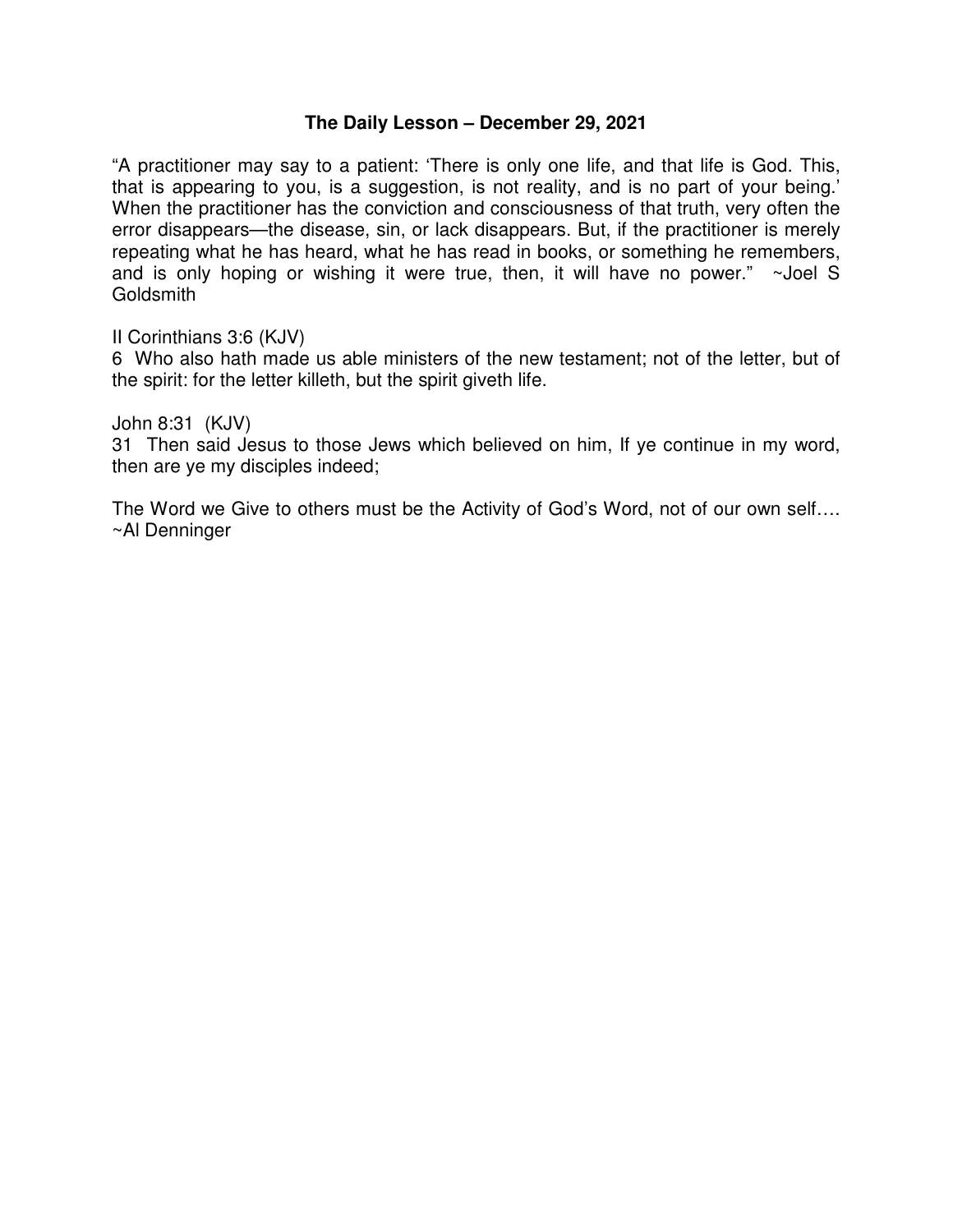**The Daily Lesson – December 29, 2021**

"A practitioner may say to a patient: 'There is only one life, and that life is God. This, that is appearing to you, is a suggestion, is not reality, and is no part of your being.' When the practitioner has the conviction and consciousness of that truth, very often the error disappears—the disease, sin, or lack disappears. But, if the practitioner is merely repeating what he has heard, what he has read in books, or something he remembers, and is only hoping or wishing it were true, then, it will have no power." ~Joel S Goldsmith

II Corinthians 3:6 (KJV)
6 Who also hath made us able ministers of the new testament; not of the letter, but of the spirit: for the letter killeth, but the spirit giveth life.

John 8:31 (KJV)
31 Then said Jesus to those Jews which believed on him, If ye continue in my word, then are ye my disciples indeed;

The Word we Give to others must be the Activity of God's Word, not of our own self….
~Al Denninger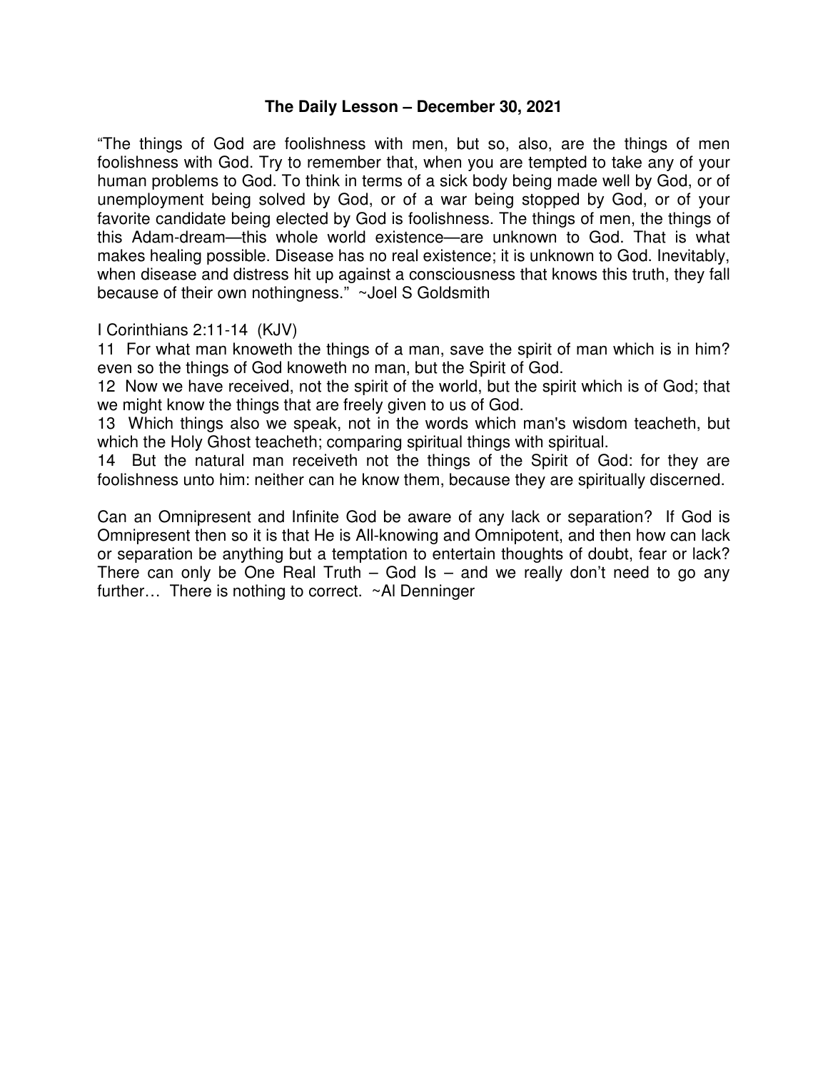**The Daily Lesson – December 30, 2021**

"The things of God are foolishness with men, but so, also, are the things of men foolishness with God. Try to remember that, when you are tempted to take any of your human problems to God. To think in terms of a sick body being made well by God, or of unemployment being solved by God, or of a war being stopped by God, or of your favorite candidate being elected by God is foolishness. The things of men, the things of this Adam-dream—this whole world existence—are unknown to God. That is what makes healing possible. Disease has no real existence; it is unknown to God. Inevitably, when disease and distress hit up against a consciousness that knows this truth, they fall because of their own nothingness." ~Joel S Goldsmith

I Corinthians 2:11-14 (KJV)

11 For what man knoweth the things of a man, save the spirit of man which is in him? even so the things of God knoweth no man, but the Spirit of God.

12 Now we have received, not the spirit of the world, but the spirit which is of God; that we might know the things that are freely given to us of God.

13 Which things also we speak, not in the words which man's wisdom teacheth, but which the Holy Ghost teacheth; comparing spiritual things with spiritual.

14 But the natural man receiveth not the things of the Spirit of God: for they are foolishness unto him: neither can he know them, because they are spiritually discerned.

Can an Omnipresent and Infinite God be aware of any lack or separation? If God is Omnipresent then so it is that He is All-knowing and Omnipotent, and then how can lack or separation be anything but a temptation to entertain thoughts of doubt, fear or lack? There can only be One Real Truth – God Is – and we really don't need to go any further… There is nothing to correct. ~Al Denninger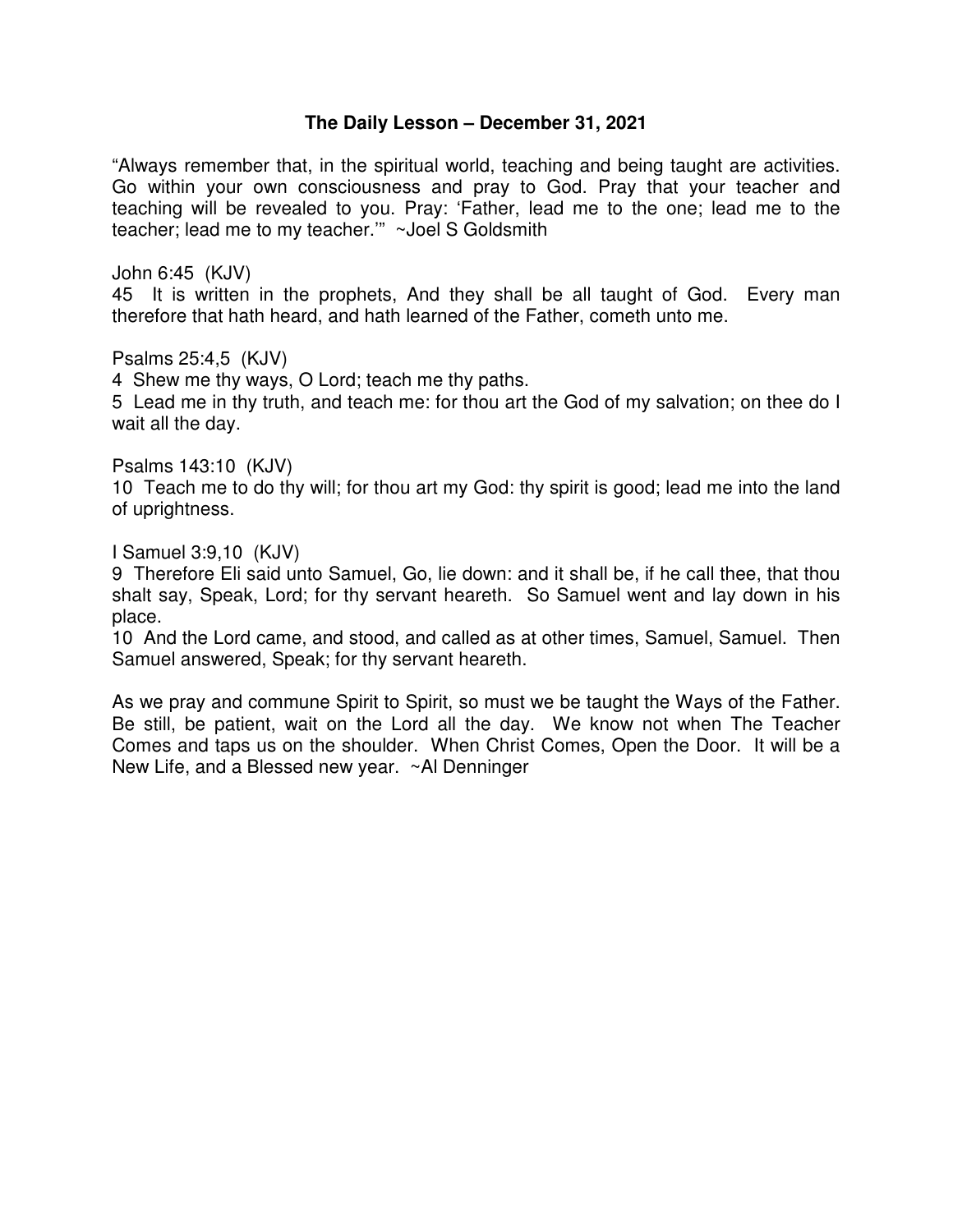# The Daily Lesson – December 31, 2021

"Always remember that, in the spiritual world, teaching and being taught are activities. Go within your own consciousness and pray to God. Pray that your teacher and teaching will be revealed to you. Pray: 'Father, lead me to the one; lead me to the teacher; lead me to my teacher.'" ~Joel S Goldsmith

John 6:45 (KJV)
45 It is written in the prophets, And they shall be all taught of God. Every man therefore that hath heard, and hath learned of the Father, cometh unto me.

Psalms 25:4,5 (KJV)
4 Shew me thy ways, O Lord; teach me thy paths.
5 Lead me in thy truth, and teach me: for thou art the God of my salvation; on thee do I wait all the day.

Psalms 143:10 (KJV)
10 Teach me to do thy will; for thou art my God: thy spirit is good; lead me into the land of uprightness.

I Samuel 3:9,10 (KJV)
9 Therefore Eli said unto Samuel, Go, lie down: and it shall be, if he call thee, that thou shalt say, Speak, Lord; for thy servant heareth. So Samuel went and lay down in his place.
10 And the Lord came, and stood, and called as at other times, Samuel, Samuel. Then Samuel answered, Speak; for thy servant heareth.

As we pray and commune Spirit to Spirit, so must we be taught the Ways of the Father. Be still, be patient, wait on the Lord all the day. We know not when The Teacher Comes and taps us on the shoulder. When Christ Comes, Open the Door. It will be a New Life, and a Blessed new year. ~Al Denninger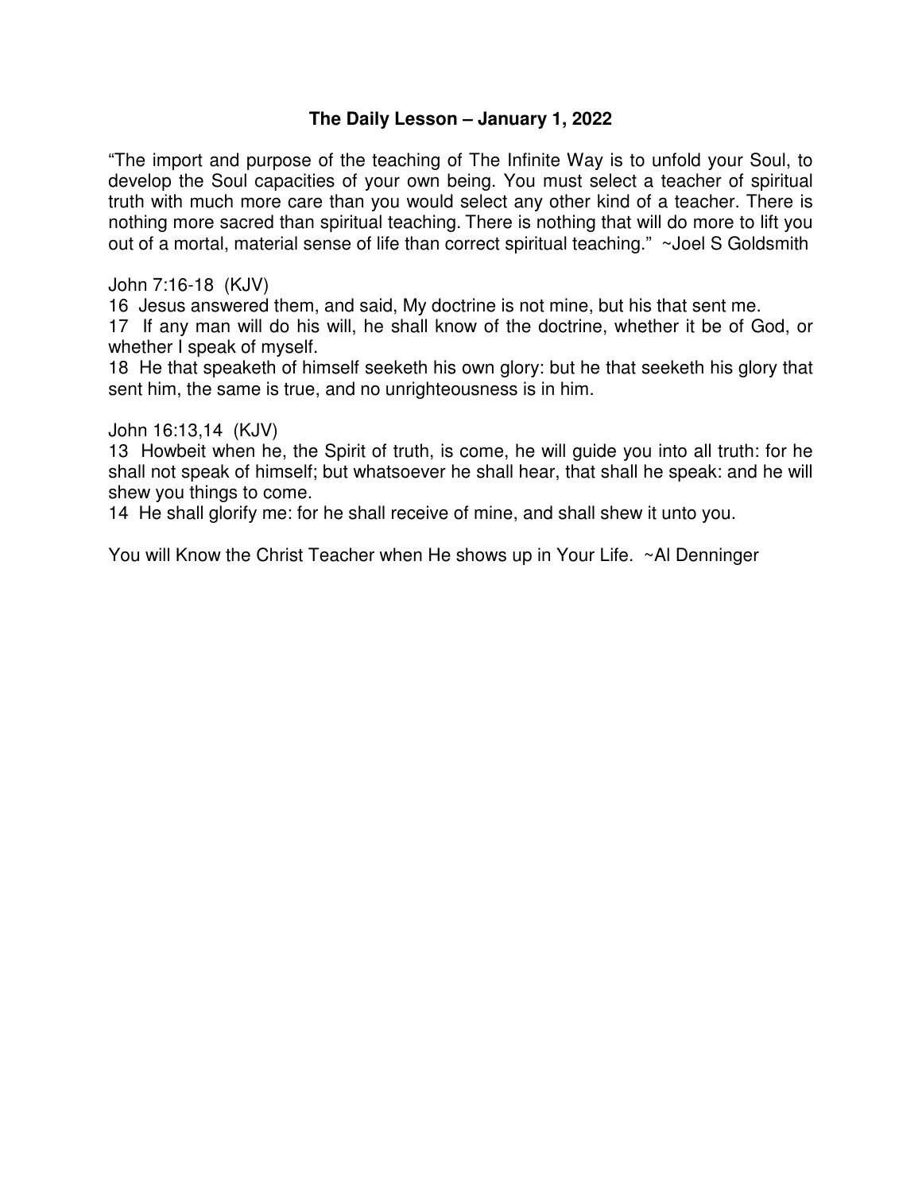**The Daily Lesson – January 1, 2022**

"The import and purpose of the teaching of The Infinite Way is to unfold your Soul, to develop the Soul capacities of your own being. You must select a teacher of spiritual truth with much more care than you would select any other kind of a teacher. There is nothing more sacred than spiritual teaching. There is nothing that will do more to lift you out of a mortal, material sense of life than correct spiritual teaching." ~Joel S Goldsmith

John 7:16-18 (KJV)
16 Jesus answered them, and said, My doctrine is not mine, but his that sent me.
17 If any man will do his will, he shall know of the doctrine, whether it be of God, or whether I speak of myself.
18 He that speaketh of himself seeketh his own glory: but he that seeketh his glory that sent him, the same is true, and no unrighteousness is in him.

John 16:13,14 (KJV)
13 Howbeit when he, the Spirit of truth, is come, he will guide you into all truth: for he shall not speak of himself; but whatsoever he shall hear, that shall he speak: and he will shew you things to come.
14 He shall glorify me: for he shall receive of mine, and shall shew it unto you.

You will Know the Christ Teacher when He shows up in Your Life. ~Al Denninger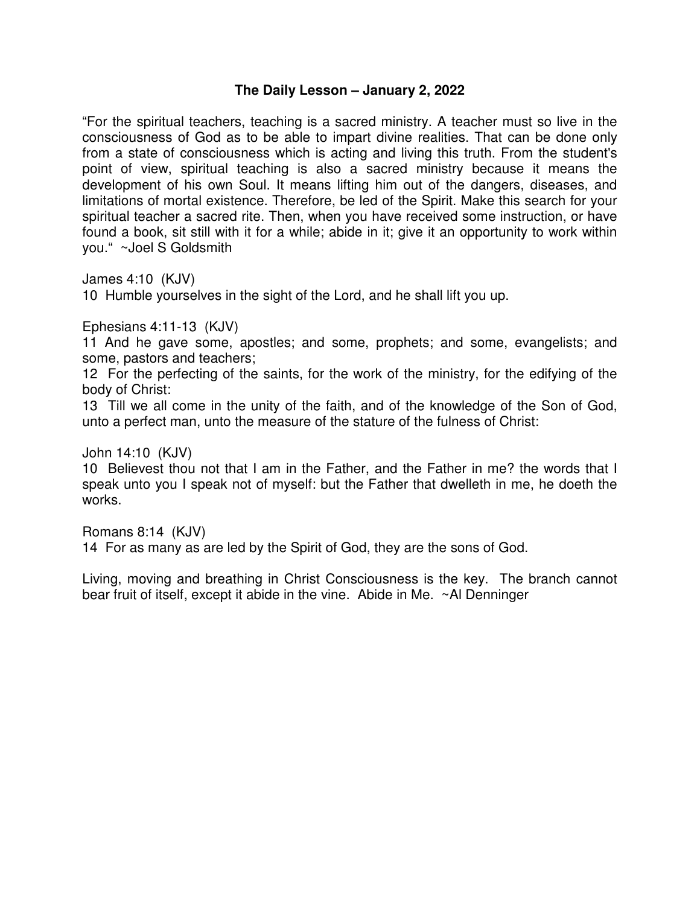### The Daily Lesson – January 2, 2022

"For the spiritual teachers, teaching is a sacred ministry. A teacher must so live in the consciousness of God as to be able to impart divine realities. That can be done only from a state of consciousness which is acting and living this truth. From the student's point of view, spiritual teaching is also a sacred ministry because it means the development of his own Soul. It means lifting him out of the dangers, diseases, and limitations of mortal existence. Therefore, be led of the Spirit. Make this search for your spiritual teacher a sacred rite. Then, when you have received some instruction, or have found a book, sit still with it for a while; abide in it; give it an opportunity to work within you." ~Joel S Goldsmith

James 4:10 (KJV)
10 Humble yourselves in the sight of the Lord, and he shall lift you up.

Ephesians 4:11-13 (KJV)
11 And he gave some, apostles; and some, prophets; and some, evangelists; and some, pastors and teachers;
12 For the perfecting of the saints, for the work of the ministry, for the edifying of the body of Christ:
13 Till we all come in the unity of the faith, and of the knowledge of the Son of God, unto a perfect man, unto the measure of the stature of the fulness of Christ:

John 14:10 (KJV)
10 Believest thou not that I am in the Father, and the Father in me? the words that I speak unto you I speak not of myself: but the Father that dwelleth in me, he doeth the works.

Romans 8:14 (KJV)
14 For as many as are led by the Spirit of God, they are the sons of God.

Living, moving and breathing in Christ Consciousness is the key. The branch cannot bear fruit of itself, except it abide in the vine. Abide in Me. ~Al Denninger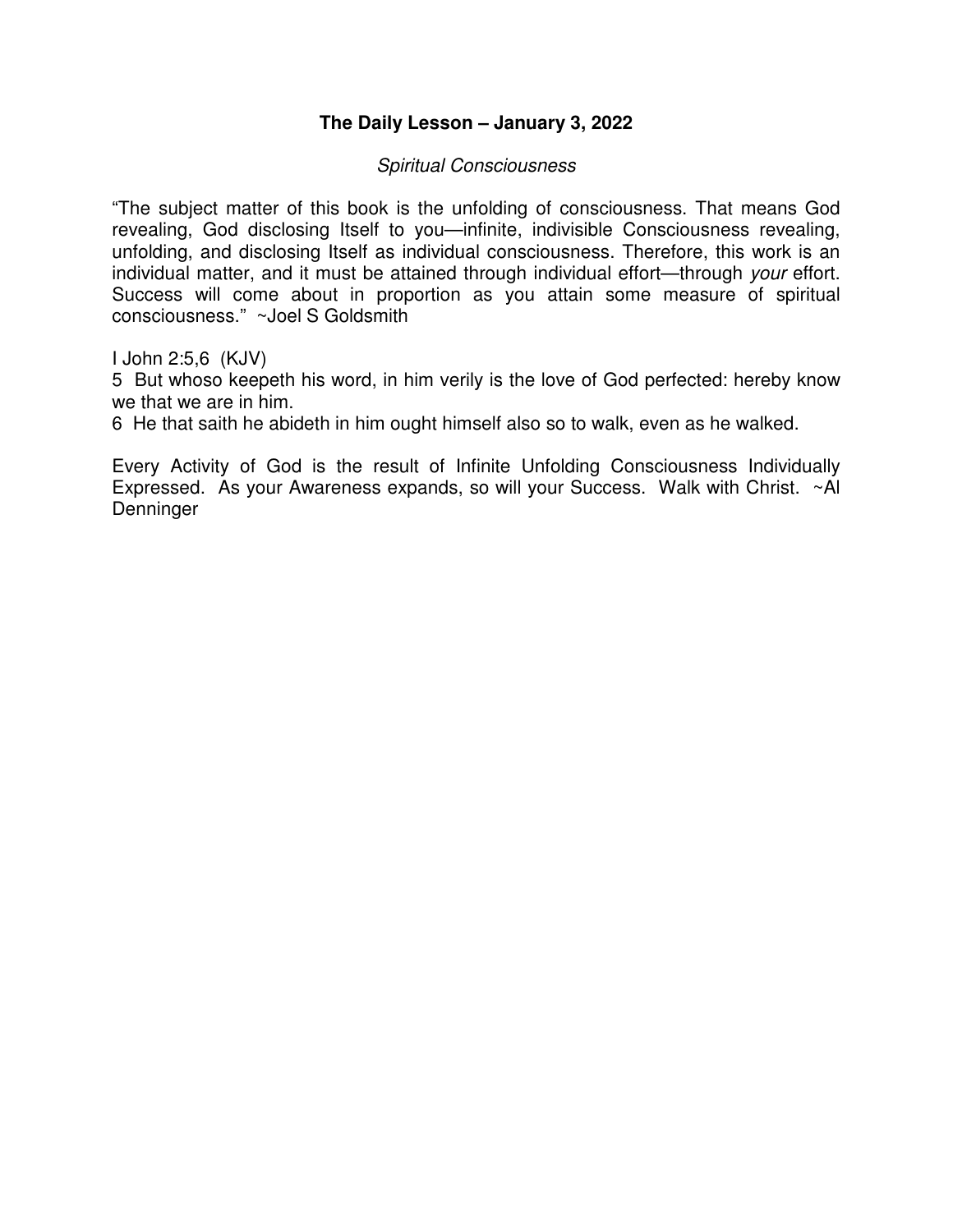## The Daily Lesson – January 3, 2022

*Spiritual Consciousness*

"The subject matter of this book is the unfolding of consciousness. That means God revealing, God disclosing Itself to you—infinite, indivisible Consciousness revealing, unfolding, and disclosing Itself as individual consciousness. Therefore, this work is an individual matter, and it must be attained through individual effort—through *your* effort. Success will come about in proportion as you attain some measure of spiritual consciousness." ~Joel S Goldsmith

I John 2:5,6 (KJV)
5 But whoso keepeth his word, in him verily is the love of God perfected: hereby know we that we are in him.
6 He that saith he abideth in him ought himself also so to walk, even as he walked.

Every Activity of God is the result of Infinite Unfolding Consciousness Individually Expressed. As your Awareness expands, so will your Success. Walk with Christ. ~Al Denninger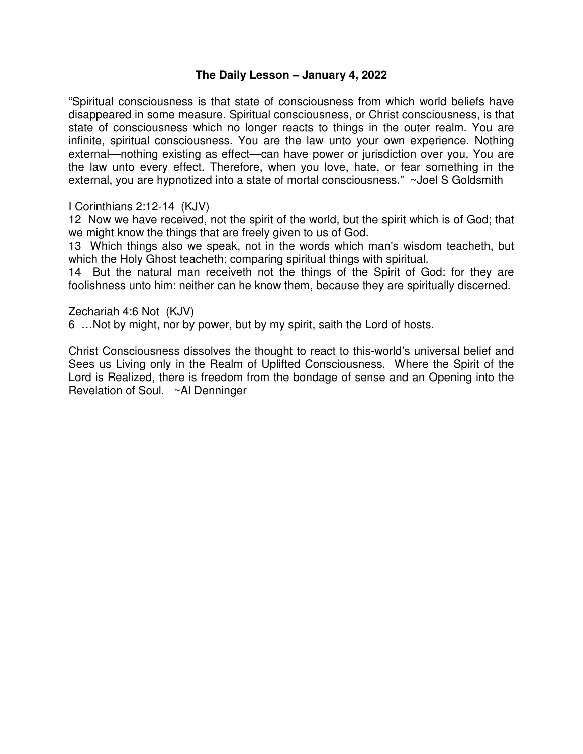**The Daily Lesson – January 4, 2022**

"Spiritual consciousness is that state of consciousness from which world beliefs have disappeared in some measure. Spiritual consciousness, or Christ consciousness, is that state of consciousness which no longer reacts to things in the outer realm. You are infinite, spiritual consciousness. You are the law unto your own experience. Nothing external—nothing existing as effect—can have power or jurisdiction over you. You are the law unto every effect. Therefore, when you love, hate, or fear something in the external, you are hypnotized into a state of mortal consciousness." ~Joel S Goldsmith

I Corinthians 2:12-14 (KJV)
12 Now we have received, not the spirit of the world, but the spirit which is of God; that we might know the things that are freely given to us of God.
13 Which things also we speak, not in the words which man's wisdom teacheth, but which the Holy Ghost teacheth; comparing spiritual things with spiritual.
14 But the natural man receiveth not the things of the Spirit of God: for they are foolishness unto him: neither can he know them, because they are spiritually discerned.

Zechariah 4:6 Not (KJV)
6 …Not by might, nor by power, but by my spirit, saith the Lord of hosts.

Christ Consciousness dissolves the thought to react to this-world's universal belief and Sees us Living only in the Realm of Uplifted Consciousness. Where the Spirit of the Lord is Realized, there is freedom from the bondage of sense and an Opening into the Revelation of Soul. ~Al Denninger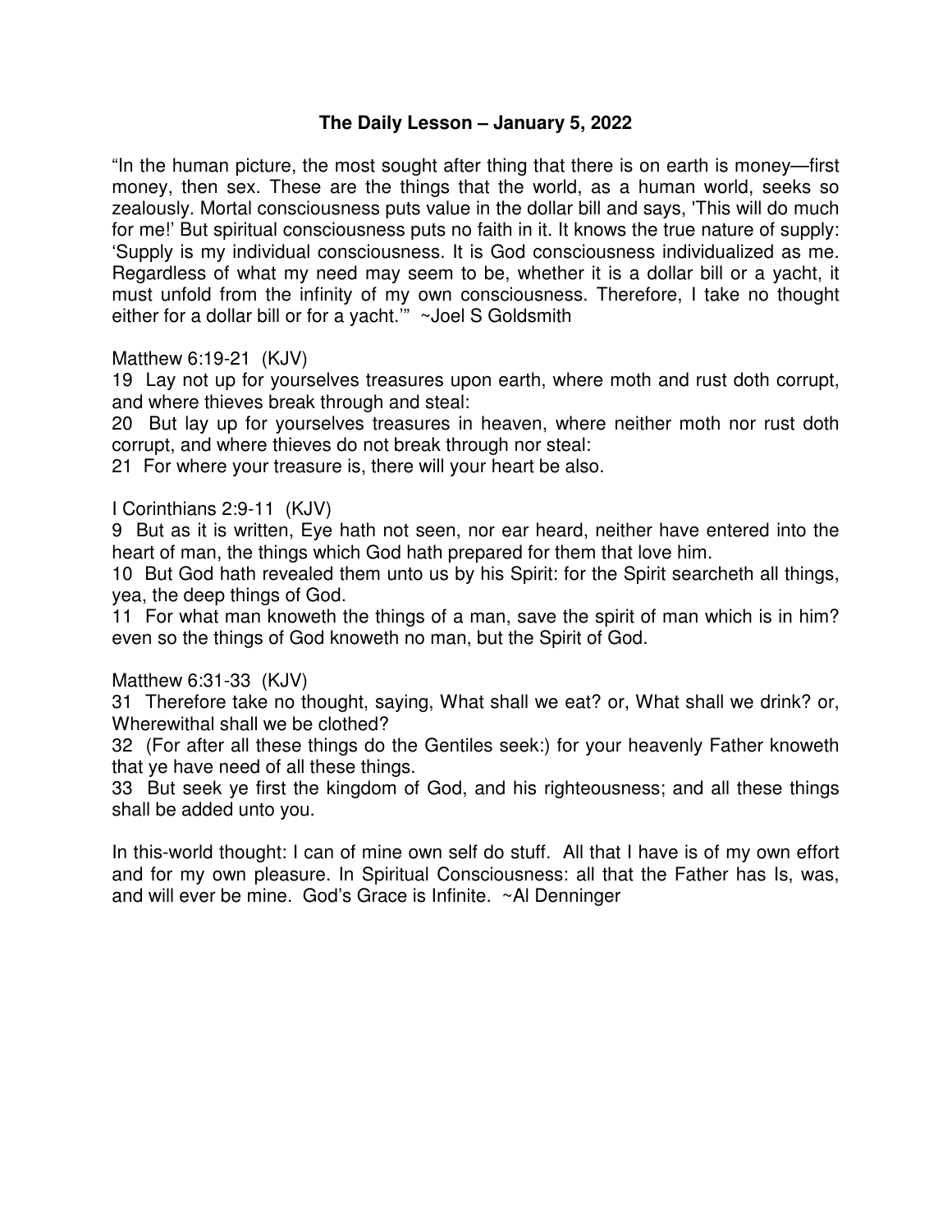**The Daily Lesson – January 5, 2022**

"In the human picture, the most sought after thing that there is on earth is money—first money, then sex. These are the things that the world, as a human world, seeks so zealously. Mortal consciousness puts value in the dollar bill and says, 'This will do much for me!' But spiritual consciousness puts no faith in it. It knows the true nature of supply: 'Supply is my individual consciousness. It is God consciousness individualized as me. Regardless of what my need may seem to be, whether it is a dollar bill or a yacht, it must unfold from the infinity of my own consciousness. Therefore, I take no thought either for a dollar bill or for a yacht.'" ~Joel S Goldsmith

Matthew 6:19-21 (KJV)
19 Lay not up for yourselves treasures upon earth, where moth and rust doth corrupt, and where thieves break through and steal:
20 But lay up for yourselves treasures in heaven, where neither moth nor rust doth corrupt, and where thieves do not break through nor steal:
21 For where your treasure is, there will your heart be also.

I Corinthians 2:9-11 (KJV)
9 But as it is written, Eye hath not seen, nor ear heard, neither have entered into the heart of man, the things which God hath prepared for them that love him.
10 But God hath revealed them unto us by his Spirit: for the Spirit searcheth all things, yea, the deep things of God.
11 For what man knoweth the things of a man, save the spirit of man which is in him? even so the things of God knoweth no man, but the Spirit of God.

Matthew 6:31-33 (KJV)
31 Therefore take no thought, saying, What shall we eat? or, What shall we drink? or, Wherewithal shall we be clothed?
32 (For after all these things do the Gentiles seek:) for your heavenly Father knoweth that ye have need of all these things.
33 But seek ye first the kingdom of God, and his righteousness; and all these things shall be added unto you.

In this-world thought: I can of mine own self do stuff. All that I have is of my own effort and for my own pleasure. In Spiritual Consciousness: all that the Father has Is, was, and will ever be mine. God's Grace is Infinite. ~Al Denninger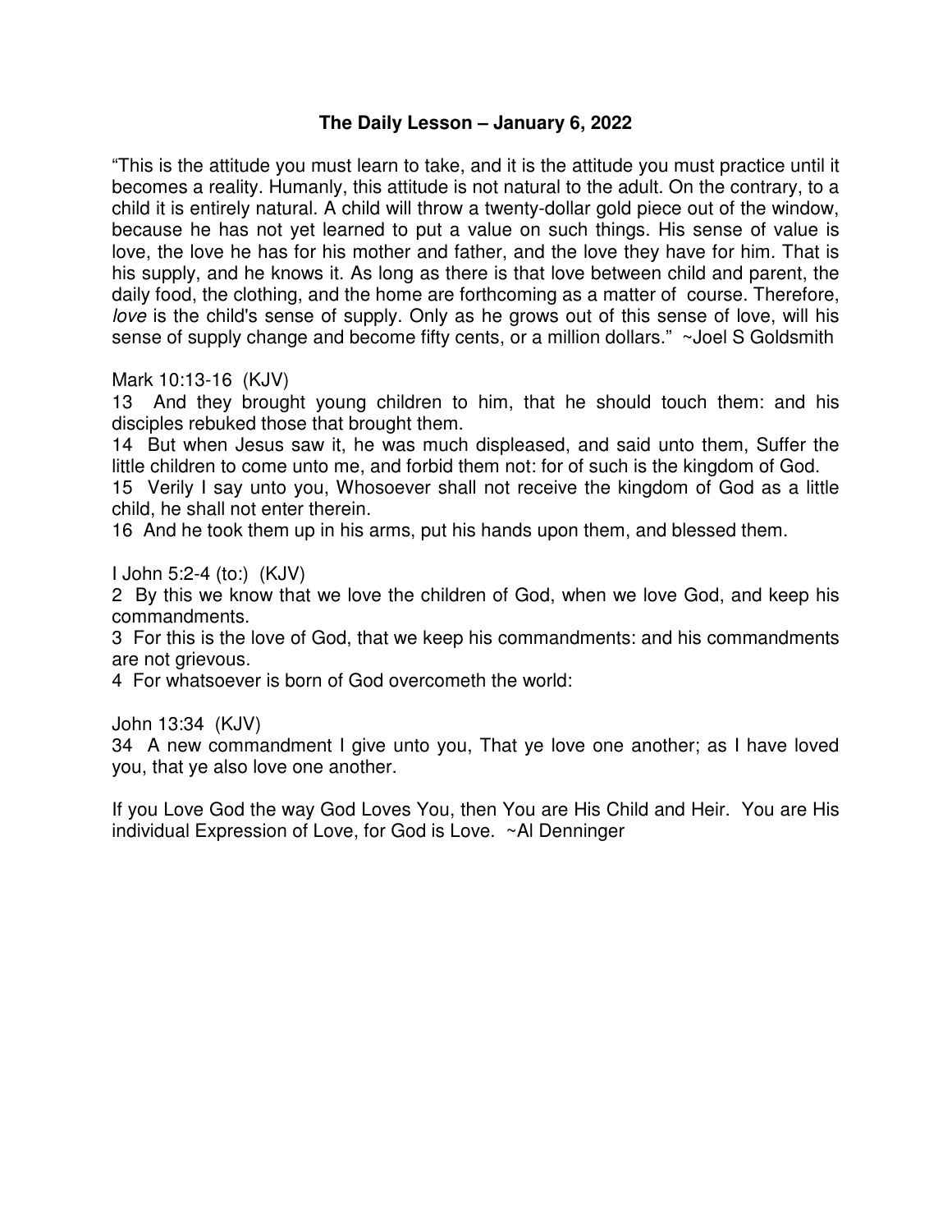**The Daily Lesson – January 6, 2022**

"This is the attitude you must learn to take, and it is the attitude you must practice until it becomes a reality. Humanly, this attitude is not natural to the adult. On the contrary, to a child it is entirely natural. A child will throw a twenty-dollar gold piece out of the window, because he has not yet learned to put a value on such things. His sense of value is love, the love he has for his mother and father, and the love they have for him. That is his supply, and he knows it. As long as there is that love between child and parent, the daily food, the clothing, and the home are forthcoming as a matter of course. Therefore, *love* is the child's sense of supply. Only as he grows out of this sense of love, will his sense of supply change and become fifty cents, or a million dollars." ~Joel S Goldsmith

Mark 10:13-16 (KJV)

13 And they brought young children to him, that he should touch them: and his disciples rebuked those that brought them.

14 But when Jesus saw it, he was much displeased, and said unto them, Suffer the little children to come unto me, and forbid them not: for of such is the kingdom of God.

15 Verily I say unto you, Whosoever shall not receive the kingdom of God as a little child, he shall not enter therein.

16 And he took them up in his arms, put his hands upon them, and blessed them.

I John 5:2-4 (to:) (KJV)

2 By this we know that we love the children of God, when we love God, and keep his commandments.

3 For this is the love of God, that we keep his commandments: and his commandments are not grievous.

4 For whatsoever is born of God overcometh the world:

John 13:34 (KJV)

34 A new commandment I give unto you, That ye love one another; as I have loved you, that ye also love one another.

If you Love God the way God Loves You, then You are His Child and Heir. You are His individual Expression of Love, for God is Love. ~Al Denninger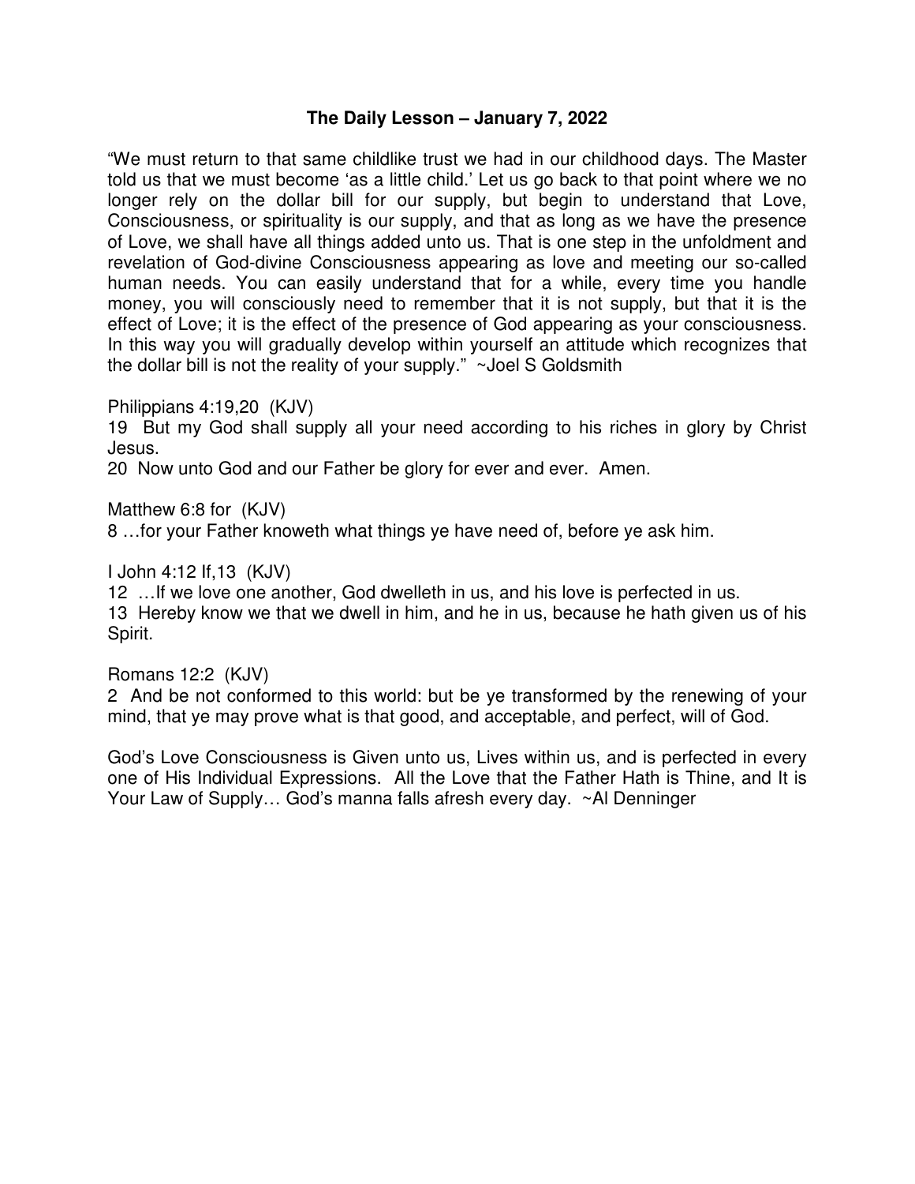**The Daily Lesson – January 7, 2022**

"We must return to that same childlike trust we had in our childhood days. The Master told us that we must become 'as a little child.' Let us go back to that point where we no longer rely on the dollar bill for our supply, but begin to understand that Love, Consciousness, or spirituality is our supply, and that as long as we have the presence of Love, we shall have all things added unto us. That is one step in the unfoldment and revelation of God-divine Consciousness appearing as love and meeting our so-called human needs. You can easily understand that for a while, every time you handle money, you will consciously need to remember that it is not supply, but that it is the effect of Love; it is the effect of the presence of God appearing as your consciousness. In this way you will gradually develop within yourself an attitude which recognizes that the dollar bill is not the reality of your supply." ~Joel S Goldsmith

Philippians 4:19,20 (KJV)
19 But my God shall supply all your need according to his riches in glory by Christ Jesus.
20 Now unto God and our Father be glory for ever and ever. Amen.

Matthew 6:8 for (KJV)
8 …for your Father knoweth what things ye have need of, before ye ask him.

I John 4:12 If,13 (KJV)
12 …If we love one another, God dwelleth in us, and his love is perfected in us.
13 Hereby know we that we dwell in him, and he in us, because he hath given us of his Spirit.

Romans 12:2 (KJV)
2 And be not conformed to this world: but be ye transformed by the renewing of your mind, that ye may prove what is that good, and acceptable, and perfect, will of God.

God's Love Consciousness is Given unto us, Lives within us, and is perfected in every one of His Individual Expressions. All the Love that the Father Hath is Thine, and It is Your Law of Supply… God's manna falls afresh every day. ~Al Denninger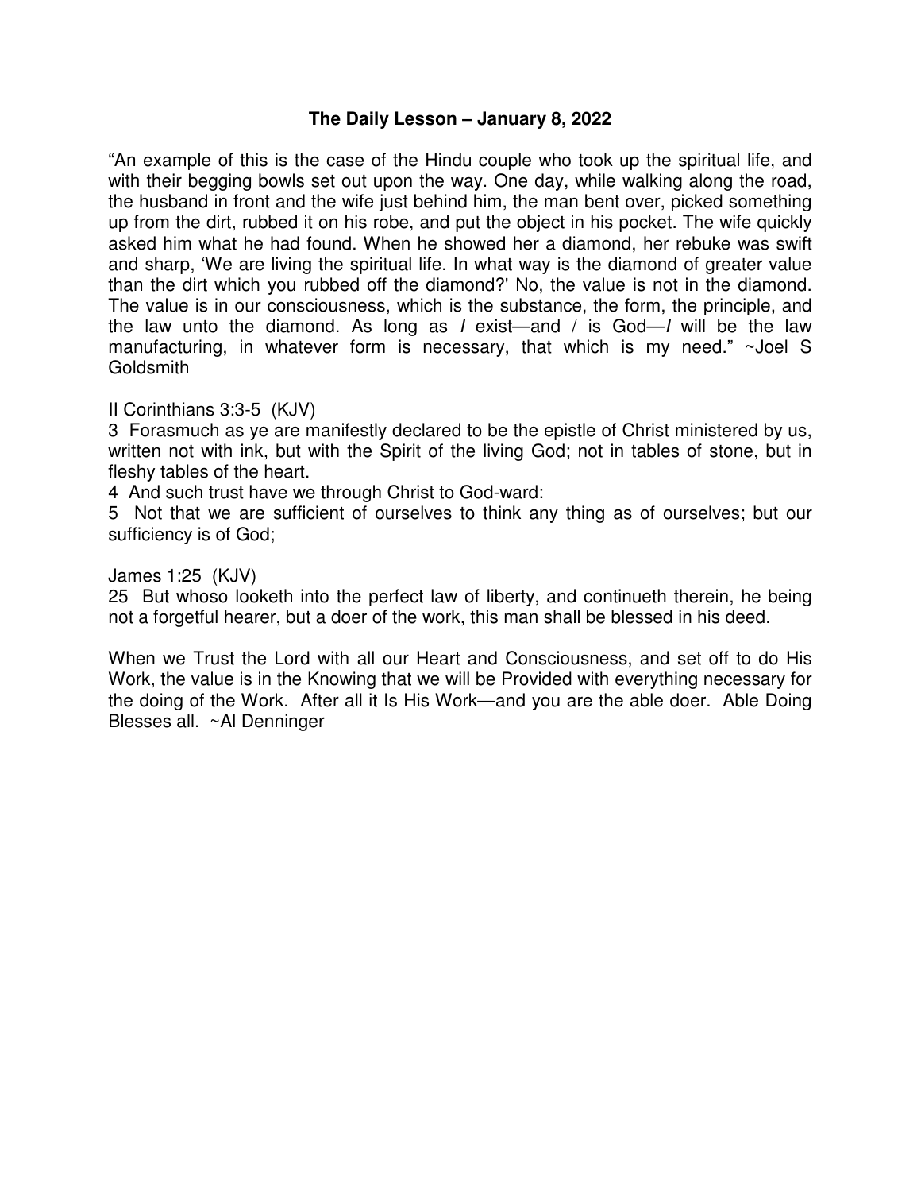**The Daily Lesson – January 8, 2022**

"An example of this is the case of the Hindu couple who took up the spiritual life, and with their begging bowls set out upon the way. One day, while walking along the road, the husband in front and the wife just behind him, the man bent over, picked something up from the dirt, rubbed it on his robe, and put the object in his pocket. The wife quickly asked him what he had found. When he showed her a diamond, her rebuke was swift and sharp, 'We are living the spiritual life. In what way is the diamond of greater value than the dirt which you rubbed off the diamond?' No, the value is not in the diamond. The value is in our consciousness, which is the substance, the form, the principle, and the law unto the diamond. As long as *I* exist—and / is God—*I* will be the law manufacturing, in whatever form is necessary, that which is my need." ~Joel S Goldsmith

II Corinthians 3:3-5 (KJV)
3 Forasmuch as ye are manifestly declared to be the epistle of Christ ministered by us, written not with ink, but with the Spirit of the living God; not in tables of stone, but in fleshy tables of the heart.
4 And such trust have we through Christ to God-ward:
5 Not that we are sufficient of ourselves to think any thing as of ourselves; but our sufficiency is of God;

James 1:25 (KJV)
25 But whoso looketh into the perfect law of liberty, and continueth therein, he being not a forgetful hearer, but a doer of the work, this man shall be blessed in his deed.

When we Trust the Lord with all our Heart and Consciousness, and set off to do His Work, the value is in the Knowing that we will be Provided with everything necessary for the doing of the Work. After all it Is His Work—and you are the able doer. Able Doing Blesses all. ~Al Denninger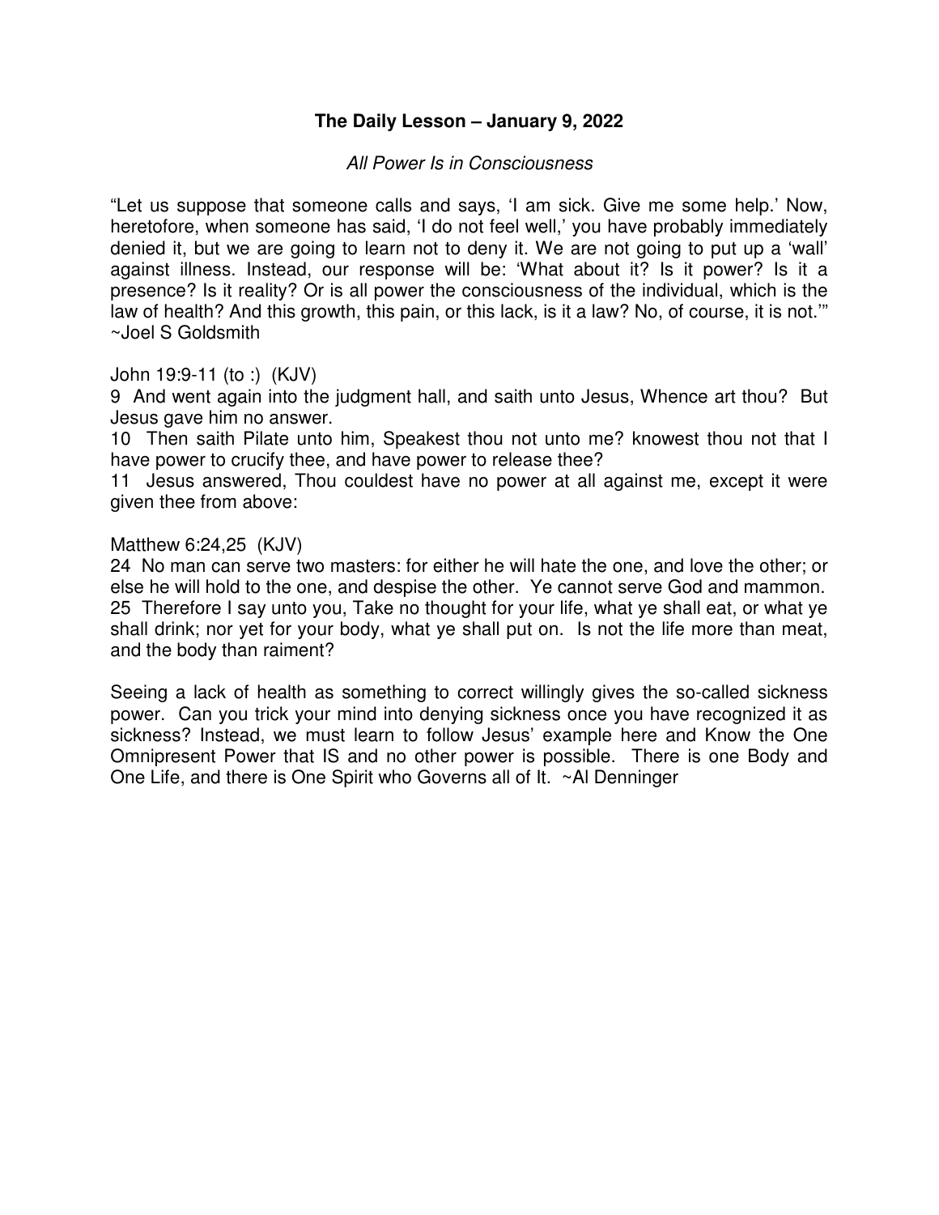**The Daily Lesson – January 9, 2022**

*All Power Is in Consciousness*

"Let us suppose that someone calls and says, 'I am sick. Give me some help.' Now, heretofore, when someone has said, 'I do not feel well,' you have probably immediately denied it, but we are going to learn not to deny it. We are not going to put up a 'wall' against illness. Instead, our response will be: 'What about it? Is it power? Is it a presence? Is it reality? Or is all power the consciousness of the individual, which is the law of health? And this growth, this pain, or this lack, is it a law? No, of course, it is not.'" ~Joel S Goldsmith

John 19:9-11 (to :) (KJV)
9 And went again into the judgment hall, and saith unto Jesus, Whence art thou? But Jesus gave him no answer.
10 Then saith Pilate unto him, Speakest thou not unto me? knowest thou not that I have power to crucify thee, and have power to release thee?
11 Jesus answered, Thou couldest have no power at all against me, except it were given thee from above:

Matthew 6:24,25 (KJV)
24 No man can serve two masters: for either he will hate the one, and love the other; or else he will hold to the one, and despise the other. Ye cannot serve God and mammon.
25 Therefore I say unto you, Take no thought for your life, what ye shall eat, or what ye shall drink; nor yet for your body, what ye shall put on. Is not the life more than meat, and the body than raiment?

Seeing a lack of health as something to correct willingly gives the so-called sickness power. Can you trick your mind into denying sickness once you have recognized it as sickness? Instead, we must learn to follow Jesus' example here and Know the One Omnipresent Power that IS and no other power is possible. There is one Body and One Life, and there is One Spirit who Governs all of It. ~Al Denninger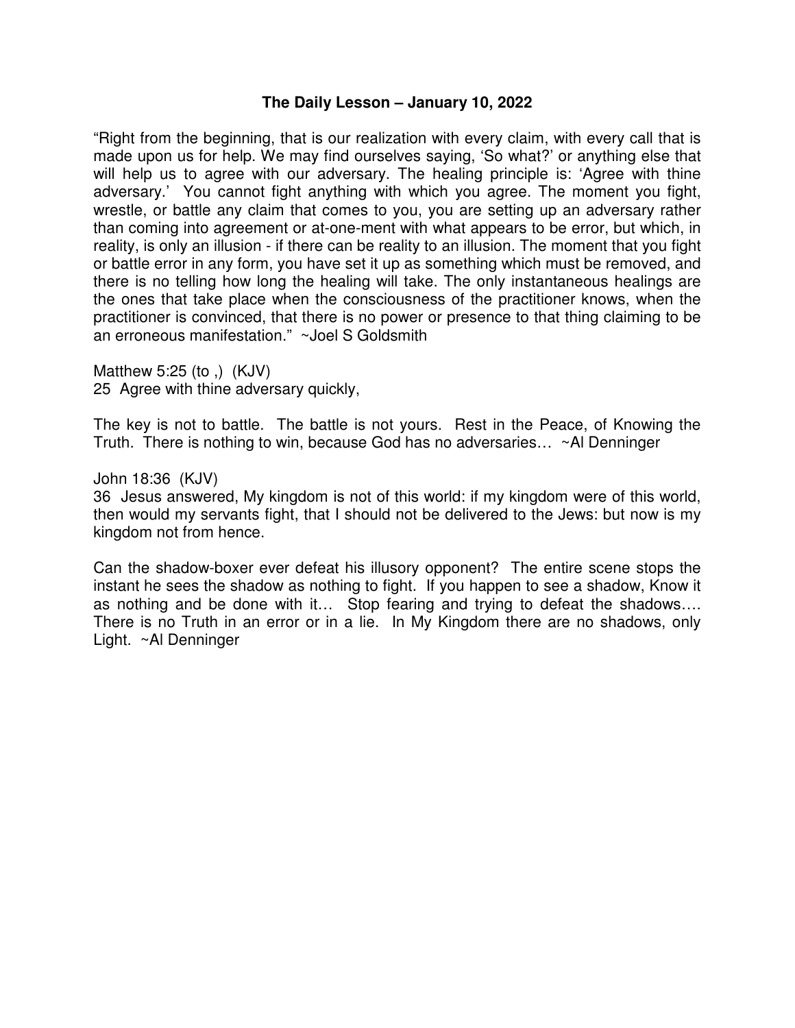# The Daily Lesson – January 10, 2022

"Right from the beginning, that is our realization with every claim, with every call that is made upon us for help. We may find ourselves saying, 'So what?' or anything else that will help us to agree with our adversary. The healing principle is: 'Agree with thine adversary.' You cannot fight anything with which you agree. The moment you fight, wrestle, or battle any claim that comes to you, you are setting up an adversary rather than coming into agreement or at-one-ment with what appears to be error, but which, in reality, is only an illusion - if there can be reality to an illusion. The moment that you fight or battle error in any form, you have set it up as something which must be removed, and there is no telling how long the healing will take. The only instantaneous healings are the ones that take place when the consciousness of the practitioner knows, when the practitioner is convinced, that there is no power or presence to that thing claiming to be an erroneous manifestation." ~Joel S Goldsmith

Matthew 5:25 (to ,) (KJV)
25 Agree with thine adversary quickly,

The key is not to battle. The battle is not yours. Rest in the Peace, of Knowing the Truth. There is nothing to win, because God has no adversaries… ~Al Denninger

John 18:36 (KJV)
36 Jesus answered, My kingdom is not of this world: if my kingdom were of this world, then would my servants fight, that I should not be delivered to the Jews: but now is my kingdom not from hence.

Can the shadow-boxer ever defeat his illusory opponent? The entire scene stops the instant he sees the shadow as nothing to fight. If you happen to see a shadow, Know it as nothing and be done with it… Stop fearing and trying to defeat the shadows…. There is no Truth in an error or in a lie. In My Kingdom there are no shadows, only Light. ~Al Denninger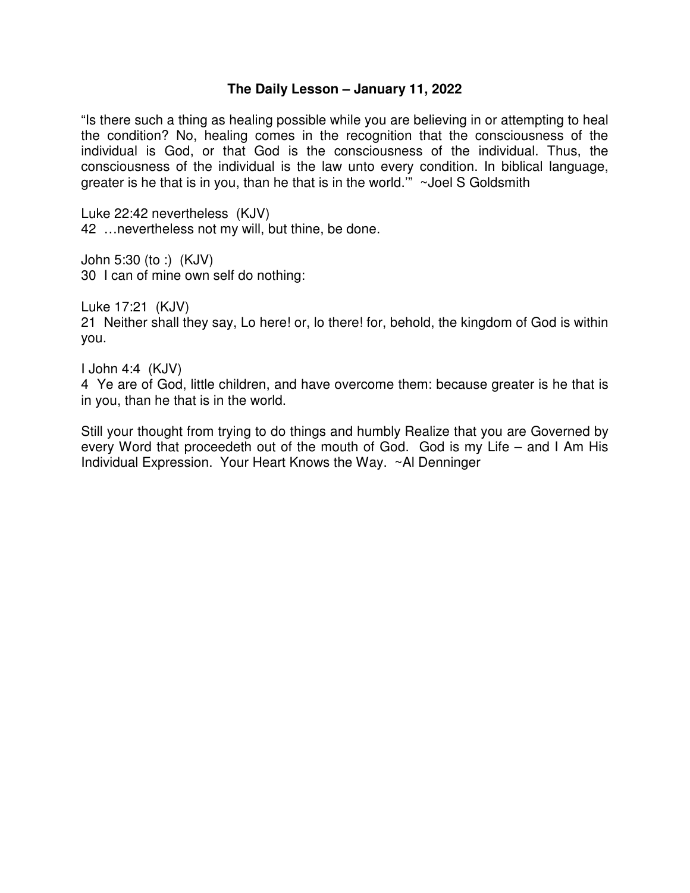**The Daily Lesson – January 11, 2022**

"Is there such a thing as healing possible while you are believing in or attempting to heal the condition? No, healing comes in the recognition that the consciousness of the individual is God, or that God is the consciousness of the individual. Thus, the consciousness of the individual is the law unto every condition. In biblical language, greater is he that is in you, than he that is in the world.'" ~Joel S Goldsmith

Luke 22:42 nevertheless (KJV)
42 …nevertheless not my will, but thine, be done.

John 5:30 (to :) (KJV)
30 I can of mine own self do nothing:

Luke 17:21 (KJV)
21 Neither shall they say, Lo here! or, lo there! for, behold, the kingdom of God is within you.

I John 4:4 (KJV)
4 Ye are of God, little children, and have overcome them: because greater is he that is in you, than he that is in the world.

Still your thought from trying to do things and humbly Realize that you are Governed by every Word that proceedeth out of the mouth of God. God is my Life – and I Am His Individual Expression. Your Heart Knows the Way. ~Al Denninger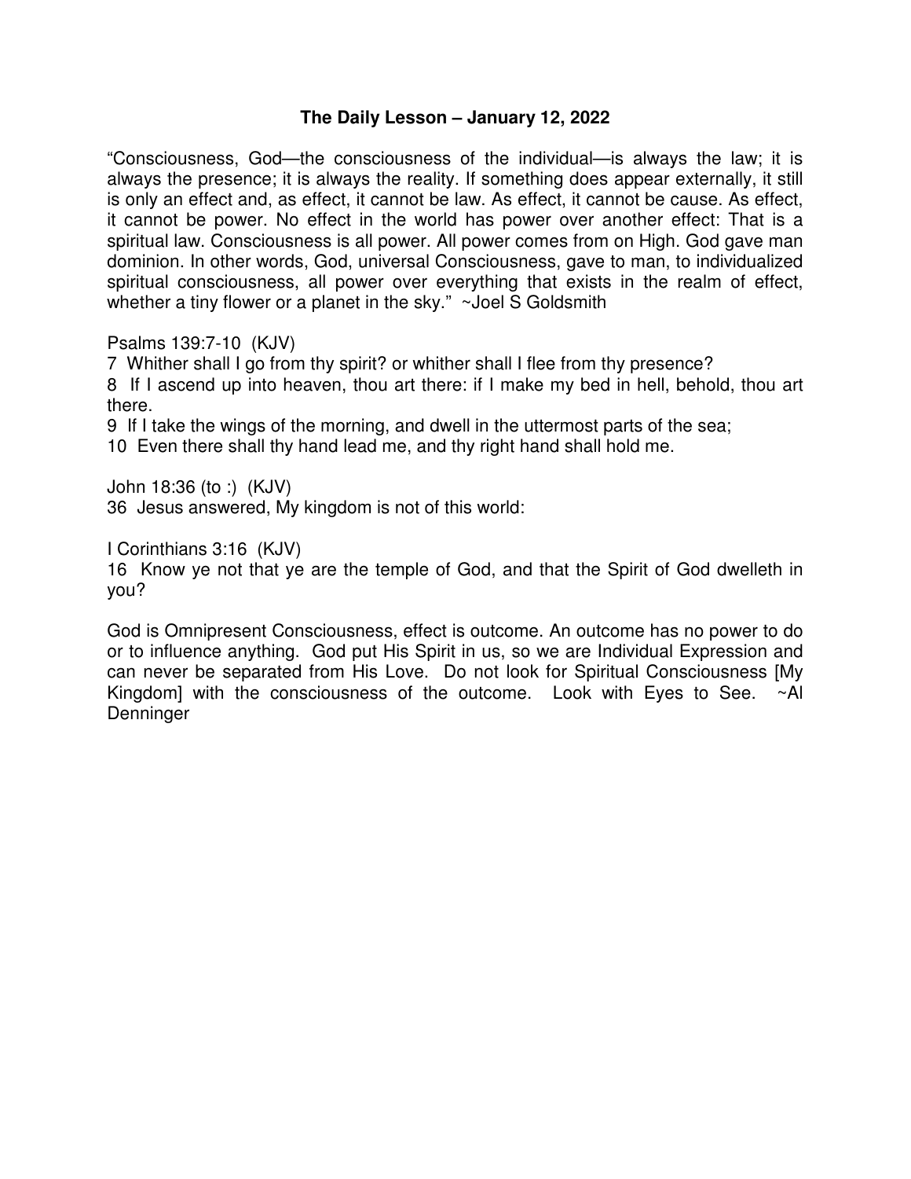## The Daily Lesson – January 12, 2022

"Consciousness, God—the consciousness of the individual—is always the law; it is always the presence; it is always the reality. If something does appear externally, it still is only an effect and, as effect, it cannot be law. As effect, it cannot be cause. As effect, it cannot be power. No effect in the world has power over another effect: That is a spiritual law. Consciousness is all power. All power comes from on High. God gave man dominion. In other words, God, universal Consciousness, gave to man, to individualized spiritual consciousness, all power over everything that exists in the realm of effect, whether a tiny flower or a planet in the sky." ~Joel S Goldsmith

Psalms 139:7-10 (KJV)
7 Whither shall I go from thy spirit? or whither shall I flee from thy presence?
8 If I ascend up into heaven, thou art there: if I make my bed in hell, behold, thou art there.
9 If I take the wings of the morning, and dwell in the uttermost parts of the sea;
10 Even there shall thy hand lead me, and thy right hand shall hold me.

John 18:36 (to :) (KJV)
36 Jesus answered, My kingdom is not of this world:

I Corinthians 3:16 (KJV)
16 Know ye not that ye are the temple of God, and that the Spirit of God dwelleth in you?

God is Omnipresent Consciousness, effect is outcome. An outcome has no power to do or to influence anything. God put His Spirit in us, so we are Individual Expression and can never be separated from His Love. Do not look for Spiritual Consciousness [My Kingdom] with the consciousness of the outcome. Look with Eyes to See. ~Al Denninger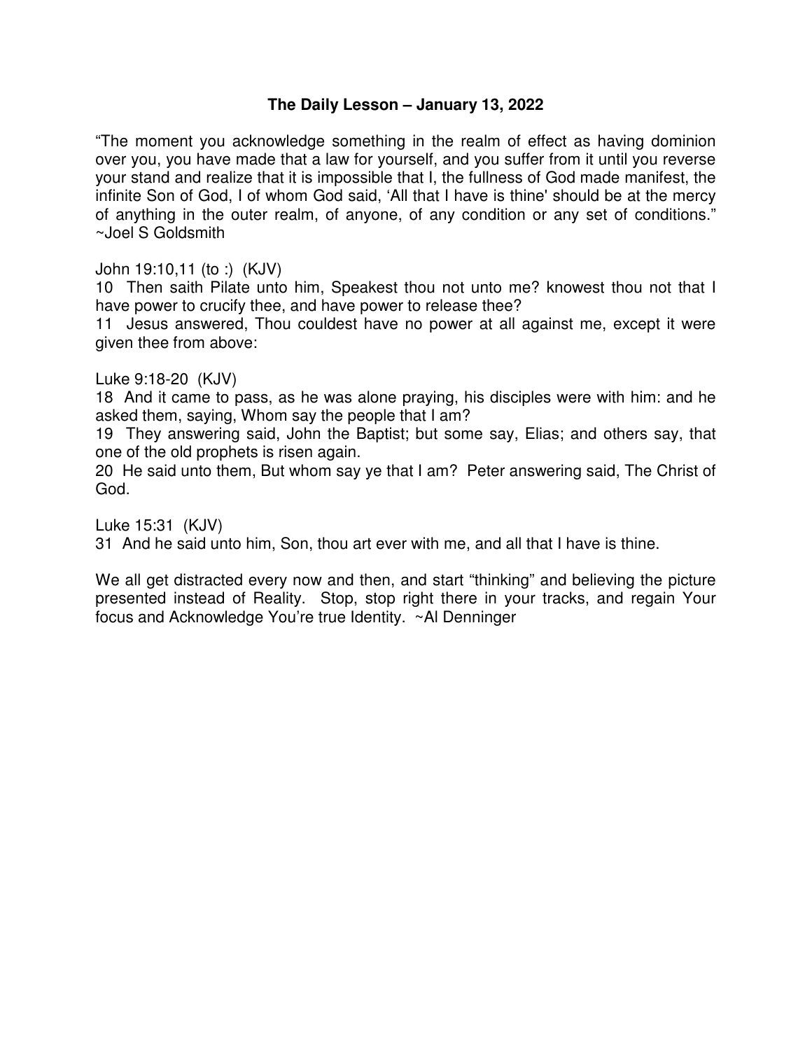**The Daily Lesson – January 13, 2022**

"The moment you acknowledge something in the realm of effect as having dominion over you, you have made that a law for yourself, and you suffer from it until you reverse your stand and realize that it is impossible that I, the fullness of God made manifest, the infinite Son of God, I of whom God said, 'All that I have is thine' should be at the mercy of anything in the outer realm, of anyone, of any condition or any set of conditions." ~Joel S Goldsmith

John 19:10,11 (to :) (KJV)
10 Then saith Pilate unto him, Speakest thou not unto me? knowest thou not that I have power to crucify thee, and have power to release thee?
11 Jesus answered, Thou couldest have no power at all against me, except it were given thee from above:

Luke 9:18-20 (KJV)
18 And it came to pass, as he was alone praying, his disciples were with him: and he asked them, saying, Whom say the people that I am?
19 They answering said, John the Baptist; but some say, Elias; and others say, that one of the old prophets is risen again.
20 He said unto them, But whom say ye that I am? Peter answering said, The Christ of God.

Luke 15:31 (KJV)
31 And he said unto him, Son, thou art ever with me, and all that I have is thine.

We all get distracted every now and then, and start "thinking" and believing the picture presented instead of Reality. Stop, stop right there in your tracks, and regain Your focus and Acknowledge You're true Identity. ~Al Denninger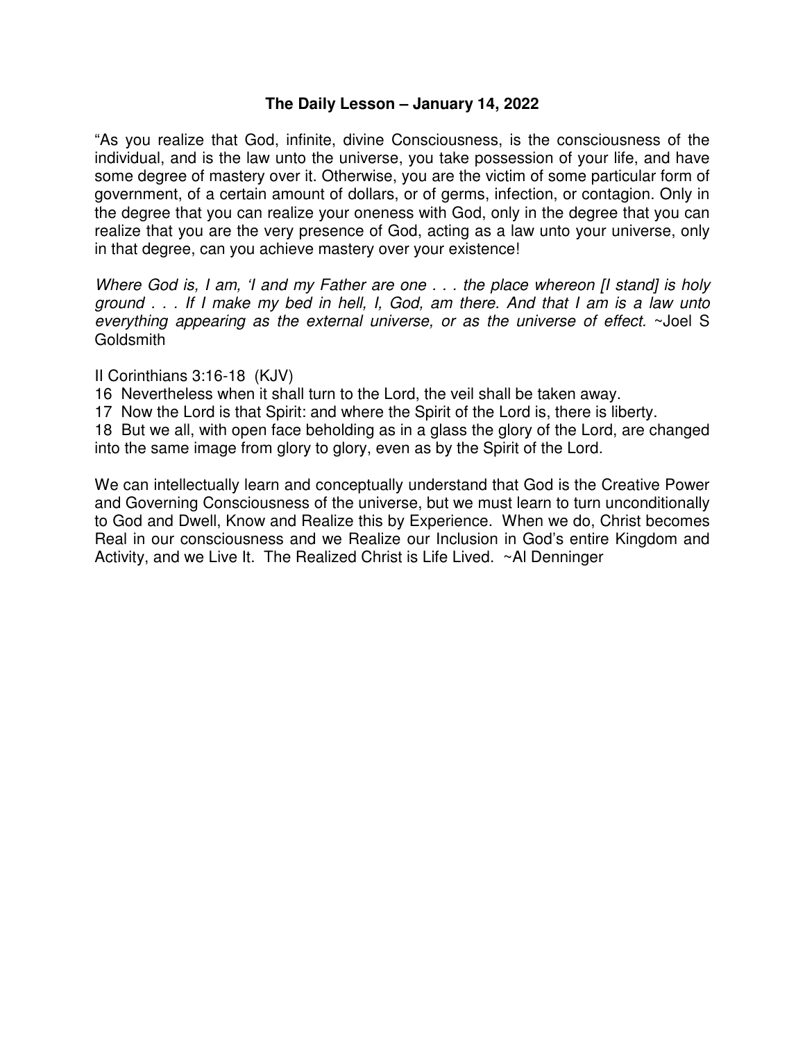**The Daily Lesson – January 14, 2022**

"As you realize that God, infinite, divine Consciousness, is the consciousness of the individual, and is the law unto the universe, you take possession of your life, and have some degree of mastery over it. Otherwise, you are the victim of some particular form of government, of a certain amount of dollars, or of germs, infection, or contagion. Only in the degree that you can realize your oneness with God, only in the degree that you can realize that you are the very presence of God, acting as a law unto your universe, only in that degree, can you achieve mastery over your existence!

*Where God is, I am, 'I and my Father are one . . . the place whereon [I stand] is holy ground . . . If I make my bed in hell, I, God, am there. And that I am is a law unto everything appearing as the external universe, or as the universe of effect.* ~Joel S Goldsmith

II Corinthians 3:16-18 (KJV)
16 Nevertheless when it shall turn to the Lord, the veil shall be taken away.
17 Now the Lord is that Spirit: and where the Spirit of the Lord is, there is liberty.
18 But we all, with open face beholding as in a glass the glory of the Lord, are changed into the same image from glory to glory, even as by the Spirit of the Lord.

We can intellectually learn and conceptually understand that God is the Creative Power and Governing Consciousness of the universe, but we must learn to turn unconditionally to God and Dwell, Know and Realize this by Experience. When we do, Christ becomes Real in our consciousness and we Realize our Inclusion in God's entire Kingdom and Activity, and we Live It. The Realized Christ is Life Lived. ~Al Denninger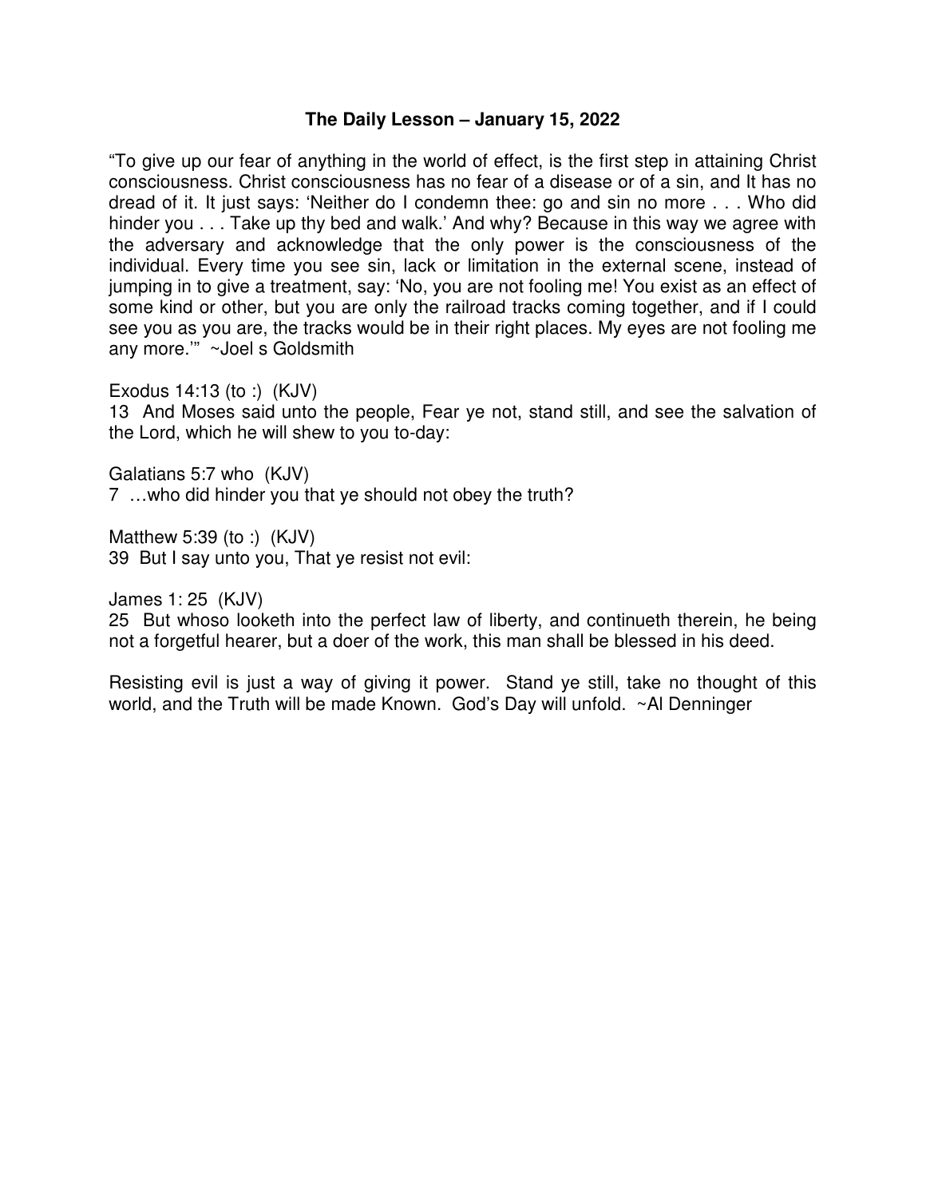# The Daily Lesson – January 15, 2022

"To give up our fear of anything in the world of effect, is the first step in attaining Christ consciousness. Christ consciousness has no fear of a disease or of a sin, and It has no dread of it. It just says: 'Neither do I condemn thee: go and sin no more . . . Who did hinder you . . . Take up thy bed and walk.' And why? Because in this way we agree with the adversary and acknowledge that the only power is the consciousness of the individual. Every time you see sin, lack or limitation in the external scene, instead of jumping in to give a treatment, say: 'No, you are not fooling me! You exist as an effect of some kind or other, but you are only the railroad tracks coming together, and if I could see you as you are, the tracks would be in their right places. My eyes are not fooling me any more.'" ~Joel s Goldsmith

Exodus 14:13 (to :) (KJV)
13 And Moses said unto the people, Fear ye not, stand still, and see the salvation of the Lord, which he will shew to you to-day:

Galatians 5:7 who (KJV)
7 …who did hinder you that ye should not obey the truth?

Matthew 5:39 (to :) (KJV)
39 But I say unto you, That ye resist not evil:

James 1: 25 (KJV)
25 But whoso looketh into the perfect law of liberty, and continueth therein, he being not a forgetful hearer, but a doer of the work, this man shall be blessed in his deed.

Resisting evil is just a way of giving it power. Stand ye still, take no thought of this world, and the Truth will be made Known. God's Day will unfold. ~Al Denninger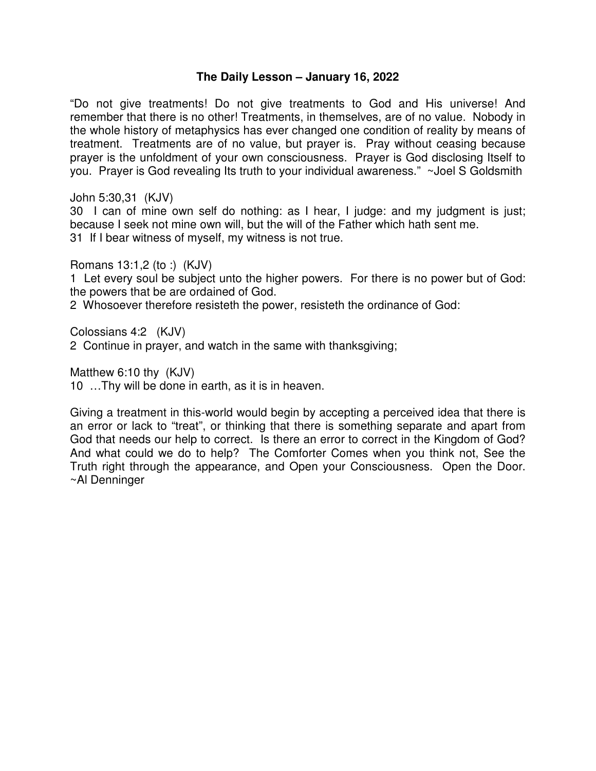**The Daily Lesson – January 16, 2022**

"Do not give treatments! Do not give treatments to God and His universe! And remember that there is no other! Treatments, in themselves, are of no value. Nobody in the whole history of metaphysics has ever changed one condition of reality by means of treatment. Treatments are of no value, but prayer is. Pray without ceasing because prayer is the unfoldment of your own consciousness. Prayer is God disclosing Itself to you. Prayer is God revealing Its truth to your individual awareness." ~Joel S Goldsmith

John 5:30,31 (KJV)
30 I can of mine own self do nothing: as I hear, I judge: and my judgment is just; because I seek not mine own will, but the will of the Father which hath sent me.
31 If I bear witness of myself, my witness is not true.

Romans 13:1,2 (to :) (KJV)
1 Let every soul be subject unto the higher powers. For there is no power but of God: the powers that be are ordained of God.
2 Whosoever therefore resisteth the power, resisteth the ordinance of God:

Colossians 4:2 (KJV)
2 Continue in prayer, and watch in the same with thanksgiving;

Matthew 6:10 thy (KJV)
10 …Thy will be done in earth, as it is in heaven.

Giving a treatment in this-world would begin by accepting a perceived idea that there is an error or lack to "treat", or thinking that there is something separate and apart from God that needs our help to correct. Is there an error to correct in the Kingdom of God? And what could we do to help? The Comforter Comes when you think not, See the Truth right through the appearance, and Open your Consciousness. Open the Door. ~Al Denninger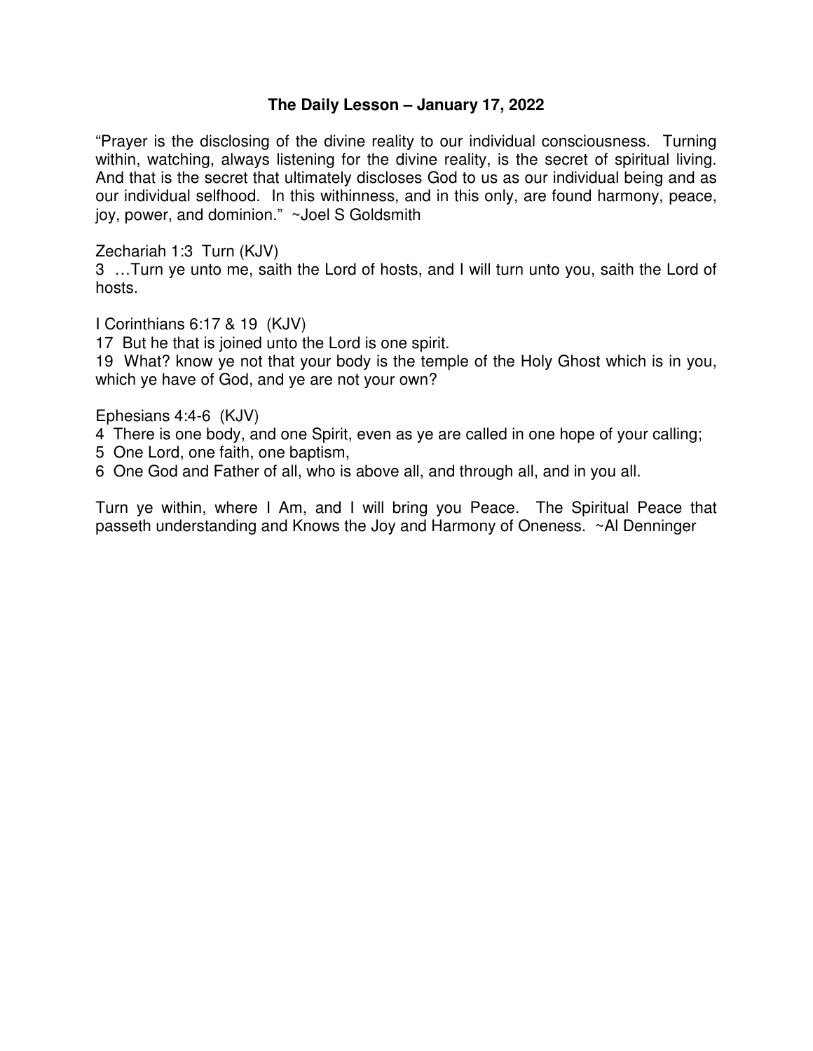## The Daily Lesson – January 17, 2022

"Prayer is the disclosing of the divine reality to our individual consciousness. Turning within, watching, always listening for the divine reality, is the secret of spiritual living. And that is the secret that ultimately discloses God to us as our individual being and as our individual selfhood. In this withinness, and in this only, are found harmony, peace, joy, power, and dominion." ~Joel S Goldsmith

Zechariah 1:3 Turn (KJV)
3 …Turn ye unto me, saith the Lord of hosts, and I will turn unto you, saith the Lord of hosts.

I Corinthians 6:17 & 19 (KJV)
17 But he that is joined unto the Lord is one spirit.
19 What? know ye not that your body is the temple of the Holy Ghost which is in you, which ye have of God, and ye are not your own?

Ephesians 4:4-6 (KJV)
4 There is one body, and one Spirit, even as ye are called in one hope of your calling;
5 One Lord, one faith, one baptism,
6 One God and Father of all, who is above all, and through all, and in you all.

Turn ye within, where I Am, and I will bring you Peace. The Spiritual Peace that passeth understanding and Knows the Joy and Harmony of Oneness. ~Al Denninger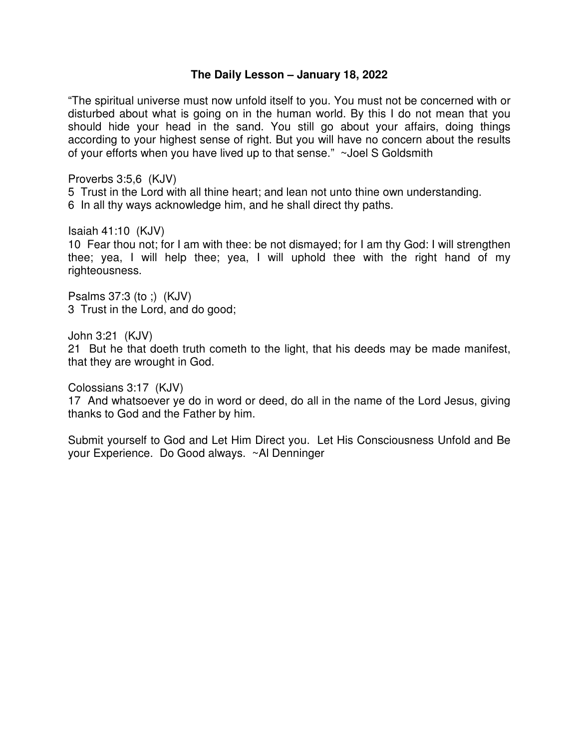## The Daily Lesson – January 18, 2022

"The spiritual universe must now unfold itself to you. You must not be concerned with or disturbed about what is going on in the human world. By this I do not mean that you should hide your head in the sand. You still go about your affairs, doing things according to your highest sense of right. But you will have no concern about the results of your efforts when you have lived up to that sense." ~Joel S Goldsmith

Proverbs 3:5,6 (KJV)
5 Trust in the Lord with all thine heart; and lean not unto thine own understanding.
6 In all thy ways acknowledge him, and he shall direct thy paths.

Isaiah 41:10 (KJV)
10 Fear thou not; for I am with thee: be not dismayed; for I am thy God: I will strengthen thee; yea, I will help thee; yea, I will uphold thee with the right hand of my righteousness.

Psalms 37:3 (to ;) (KJV)
3 Trust in the Lord, and do good;

John 3:21 (KJV)
21 But he that doeth truth cometh to the light, that his deeds may be made manifest, that they are wrought in God.

Colossians 3:17 (KJV)
17 And whatsoever ye do in word or deed, do all in the name of the Lord Jesus, giving thanks to God and the Father by him.

Submit yourself to God and Let Him Direct you. Let His Consciousness Unfold and Be your Experience. Do Good always. ~Al Denninger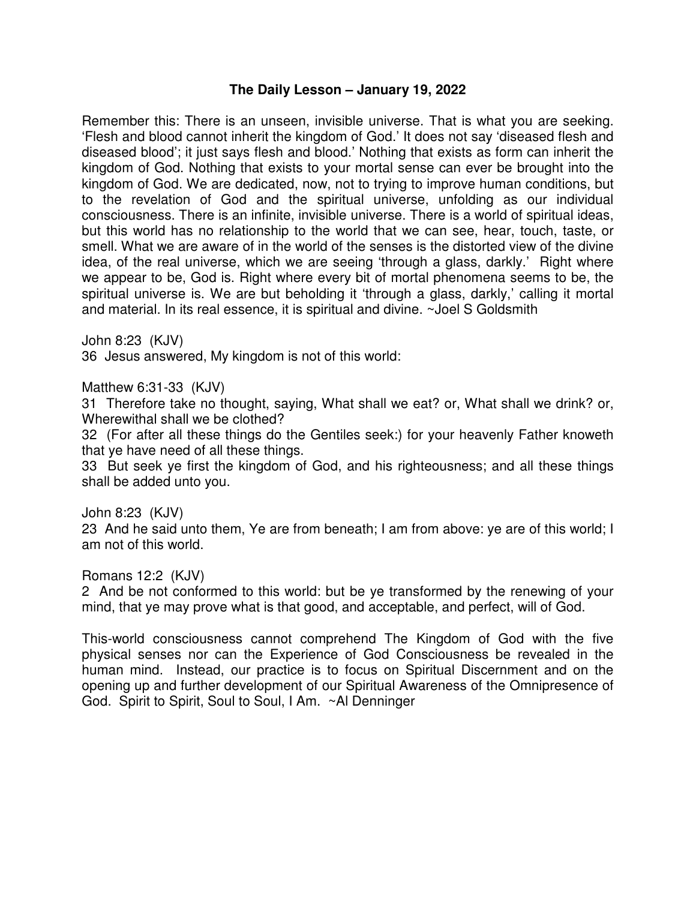### The Daily Lesson – January 19, 2022

Remember this: There is an unseen, invisible universe. That is what you are seeking. 'Flesh and blood cannot inherit the kingdom of God.' It does not say 'diseased flesh and diseased blood'; it just says flesh and blood.' Nothing that exists as form can inherit the kingdom of God. Nothing that exists to your mortal sense can ever be brought into the kingdom of God. We are dedicated, now, not to trying to improve human conditions, but to the revelation of God and the spiritual universe, unfolding as our individual consciousness. There is an infinite, invisible universe. There is a world of spiritual ideas, but this world has no relationship to the world that we can see, hear, touch, taste, or smell. What we are aware of in the world of the senses is the distorted view of the divine idea, of the real universe, which we are seeing 'through a glass, darkly.' Right where we appear to be, God is. Right where every bit of mortal phenomena seems to be, the spiritual universe is. We are but beholding it 'through a glass, darkly,' calling it mortal and material. In its real essence, it is spiritual and divine. ~Joel S Goldsmith

John 8:23 (KJV)
36 Jesus answered, My kingdom is not of this world:

Matthew 6:31-33 (KJV)
31 Therefore take no thought, saying, What shall we eat? or, What shall we drink? or, Wherewithal shall we be clothed?
32 (For after all these things do the Gentiles seek:) for your heavenly Father knoweth that ye have need of all these things.
33 But seek ye first the kingdom of God, and his righteousness; and all these things shall be added unto you.

John 8:23 (KJV)
23 And he said unto them, Ye are from beneath; I am from above: ye are of this world; I am not of this world.

Romans 12:2 (KJV)
2 And be not conformed to this world: but be ye transformed by the renewing of your mind, that ye may prove what is that good, and acceptable, and perfect, will of God.

This-world consciousness cannot comprehend The Kingdom of God with the five physical senses nor can the Experience of God Consciousness be revealed in the human mind. Instead, our practice is to focus on Spiritual Discernment and on the opening up and further development of our Spiritual Awareness of the Omnipresence of God. Spirit to Spirit, Soul to Soul, I Am. ~Al Denninger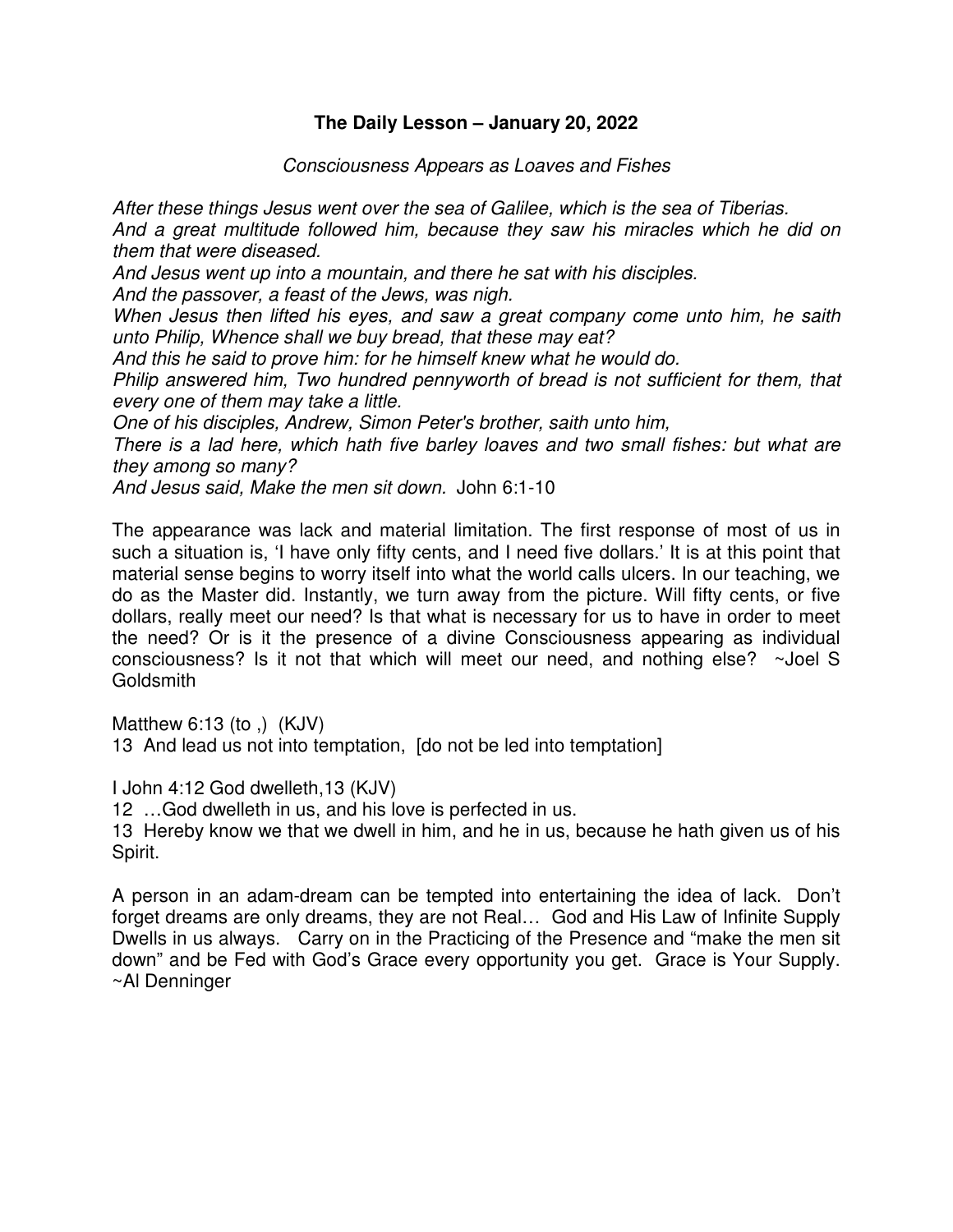**The Daily Lesson – January 20, 2022**

*Consciousness Appears as Loaves and Fishes*

*After these things Jesus went over the sea of Galilee, which is the sea of Tiberias.*
*And a great multitude followed him, because they saw his miracles which he did on them that were diseased.*
*And Jesus went up into a mountain, and there he sat with his disciples.*
*And the passover, a feast of the Jews, was nigh.*
*When Jesus then lifted his eyes, and saw a great company come unto him, he saith unto Philip, Whence shall we buy bread, that these may eat?*
*And this he said to prove him: for he himself knew what he would do.*
*Philip answered him, Two hundred pennyworth of bread is not sufficient for them, that every one of them may take a little.*
*One of his disciples, Andrew, Simon Peter's brother, saith unto him,*
*There is a lad here, which hath five barley loaves and two small fishes: but what are they among so many?*
*And Jesus said, Make the men sit down.* John 6:1-10

The appearance was lack and material limitation. The first response of most of us in such a situation is, 'I have only fifty cents, and I need five dollars.' It is at this point that material sense begins to worry itself into what the world calls ulcers. In our teaching, we do as the Master did. Instantly, we turn away from the picture. Will fifty cents, or five dollars, really meet our need? Is that what is necessary for us to have in order to meet the need? Or is it the presence of a divine Consciousness appearing as individual consciousness? Is it not that which will meet our need, and nothing else? ~Joel S Goldsmith

Matthew 6:13 (to ,) (KJV)
13 And lead us not into temptation, [do not be led into temptation]

I John 4:12 God dwelleth,13 (KJV)
12 …God dwelleth in us, and his love is perfected in us.
13 Hereby know we that we dwell in him, and he in us, because he hath given us of his Spirit.

A person in an adam-dream can be tempted into entertaining the idea of lack. Don't forget dreams are only dreams, they are not Real… God and His Law of Infinite Supply Dwells in us always. Carry on in the Practicing of the Presence and "make the men sit down" and be Fed with God's Grace every opportunity you get. Grace is Your Supply. ~Al Denninger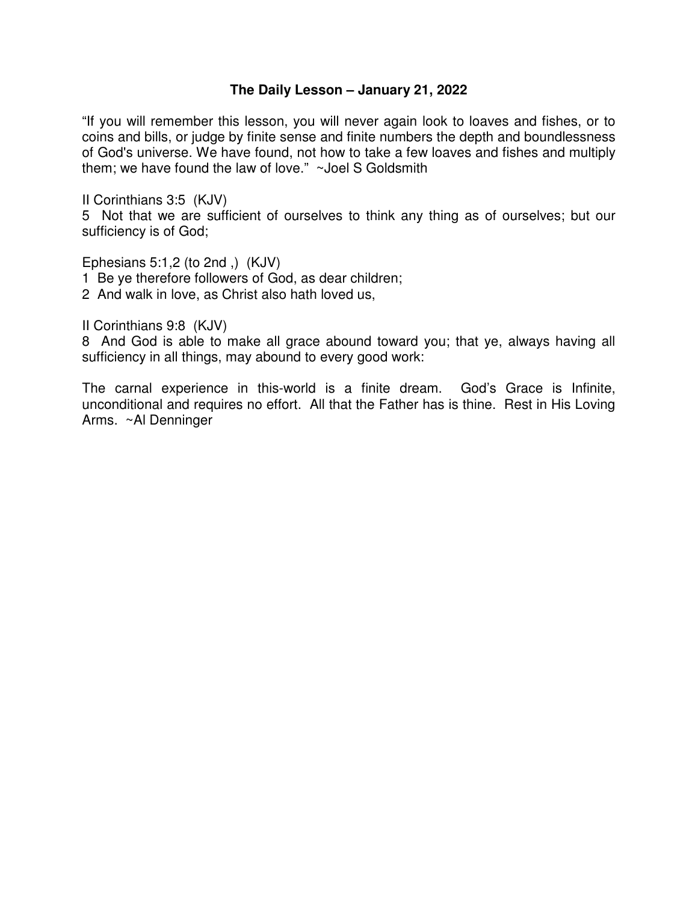## The Daily Lesson – January 21, 2022

"If you will remember this lesson, you will never again look to loaves and fishes, or to coins and bills, or judge by finite sense and finite numbers the depth and boundlessness of God's universe. We have found, not how to take a few loaves and fishes and multiply them; we have found the law of love." ~Joel S Goldsmith

II Corinthians 3:5 (KJV)
5 Not that we are sufficient of ourselves to think any thing as of ourselves; but our sufficiency is of God;

Ephesians 5:1,2 (to 2nd ,) (KJV)
1 Be ye therefore followers of God, as dear children;
2 And walk in love, as Christ also hath loved us,

II Corinthians 9:8 (KJV)
8 And God is able to make all grace abound toward you; that ye, always having all sufficiency in all things, may abound to every good work:

The carnal experience in this-world is a finite dream. God's Grace is Infinite, unconditional and requires no effort. All that the Father has is thine. Rest in His Loving Arms. ~Al Denninger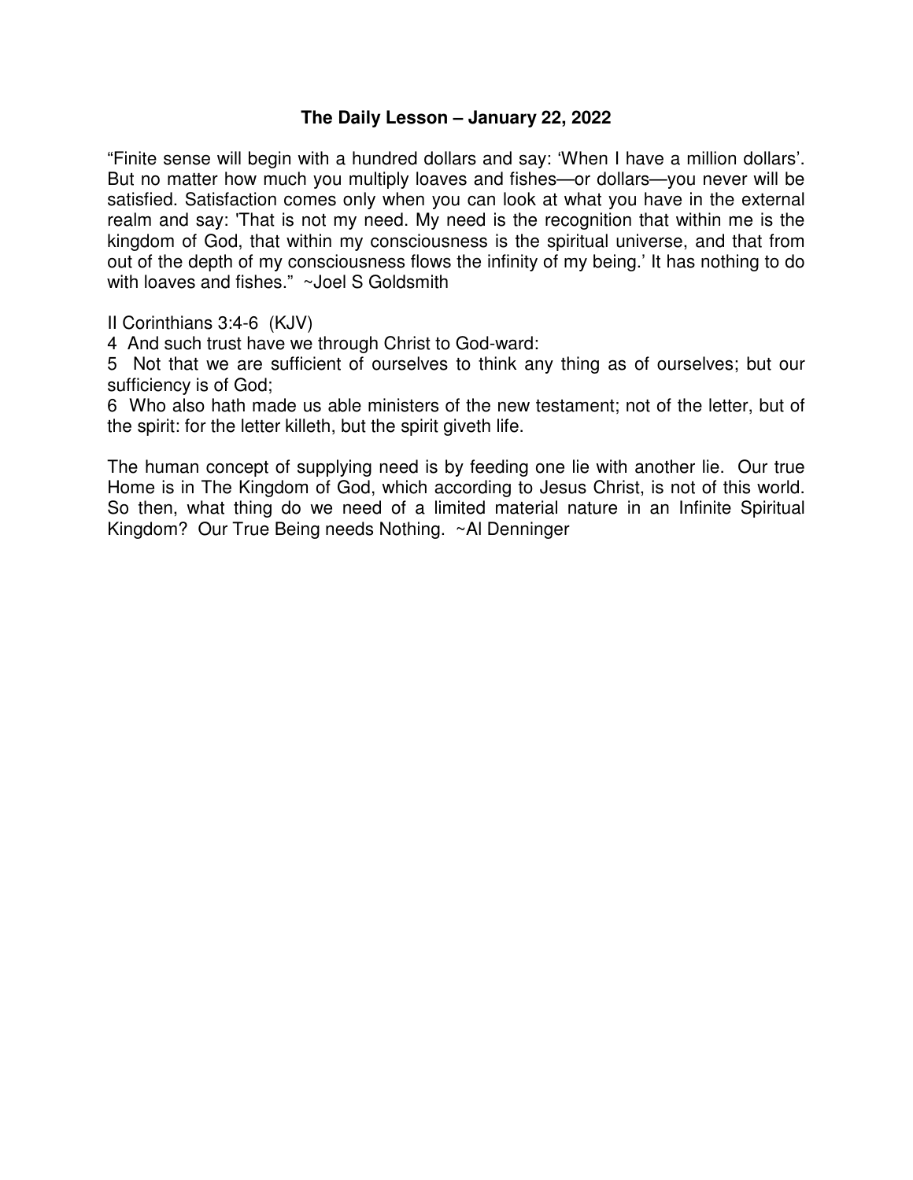**The Daily Lesson – January 22, 2022**

“Finite sense will begin with a hundred dollars and say: ‘When I have a million dollars’. But no matter how much you multiply loaves and fishes—or dollars—you never will be satisfied. Satisfaction comes only when you can look at what you have in the external realm and say: 'That is not my need. My need is the recognition that within me is the kingdom of God, that within my consciousness is the spiritual universe, and that from out of the depth of my consciousness flows the infinity of my being.’ It has nothing to do with loaves and fishes.” ~Joel S Goldsmith

II Corinthians 3:4-6 (KJV)

4 And such trust have we through Christ to God-ward:

5 Not that we are sufficient of ourselves to think any thing as of ourselves; but our sufficiency is of God;

6 Who also hath made us able ministers of the new testament; not of the letter, but of the spirit: for the letter killeth, but the spirit giveth life.

The human concept of supplying need is by feeding one lie with another lie. Our true Home is in The Kingdom of God, which according to Jesus Christ, is not of this world. So then, what thing do we need of a limited material nature in an Infinite Spiritual Kingdom? Our True Being needs Nothing. ~Al Denninger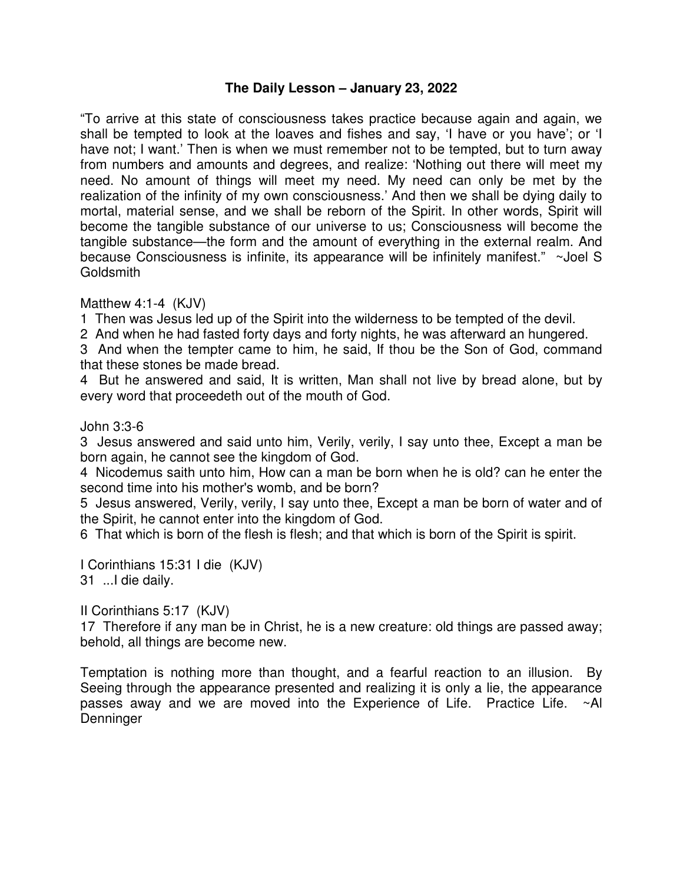## The Daily Lesson – January 23, 2022

"To arrive at this state of consciousness takes practice because again and again, we shall be tempted to look at the loaves and fishes and say, 'I have or you have'; or 'I have not; I want.' Then is when we must remember not to be tempted, but to turn away from numbers and amounts and degrees, and realize: 'Nothing out there will meet my need. No amount of things will meet my need. My need can only be met by the realization of the infinity of my own consciousness.' And then we shall be dying daily to mortal, material sense, and we shall be reborn of the Spirit. In other words, Spirit will become the tangible substance of our universe to us; Consciousness will become the tangible substance—the form and the amount of everything in the external realm. And because Consciousness is infinite, its appearance will be infinitely manifest." ~Joel S Goldsmith

Matthew 4:1-4 (KJV)
1 Then was Jesus led up of the Spirit into the wilderness to be tempted of the devil.
2 And when he had fasted forty days and forty nights, he was afterward an hungered.
3 And when the tempter came to him, he said, If thou be the Son of God, command that these stones be made bread.
4 But he answered and said, It is written, Man shall not live by bread alone, but by every word that proceedeth out of the mouth of God.

John 3:3-6
3 Jesus answered and said unto him, Verily, verily, I say unto thee, Except a man be born again, he cannot see the kingdom of God.
4 Nicodemus saith unto him, How can a man be born when he is old? can he enter the second time into his mother's womb, and be born?
5 Jesus answered, Verily, verily, I say unto thee, Except a man be born of water and of the Spirit, he cannot enter into the kingdom of God.
6 That which is born of the flesh is flesh; and that which is born of the Spirit is spirit.

I Corinthians 15:31 I die (KJV)
31 ...I die daily.

II Corinthians 5:17 (KJV)
17 Therefore if any man be in Christ, he is a new creature: old things are passed away; behold, all things are become new.

Temptation is nothing more than thought, and a fearful reaction to an illusion. By Seeing through the appearance presented and realizing it is only a lie, the appearance passes away and we are moved into the Experience of Life. Practice Life. ~Al Denninger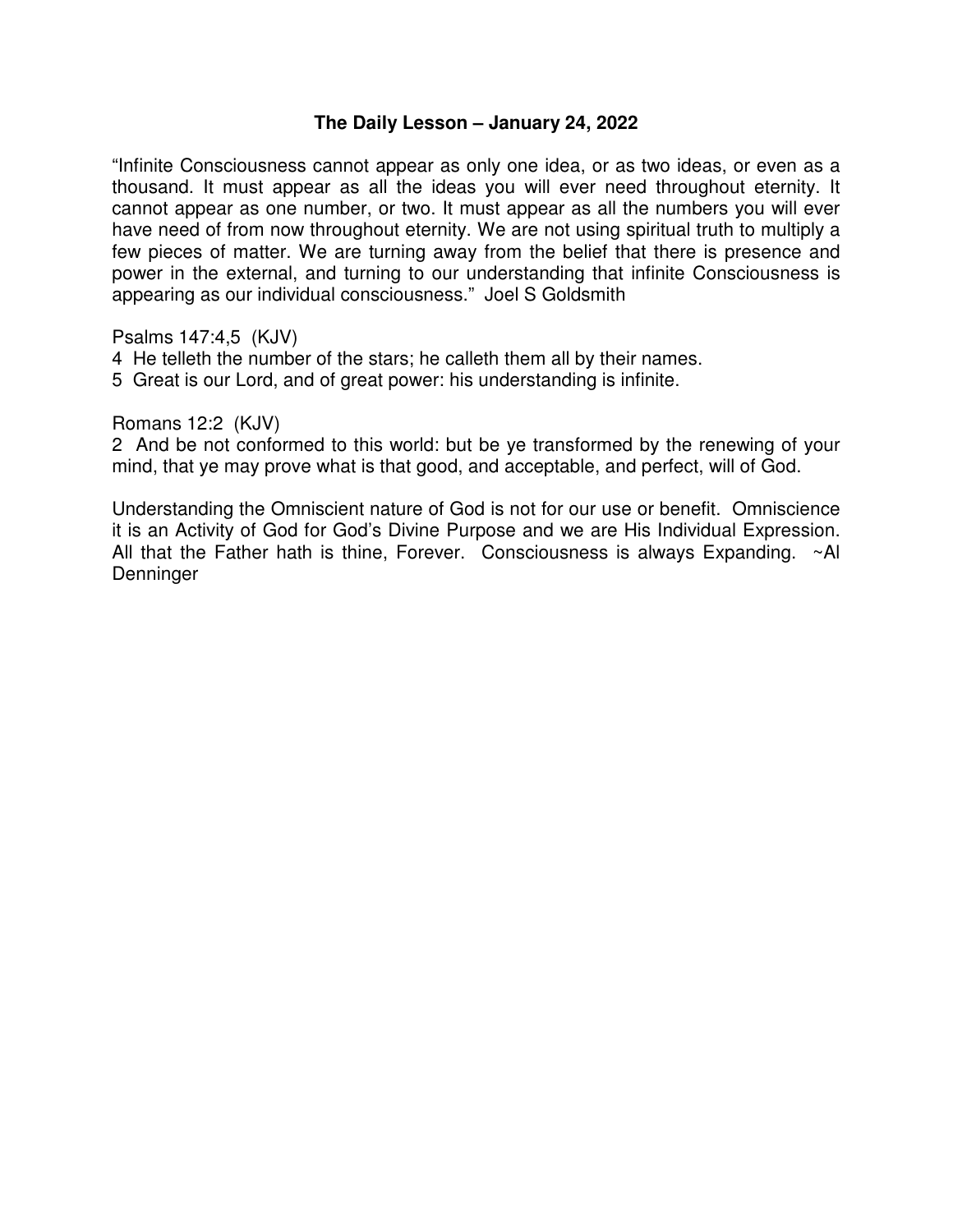# The Daily Lesson – January 24, 2022

"Infinite Consciousness cannot appear as only one idea, or as two ideas, or even as a thousand. It must appear as all the ideas you will ever need throughout eternity. It cannot appear as one number, or two. It must appear as all the numbers you will ever have need of from now throughout eternity. We are not using spiritual truth to multiply a few pieces of matter. We are turning away from the belief that there is presence and power in the external, and turning to our understanding that infinite Consciousness is appearing as our individual consciousness." Joel S Goldsmith

Psalms 147:4,5 (KJV)
4 He telleth the number of the stars; he calleth them all by their names.
5 Great is our Lord, and of great power: his understanding is infinite.

Romans 12:2 (KJV)
2 And be not conformed to this world: but be ye transformed by the renewing of your mind, that ye may prove what is that good, and acceptable, and perfect, will of God.

Understanding the Omniscient nature of God is not for our use or benefit. Omniscience it is an Activity of God for God's Divine Purpose and we are His Individual Expression. All that the Father hath is thine, Forever. Consciousness is always Expanding. ~Al Denninger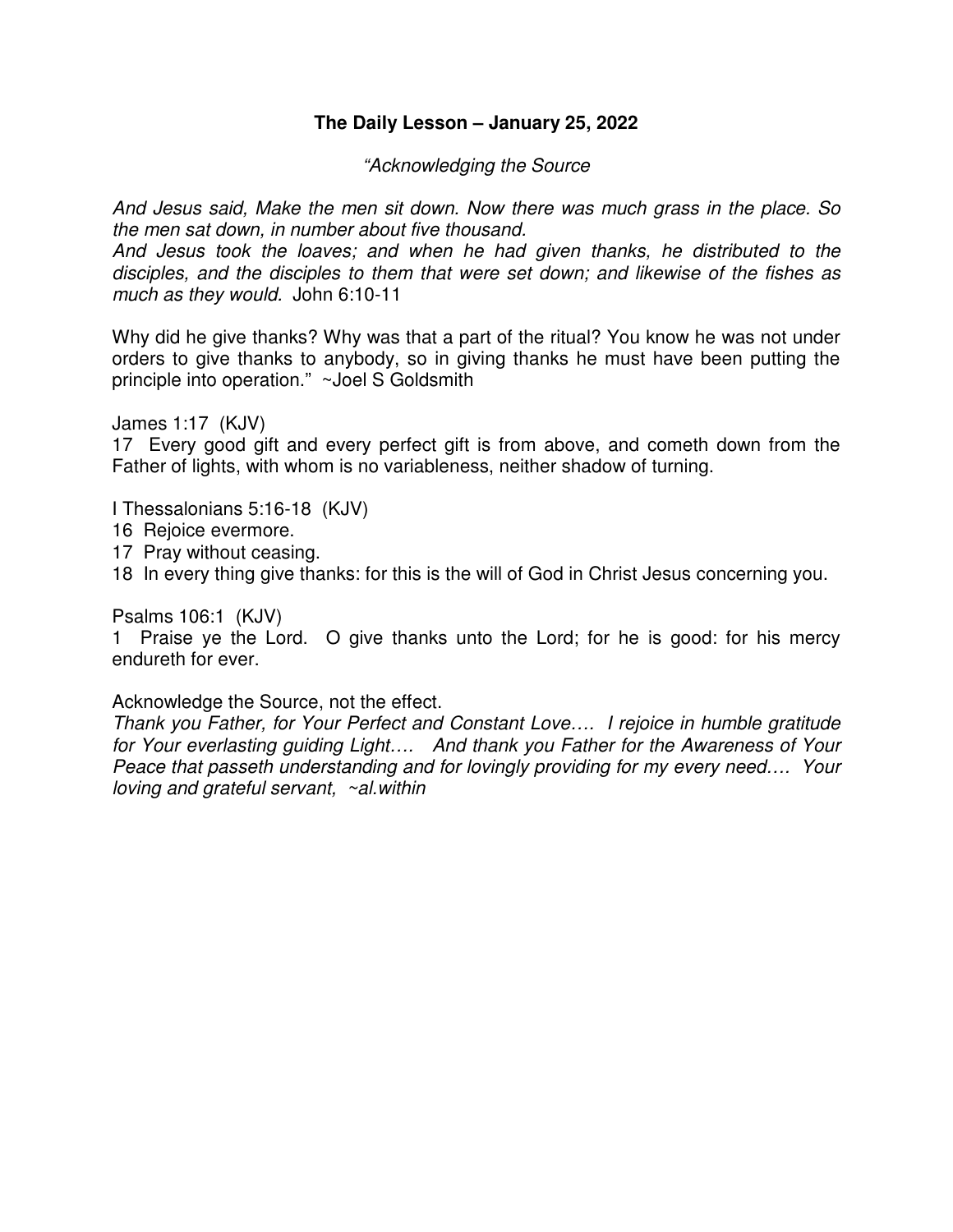**The Daily Lesson – January 25, 2022**

*"Acknowledging the Source*

*And Jesus said, Make the men sit down. Now there was much grass in the place. So the men sat down, in number about five thousand.*
*And Jesus took the loaves; and when he had given thanks, he distributed to the disciples, and the disciples to them that were set down; and likewise of the fishes as much as they would.* John 6:10-11

Why did he give thanks? Why was that a part of the ritual? You know he was not under orders to give thanks to anybody, so in giving thanks he must have been putting the principle into operation." ~Joel S Goldsmith

James 1:17 (KJV)
17 Every good gift and every perfect gift is from above, and cometh down from the Father of lights, with whom is no variableness, neither shadow of turning.

I Thessalonians 5:16-18 (KJV)
16 Rejoice evermore.
17 Pray without ceasing.
18 In every thing give thanks: for this is the will of God in Christ Jesus concerning you.

Psalms 106:1 (KJV)
1 Praise ye the Lord. O give thanks unto the Lord; for he is good: for his mercy endureth for ever.

Acknowledge the Source, not the effect.
*Thank you Father, for Your Perfect and Constant Love…. I rejoice in humble gratitude for Your everlasting guiding Light…. And thank you Father for the Awareness of Your Peace that passeth understanding and for lovingly providing for my every need…. Your loving and grateful servant, ~al.within*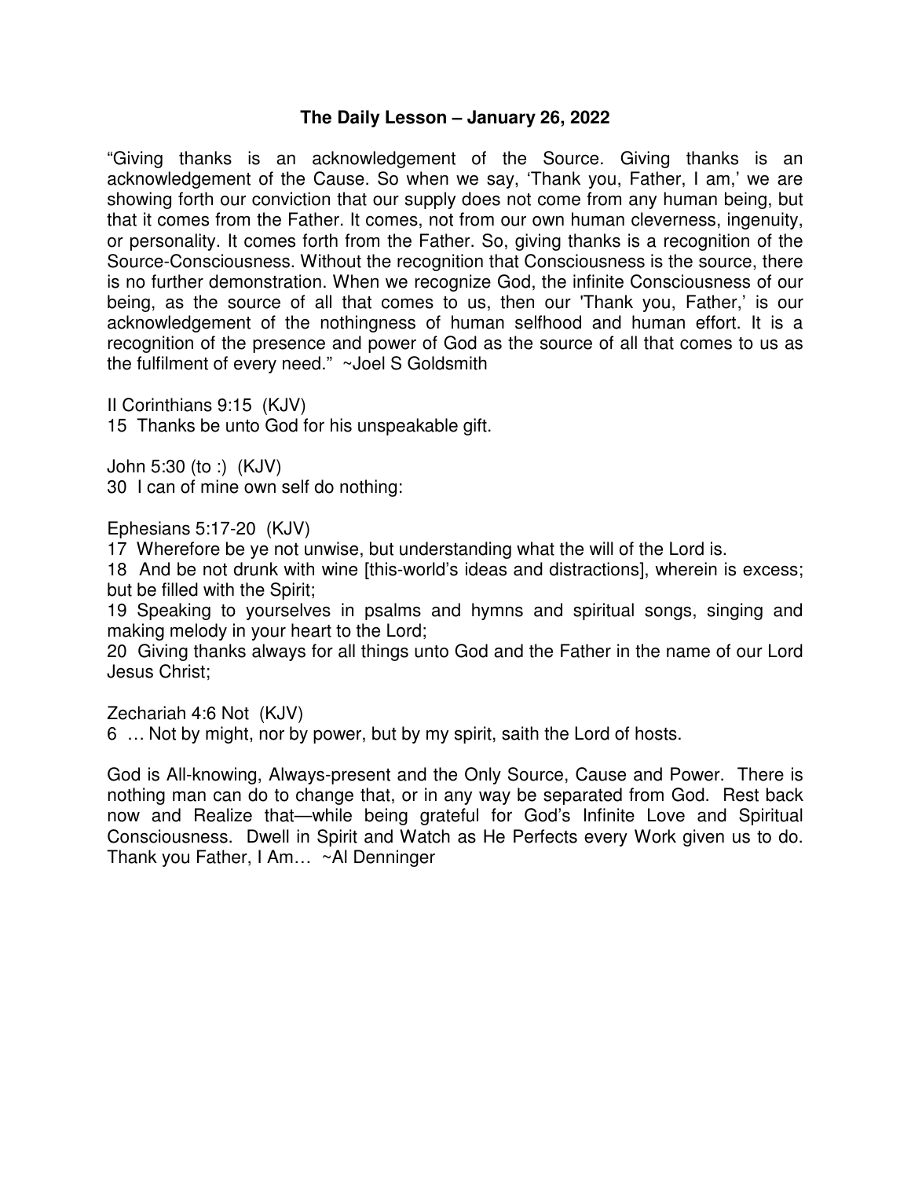**The Daily Lesson – January 26, 2022**

"Giving thanks is an acknowledgement of the Source. Giving thanks is an acknowledgement of the Cause. So when we say, 'Thank you, Father, I am,' we are showing forth our conviction that our supply does not come from any human being, but that it comes from the Father. It comes, not from our own human cleverness, ingenuity, or personality. It comes forth from the Father. So, giving thanks is a recognition of the Source-Consciousness. Without the recognition that Consciousness is the source, there is no further demonstration. When we recognize God, the infinite Consciousness of our being, as the source of all that comes to us, then our 'Thank you, Father,' is our acknowledgement of the nothingness of human selfhood and human effort. It is a recognition of the presence and power of God as the source of all that comes to us as the fulfilment of every need." ~Joel S Goldsmith

II Corinthians 9:15 (KJV)
15 Thanks be unto God for his unspeakable gift.

John 5:30 (to :) (KJV)
30 I can of mine own self do nothing:

Ephesians 5:17-20 (KJV)
17 Wherefore be ye not unwise, but understanding what the will of the Lord is.
18 And be not drunk with wine [this-world's ideas and distractions], wherein is excess; but be filled with the Spirit;
19 Speaking to yourselves in psalms and hymns and spiritual songs, singing and making melody in your heart to the Lord;
20 Giving thanks always for all things unto God and the Father in the name of our Lord Jesus Christ;

Zechariah 4:6 Not (KJV)
6 … Not by might, nor by power, but by my spirit, saith the Lord of hosts.

God is All-knowing, Always-present and the Only Source, Cause and Power. There is nothing man can do to change that, or in any way be separated from God. Rest back now and Realize that—while being grateful for God's Infinite Love and Spiritual Consciousness. Dwell in Spirit and Watch as He Perfects every Work given us to do. Thank you Father, I Am… ~Al Denninger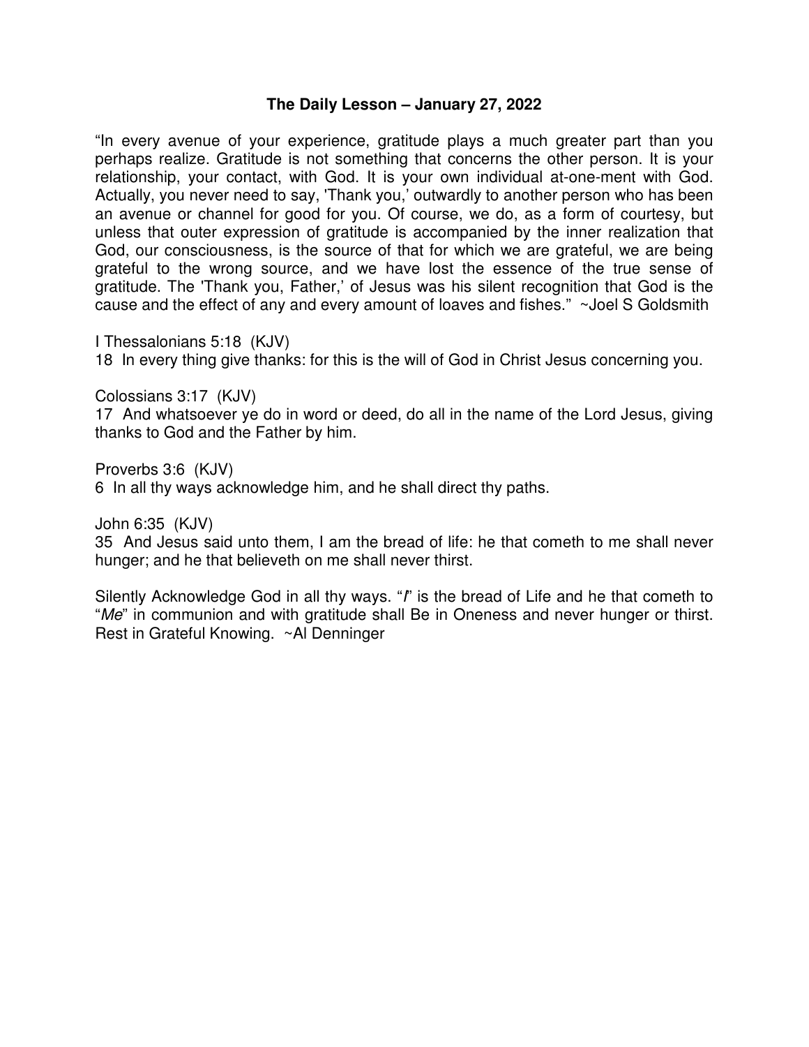**The Daily Lesson – January 27, 2022**

"In every avenue of your experience, gratitude plays a much greater part than you perhaps realize. Gratitude is not something that concerns the other person. It is your relationship, your contact, with God. It is your own individual at-one-ment with God. Actually, you never need to say, 'Thank you,' outwardly to another person who has been an avenue or channel for good for you. Of course, we do, as a form of courtesy, but unless that outer expression of gratitude is accompanied by the inner realization that God, our consciousness, is the source of that for which we are grateful, we are being grateful to the wrong source, and we have lost the essence of the true sense of gratitude. The 'Thank you, Father,' of Jesus was his silent recognition that God is the cause and the effect of any and every amount of loaves and fishes." ~Joel S Goldsmith

I Thessalonians 5:18 (KJV)
18 In every thing give thanks: for this is the will of God in Christ Jesus concerning you.

Colossians 3:17 (KJV)
17 And whatsoever ye do in word or deed, do all in the name of the Lord Jesus, giving thanks to God and the Father by him.

Proverbs 3:6 (KJV)
6 In all thy ways acknowledge him, and he shall direct thy paths.

John 6:35 (KJV)
35 And Jesus said unto them, I am the bread of life: he that cometh to me shall never hunger; and he that believeth on me shall never thirst.

Silently Acknowledge God in all thy ways. "*I*" is the bread of Life and he that cometh to "*Me*" in communion and with gratitude shall Be in Oneness and never hunger or thirst. Rest in Grateful Knowing. ~Al Denninger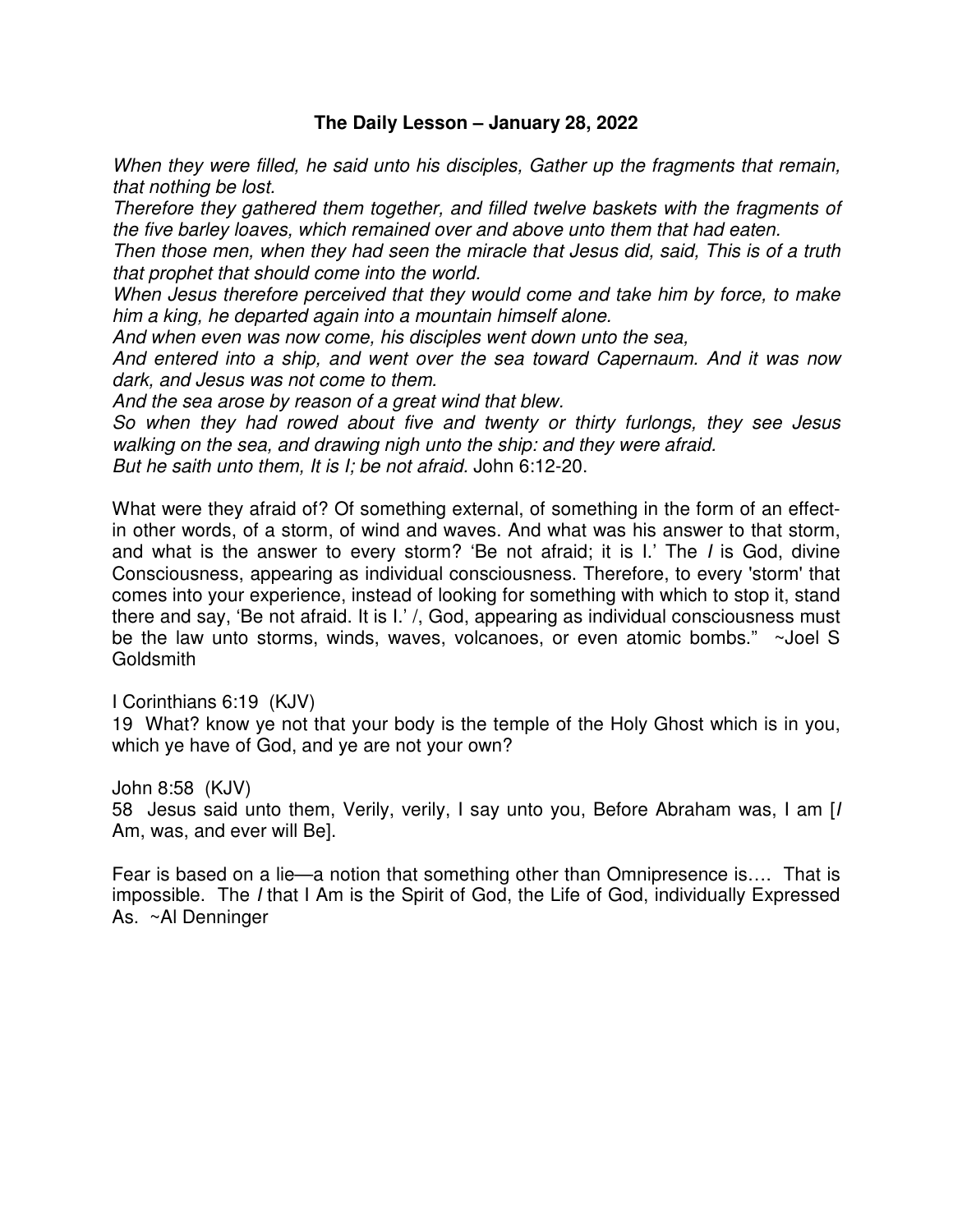**The Daily Lesson – January 28, 2022**

*When they were filled, he said unto his disciples, Gather up the fragments that remain, that nothing be lost.*
*Therefore they gathered them together, and filled twelve baskets with the fragments of the five barley loaves, which remained over and above unto them that had eaten.*
*Then those men, when they had seen the miracle that Jesus did, said, This is of a truth that prophet that should come into the world.*
*When Jesus therefore perceived that they would come and take him by force, to make him a king, he departed again into a mountain himself alone.*
*And when even was now come, his disciples went down unto the sea,*
*And entered into a ship, and went over the sea toward Capernaum. And it was now dark, and Jesus was not come to them.*
*And the sea arose by reason of a great wind that blew.*
*So when they had rowed about five and twenty or thirty furlongs, they see Jesus walking on the sea, and drawing nigh unto the ship: and they were afraid.*
*But he saith unto them, It is I; be not afraid.* John 6:12-20.

What were they afraid of? Of something external, of something in the form of an effect-in other words, of a storm, of wind and waves. And what was his answer to that storm, and what is the answer to every storm? 'Be not afraid; it is I.' The *I* is God, divine Consciousness, appearing as individual consciousness. Therefore, to every 'storm' that comes into your experience, instead of looking for something with which to stop it, stand there and say, 'Be not afraid. It is I.' /, God, appearing as individual consciousness must be the law unto storms, winds, waves, volcanoes, or even atomic bombs." ~Joel S Goldsmith

I Corinthians 6:19 (KJV)
19 What? know ye not that your body is the temple of the Holy Ghost which is in you, which ye have of God, and ye are not your own?

John 8:58 (KJV)
58 Jesus said unto them, Verily, verily, I say unto you, Before Abraham was, I am [*I* Am, was, and ever will Be].

Fear is based on a lie—a notion that something other than Omnipresence is…. That is impossible. The *I* that I Am is the Spirit of God, the Life of God, individually Expressed As. ~Al Denninger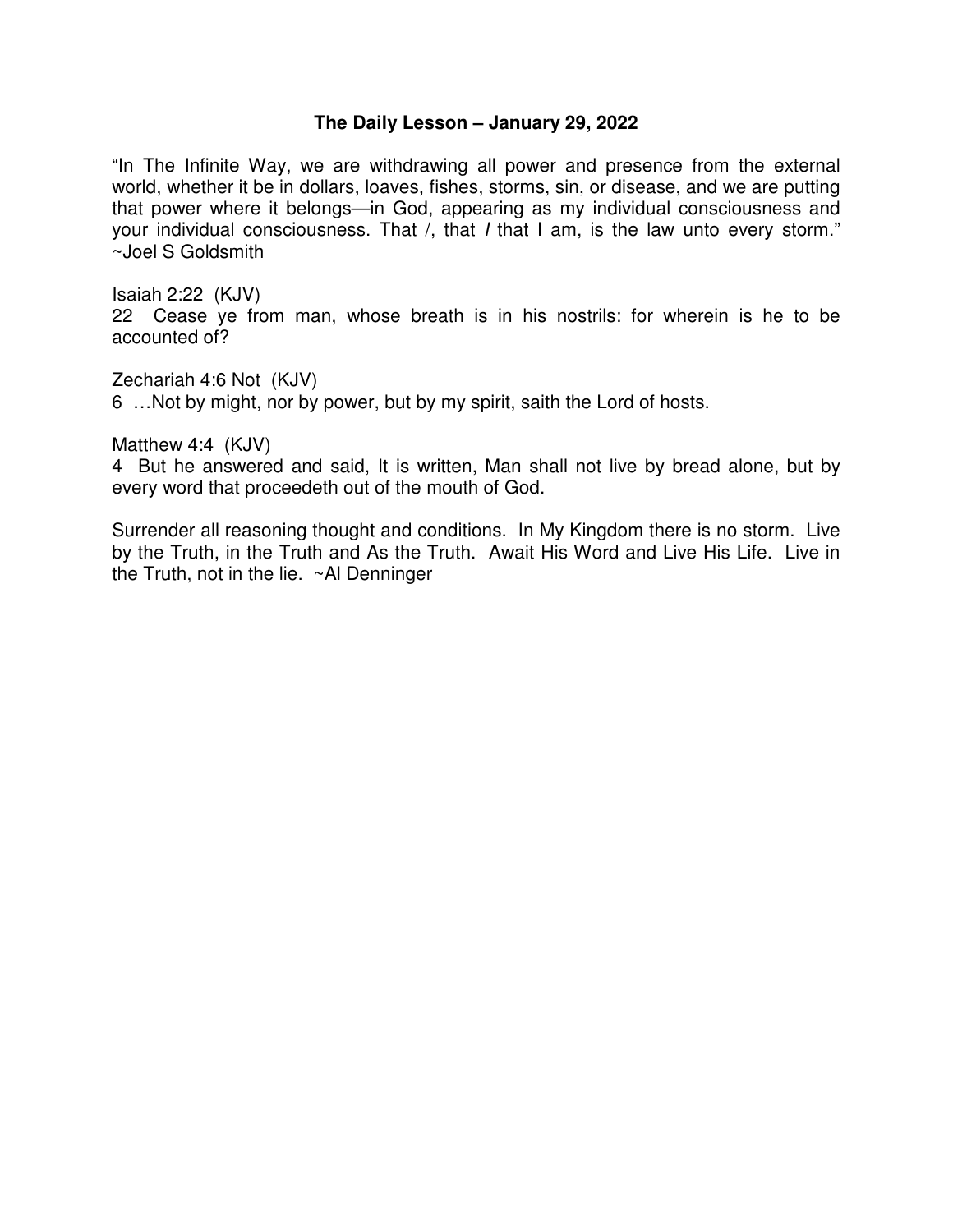**The Daily Lesson – January 29, 2022**

"In The Infinite Way, we are withdrawing all power and presence from the external world, whether it be in dollars, loaves, fishes, storms, sin, or disease, and we are putting that power where it belongs—in God, appearing as my individual consciousness and your individual consciousness. That /, that ***I*** that I am, is the law unto every storm." ~Joel S Goldsmith

Isaiah 2:22 (KJV)
22 Cease ye from man, whose breath is in his nostrils: for wherein is he to be accounted of?

Zechariah 4:6 Not (KJV)
6 …Not by might, nor by power, but by my spirit, saith the Lord of hosts.

Matthew 4:4 (KJV)
4 But he answered and said, It is written, Man shall not live by bread alone, but by every word that proceedeth out of the mouth of God.

Surrender all reasoning thought and conditions. In My Kingdom there is no storm. Live by the Truth, in the Truth and As the Truth. Await His Word and Live His Life. Live in the Truth, not in the lie. ~Al Denninger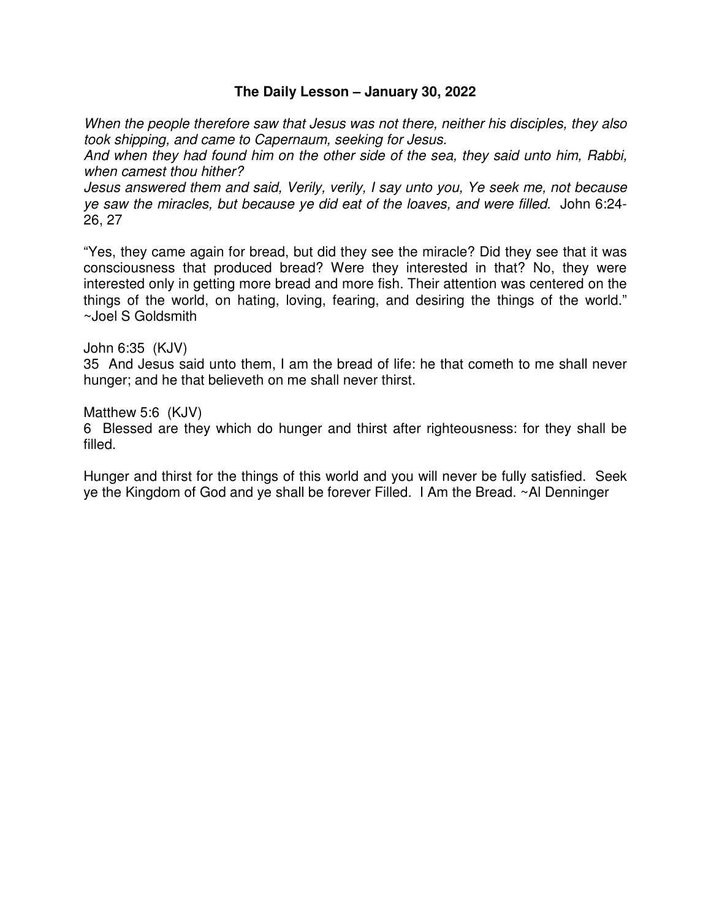**The Daily Lesson – January 30, 2022**

*When the people therefore saw that Jesus was not there, neither his disciples, they also took shipping, and came to Capernaum, seeking for Jesus.*
*And when they had found him on the other side of the sea, they said unto him, Rabbi, when camest thou hither?*
*Jesus answered them and said, Verily, verily, I say unto you, Ye seek me, not because ye saw the miracles, but because ye did eat of the loaves, and were filled.* John 6:24-26, 27

"Yes, they came again for bread, but did they see the miracle? Did they see that it was consciousness that produced bread? Were they interested in that? No, they were interested only in getting more bread and more fish. Their attention was centered on the things of the world, on hating, loving, fearing, and desiring the things of the world." ~Joel S Goldsmith

John 6:35 (KJV)
35 And Jesus said unto them, I am the bread of life: he that cometh to me shall never hunger; and he that believeth on me shall never thirst.

Matthew 5:6 (KJV)
6 Blessed are they which do hunger and thirst after righteousness: for they shall be filled.

Hunger and thirst for the things of this world and you will never be fully satisfied. Seek ye the Kingdom of God and ye shall be forever Filled. I Am the Bread. ~Al Denninger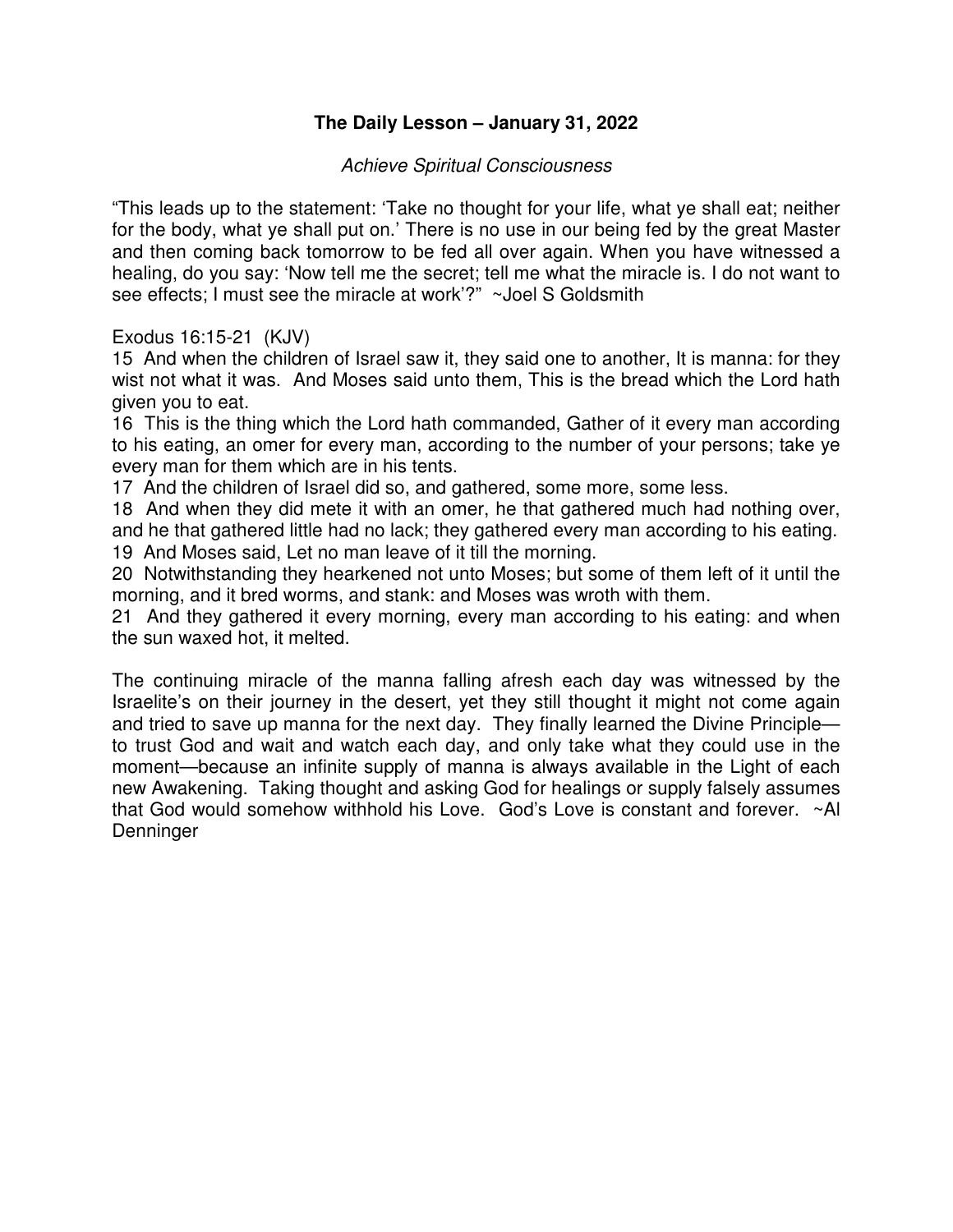**The Daily Lesson – January 31, 2022**

*Achieve Spiritual Consciousness*

"This leads up to the statement: 'Take no thought for your life, what ye shall eat; neither for the body, what ye shall put on.' There is no use in our being fed by the great Master and then coming back tomorrow to be fed all over again. When you have witnessed a healing, do you say: 'Now tell me the secret; tell me what the miracle is. I do not want to see effects; I must see the miracle at work'?" ~Joel S Goldsmith

Exodus 16:15-21 (KJV)

15 And when the children of Israel saw it, they said one to another, It is manna: for they wist not what it was. And Moses said unto them, This is the bread which the Lord hath given you to eat.

16 This is the thing which the Lord hath commanded, Gather of it every man according to his eating, an omer for every man, according to the number of your persons; take ye every man for them which are in his tents.

17 And the children of Israel did so, and gathered, some more, some less.

18 And when they did mete it with an omer, he that gathered much had nothing over, and he that gathered little had no lack; they gathered every man according to his eating.

19 And Moses said, Let no man leave of it till the morning.

20 Notwithstanding they hearkened not unto Moses; but some of them left of it until the morning, and it bred worms, and stank: and Moses was wroth with them.

21 And they gathered it every morning, every man according to his eating: and when the sun waxed hot, it melted.

The continuing miracle of the manna falling afresh each day was witnessed by the Israelite's on their journey in the desert, yet they still thought it might not come again and tried to save up manna for the next day. They finally learned the Divine Principle—to trust God and wait and watch each day, and only take what they could use in the moment—because an infinite supply of manna is always available in the Light of each new Awakening. Taking thought and asking God for healings or supply falsely assumes that God would somehow withhold his Love. God's Love is constant and forever. ~Al Denninger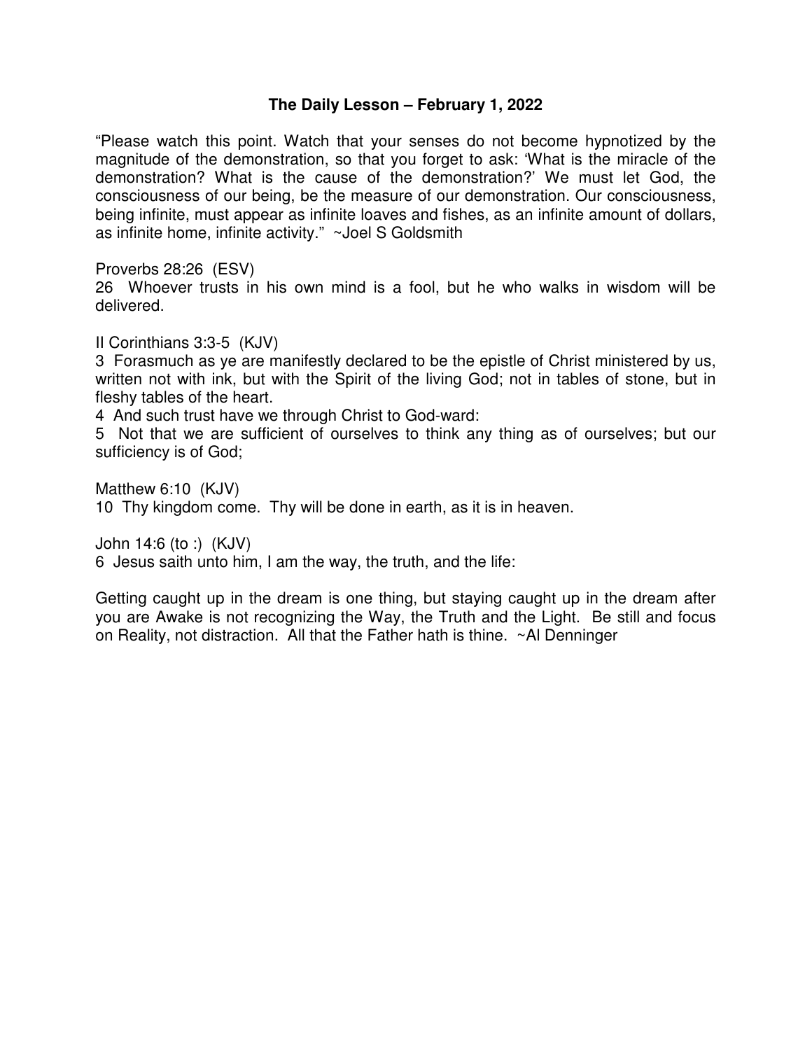**The Daily Lesson – February 1, 2022**

"Please watch this point. Watch that your senses do not become hypnotized by the magnitude of the demonstration, so that you forget to ask: 'What is the miracle of the demonstration? What is the cause of the demonstration?' We must let God, the consciousness of our being, be the measure of our demonstration. Our consciousness, being infinite, must appear as infinite loaves and fishes, as an infinite amount of dollars, as infinite home, infinite activity." ~Joel S Goldsmith

Proverbs 28:26 (ESV)
26 Whoever trusts in his own mind is a fool, but he who walks in wisdom will be delivered.

II Corinthians 3:3-5 (KJV)
3 Forasmuch as ye are manifestly declared to be the epistle of Christ ministered by us, written not with ink, but with the Spirit of the living God; not in tables of stone, but in fleshy tables of the heart.
4 And such trust have we through Christ to God-ward:
5 Not that we are sufficient of ourselves to think any thing as of ourselves; but our sufficiency is of God;

Matthew 6:10 (KJV)
10 Thy kingdom come. Thy will be done in earth, as it is in heaven.

John 14:6 (to :) (KJV)
6 Jesus saith unto him, I am the way, the truth, and the life:

Getting caught up in the dream is one thing, but staying caught up in the dream after you are Awake is not recognizing the Way, the Truth and the Light. Be still and focus on Reality, not distraction. All that the Father hath is thine. ~Al Denninger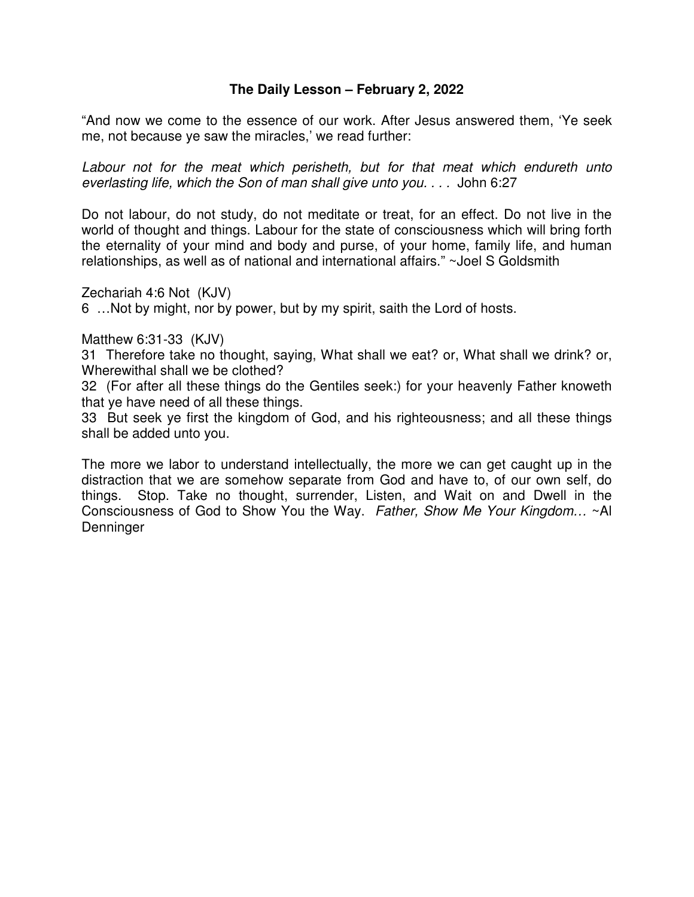**The Daily Lesson – February 2, 2022**

"And now we come to the essence of our work. After Jesus answered them, 'Ye seek me, not because ye saw the miracles,' we read further:

*Labour not for the meat which perisheth, but for that meat which endureth unto everlasting life, which the Son of man shall give unto you. . . .* John 6:27

Do not labour, do not study, do not meditate or treat, for an effect. Do not live in the world of thought and things. Labour for the state of consciousness which will bring forth the eternality of your mind and body and purse, of your home, family life, and human relationships, as well as of national and international affairs." ~Joel S Goldsmith

Zechariah 4:6 Not (KJV)
6 …Not by might, nor by power, but by my spirit, saith the Lord of hosts.

Matthew 6:31-33 (KJV)
31 Therefore take no thought, saying, What shall we eat? or, What shall we drink? or, Wherewithal shall we be clothed?
32 (For after all these things do the Gentiles seek:) for your heavenly Father knoweth that ye have need of all these things.
33 But seek ye first the kingdom of God, and his righteousness; and all these things shall be added unto you.

The more we labor to understand intellectually, the more we can get caught up in the distraction that we are somehow separate from God and have to, of our own self, do things. Stop. Take no thought, surrender, Listen, and Wait on and Dwell in the Consciousness of God to Show You the Way. *Father, Show Me Your Kingdom…* ~Al Denninger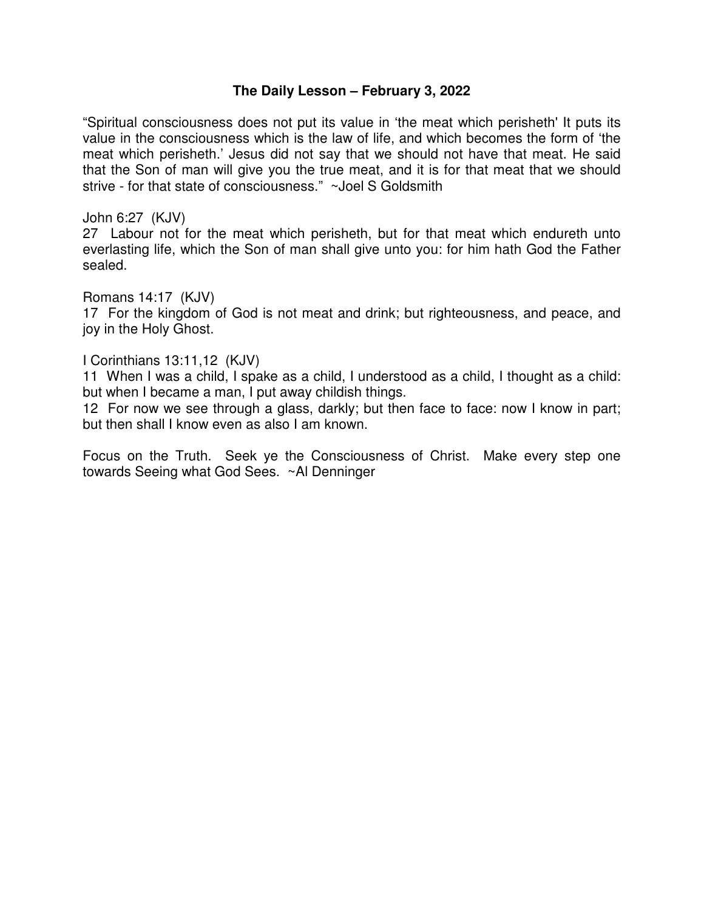# The Daily Lesson – February 3, 2022

"Spiritual consciousness does not put its value in 'the meat which perisheth' It puts its value in the consciousness which is the law of life, and which becomes the form of 'the meat which perisheth.' Jesus did not say that we should not have that meat. He said that the Son of man will give you the true meat, and it is for that meat that we should strive - for that state of consciousness." ~Joel S Goldsmith

John 6:27 (KJV)
27 Labour not for the meat which perisheth, but for that meat which endureth unto everlasting life, which the Son of man shall give unto you: for him hath God the Father sealed.

Romans 14:17 (KJV)
17 For the kingdom of God is not meat and drink; but righteousness, and peace, and joy in the Holy Ghost.

I Corinthians 13:11,12 (KJV)
11 When I was a child, I spake as a child, I understood as a child, I thought as a child: but when I became a man, I put away childish things.
12 For now we see through a glass, darkly; but then face to face: now I know in part; but then shall I know even as also I am known.

Focus on the Truth. Seek ye the Consciousness of Christ. Make every step one towards Seeing what God Sees. ~Al Denninger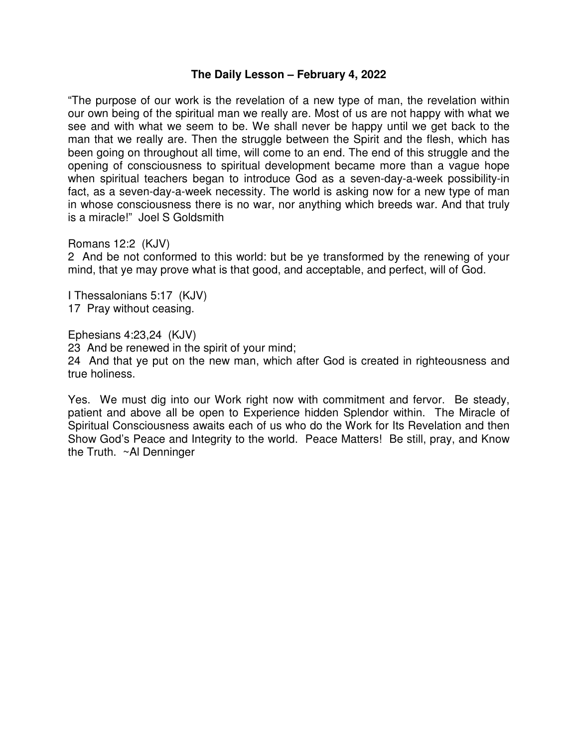## The Daily Lesson – February 4, 2022

"The purpose of our work is the revelation of a new type of man, the revelation within our own being of the spiritual man we really are. Most of us are not happy with what we see and with what we seem to be. We shall never be happy until we get back to the man that we really are. Then the struggle between the Spirit and the flesh, which has been going on throughout all time, will come to an end. The end of this struggle and the opening of consciousness to spiritual development became more than a vague hope when spiritual teachers began to introduce God as a seven-day-a-week possibility-in fact, as a seven-day-a-week necessity. The world is asking now for a new type of man in whose consciousness there is no war, nor anything which breeds war. And that truly is a miracle!" Joel S Goldsmith

Romans 12:2 (KJV)
2 And be not conformed to this world: but be ye transformed by the renewing of your mind, that ye may prove what is that good, and acceptable, and perfect, will of God.

I Thessalonians 5:17 (KJV)
17 Pray without ceasing.

Ephesians 4:23,24 (KJV)
23 And be renewed in the spirit of your mind;
24 And that ye put on the new man, which after God is created in righteousness and true holiness.

Yes. We must dig into our Work right now with commitment and fervor. Be steady, patient and above all be open to Experience hidden Splendor within. The Miracle of Spiritual Consciousness awaits each of us who do the Work for Its Revelation and then Show God's Peace and Integrity to the world. Peace Matters! Be still, pray, and Know the Truth. ~Al Denninger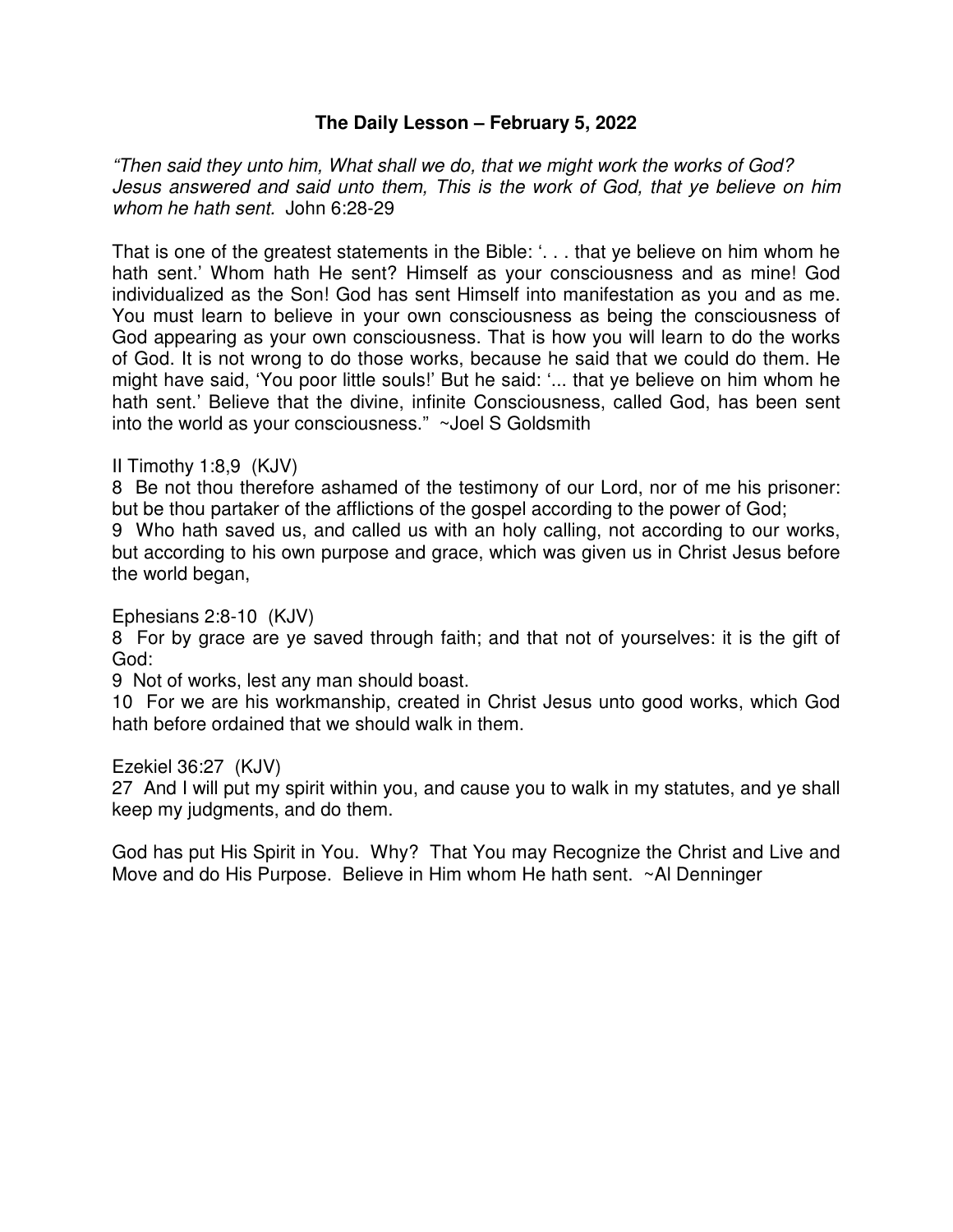# The Daily Lesson – February 5, 2022

*"Then said they unto him, What shall we do, that we might work the works of God? Jesus answered and said unto them, This is the work of God, that ye believe on him whom he hath sent.* John 6:28-29

That is one of the greatest statements in the Bible: '. . . that ye believe on him whom he hath sent.' Whom hath He sent? Himself as your consciousness and as mine! God individualized as the Son! God has sent Himself into manifestation as you and as me. You must learn to believe in your own consciousness as being the consciousness of God appearing as your own consciousness. That is how you will learn to do the works of God. It is not wrong to do those works, because he said that we could do them. He might have said, 'You poor little souls!' But he said: '... that ye believe on him whom he hath sent.' Believe that the divine, infinite Consciousness, called God, has been sent into the world as your consciousness." ~Joel S Goldsmith

II Timothy 1:8,9 (KJV)

8 Be not thou therefore ashamed of the testimony of our Lord, nor of me his prisoner: but be thou partaker of the afflictions of the gospel according to the power of God;

9 Who hath saved us, and called us with an holy calling, not according to our works, but according to his own purpose and grace, which was given us in Christ Jesus before the world began,

Ephesians 2:8-10 (KJV)

8 For by grace are ye saved through faith; and that not of yourselves: it is the gift of God:

9 Not of works, lest any man should boast.

10 For we are his workmanship, created in Christ Jesus unto good works, which God hath before ordained that we should walk in them.

Ezekiel 36:27 (KJV)

27 And I will put my spirit within you, and cause you to walk in my statutes, and ye shall keep my judgments, and do them.

God has put His Spirit in You. Why? That You may Recognize the Christ and Live and Move and do His Purpose. Believe in Him whom He hath sent. ~Al Denninger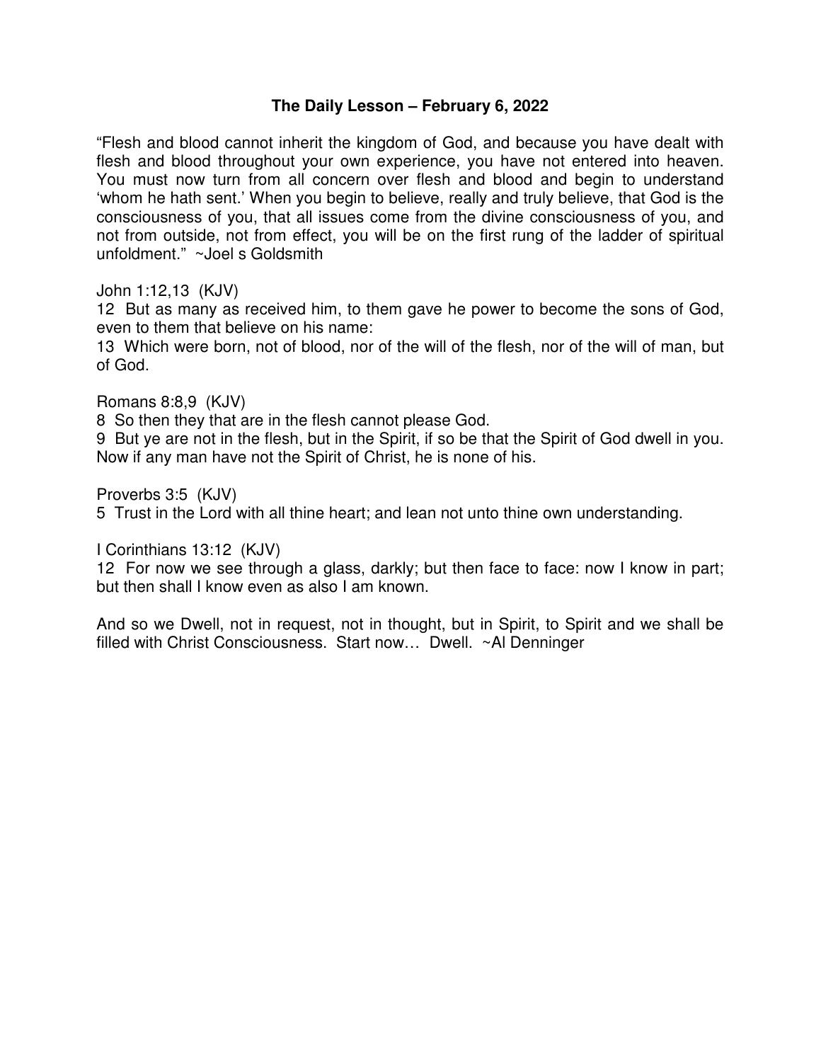**The Daily Lesson – February 6, 2022**

"Flesh and blood cannot inherit the kingdom of God, and because you have dealt with flesh and blood throughout your own experience, you have not entered into heaven. You must now turn from all concern over flesh and blood and begin to understand 'whom he hath sent.' When you begin to believe, really and truly believe, that God is the consciousness of you, that all issues come from the divine consciousness of you, and not from outside, not from effect, you will be on the first rung of the ladder of spiritual unfoldment." ~Joel s Goldsmith

John 1:12,13 (KJV)
12 But as many as received him, to them gave he power to become the sons of God, even to them that believe on his name:
13 Which were born, not of blood, nor of the will of the flesh, nor of the will of man, but of God.

Romans 8:8,9 (KJV)
8 So then they that are in the flesh cannot please God.
9 But ye are not in the flesh, but in the Spirit, if so be that the Spirit of God dwell in you. Now if any man have not the Spirit of Christ, he is none of his.

Proverbs 3:5 (KJV)
5 Trust in the Lord with all thine heart; and lean not unto thine own understanding.

I Corinthians 13:12 (KJV)
12 For now we see through a glass, darkly; but then face to face: now I know in part; but then shall I know even as also I am known.

And so we Dwell, not in request, not in thought, but in Spirit, to Spirit and we shall be filled with Christ Consciousness. Start now… Dwell. ~Al Denninger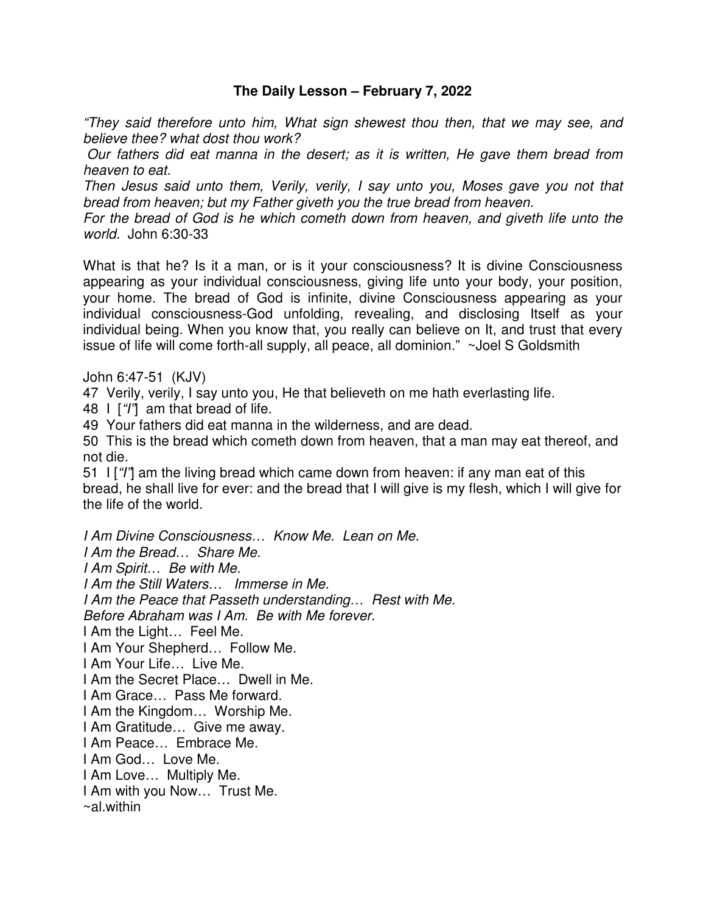**The Daily Lesson – February 7, 2022**

*"They said therefore unto him, What sign shewest thou then, that we may see, and believe thee? what dost thou work?*

*Our fathers did eat manna in the desert; as it is written, He gave them bread from heaven to eat.*

*Then Jesus said unto them, Verily, verily, I say unto you, Moses gave you not that bread from heaven; but my Father giveth you the true bread from heaven.*

*For the bread of God is he which cometh down from heaven, and giveth life unto the world.* John 6:30-33

What is that he? Is it a man, or is it your consciousness? It is divine Consciousness appearing as your individual consciousness, giving life unto your body, your position, your home. The bread of God is infinite, divine Consciousness appearing as your individual consciousness-God unfolding, revealing, and disclosing Itself as your individual being. When you know that, you really can believe on It, and trust that every issue of life will come forth-all supply, all peace, all dominion." ~Joel S Goldsmith

John 6:47-51 (KJV)

47 Verily, verily, I say unto you, He that believeth on me hath everlasting life.

48 I [*"I"*] am that bread of life.

49 Your fathers did eat manna in the wilderness, and are dead.

50 This is the bread which cometh down from heaven, that a man may eat thereof, and not die.

51 I [*"I"*] am the living bread which came down from heaven: if any man eat of this bread, he shall live for ever: and the bread that I will give is my flesh, which I will give for the life of the world.

*I Am Divine Consciousness… Know Me. Lean on Me.*
*I Am the Bread… Share Me.*
*I Am Spirit… Be with Me.*
*I Am the Still Waters… Immerse in Me.*
*I Am the Peace that Passeth understanding… Rest with Me.*
*Before Abraham was I Am. Be with Me forever.*
I Am the Light… Feel Me.
I Am Your Shepherd… Follow Me.
I Am Your Life… Live Me.
I Am the Secret Place… Dwell in Me.
I Am Grace… Pass Me forward.
I Am the Kingdom… Worship Me.
I Am Gratitude… Give me away.
I Am Peace… Embrace Me.
I Am God… Love Me.
I Am Love… Multiply Me.
I Am with you Now… Trust Me.
~al.within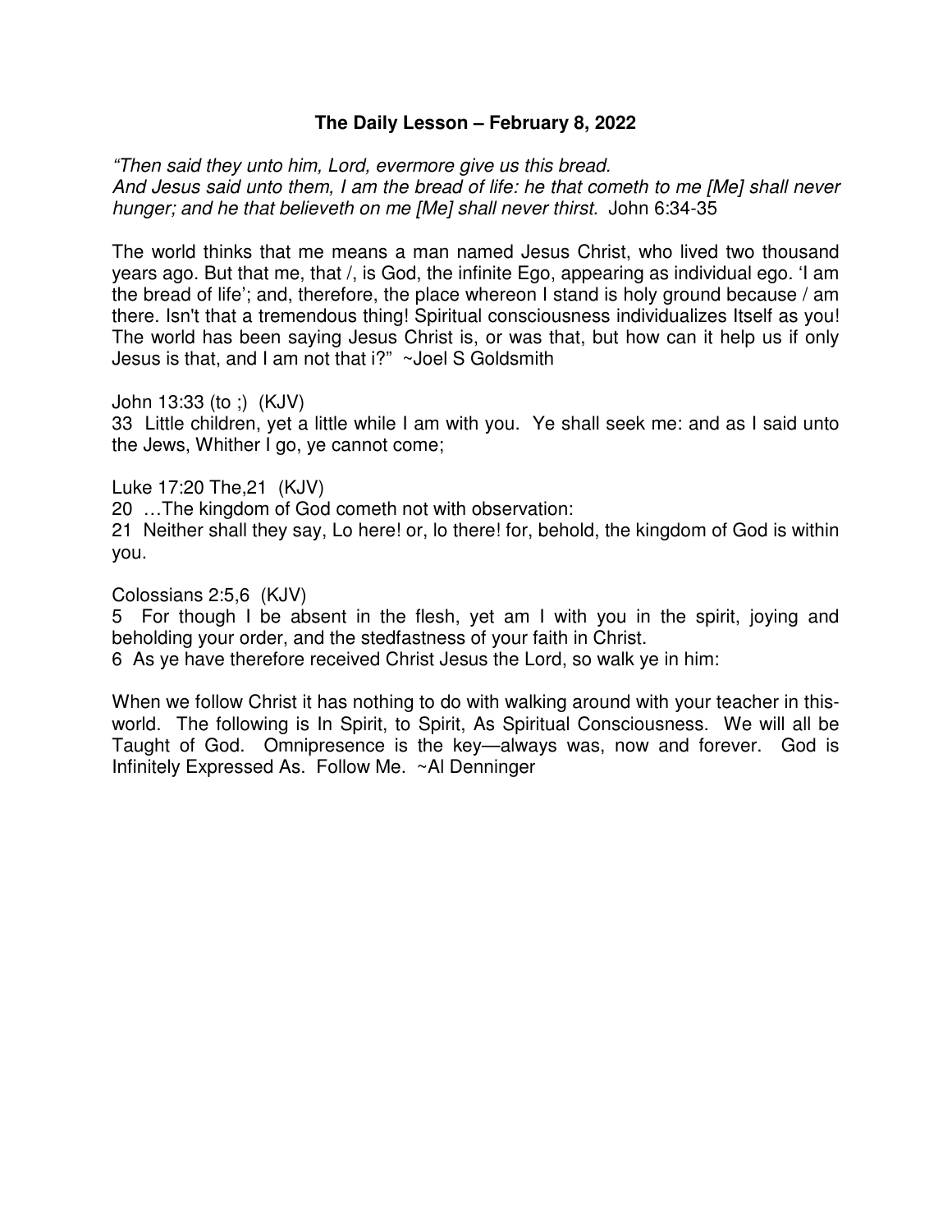**The Daily Lesson – February 8, 2022**

*"Then said they unto him, Lord, evermore give us this bread.*
*And Jesus said unto them, I am the bread of life: he that cometh to me [Me] shall never hunger; and he that believeth on me [Me] shall never thirst.* John 6:34-35

The world thinks that me means a man named Jesus Christ, who lived two thousand years ago. But that me, that /, is God, the infinite Ego, appearing as individual ego. 'I am the bread of life'; and, therefore, the place whereon I stand is holy ground because / am there. Isn't that a tremendous thing! Spiritual consciousness individualizes Itself as you! The world has been saying Jesus Christ is, or was that, but how can it help us if only Jesus is that, and I am not that i?" ~Joel S Goldsmith

John 13:33 (to ;) (KJV)
33 Little children, yet a little while I am with you. Ye shall seek me: and as I said unto the Jews, Whither I go, ye cannot come;

Luke 17:20 The,21 (KJV)
20 …The kingdom of God cometh not with observation:
21 Neither shall they say, Lo here! or, lo there! for, behold, the kingdom of God is within you.

Colossians 2:5,6 (KJV)
5 For though I be absent in the flesh, yet am I with you in the spirit, joying and beholding your order, and the stedfastness of your faith in Christ.
6 As ye have therefore received Christ Jesus the Lord, so walk ye in him:

When we follow Christ it has nothing to do with walking around with your teacher in this-world. The following is In Spirit, to Spirit, As Spiritual Consciousness. We will all be Taught of God. Omnipresence is the key—always was, now and forever. God is Infinitely Expressed As. Follow Me. ~Al Denninger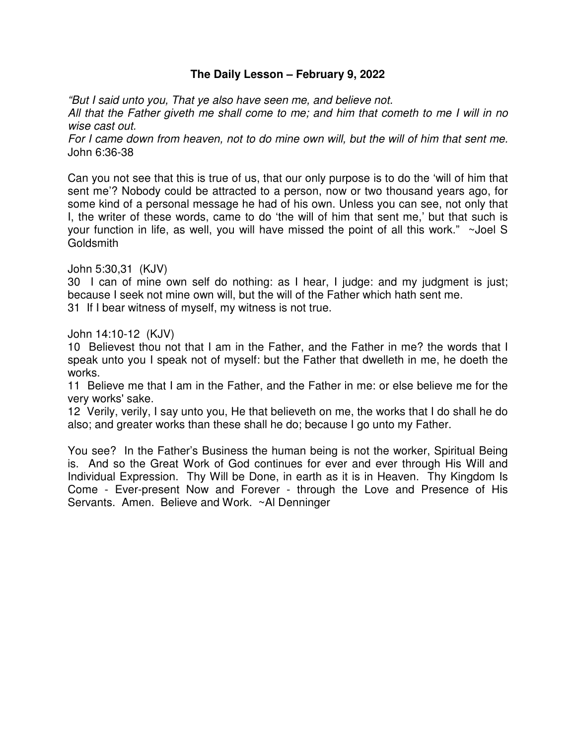### **The Daily Lesson – February 9, 2022**

*"But I said unto you, That ye also have seen me, and believe not.*
*All that the Father giveth me shall come to me; and him that cometh to me I will in no wise cast out.*
*For I came down from heaven, not to do mine own will, but the will of him that sent me.*
John 6:36-38

Can you not see that this is true of us, that our only purpose is to do the 'will of him that sent me'? Nobody could be attracted to a person, now or two thousand years ago, for some kind of a personal message he had of his own. Unless you can see, not only that I, the writer of these words, came to do 'the will of him that sent me,' but that such is your function in life, as well, you will have missed the point of all this work." ~Joel S Goldsmith

John 5:30,31 (KJV)
30 I can of mine own self do nothing: as I hear, I judge: and my judgment is just; because I seek not mine own will, but the will of the Father which hath sent me.
31 If I bear witness of myself, my witness is not true.

John 14:10-12 (KJV)
10 Believest thou not that I am in the Father, and the Father in me? the words that I speak unto you I speak not of myself: but the Father that dwelleth in me, he doeth the works.
11 Believe me that I am in the Father, and the Father in me: or else believe me for the very works' sake.
12 Verily, verily, I say unto you, He that believeth on me, the works that I do shall he do also; and greater works than these shall he do; because I go unto my Father.

You see? In the Father's Business the human being is not the worker, Spiritual Being is. And so the Great Work of God continues for ever and ever through His Will and Individual Expression. Thy Will be Done, in earth as it is in Heaven. Thy Kingdom Is Come - Ever-present Now and Forever - through the Love and Presence of His Servants. Amen. Believe and Work. ~Al Denninger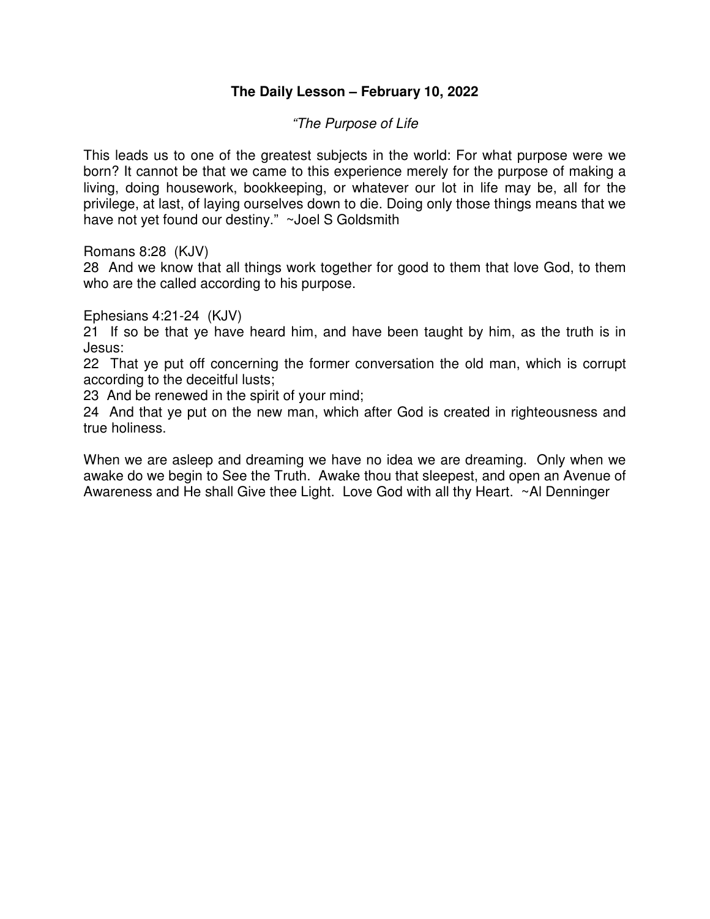**The Daily Lesson – February 10, 2022**

*"The Purpose of Life*

This leads us to one of the greatest subjects in the world: For what purpose were we born? It cannot be that we came to this experience merely for the purpose of making a living, doing housework, bookkeeping, or whatever our lot in life may be, all for the privilege, at last, of laying ourselves down to die. Doing only those things means that we have not yet found our destiny." ~Joel S Goldsmith

Romans 8:28 (KJV)
28 And we know that all things work together for good to them that love God, to them who are the called according to his purpose.

Ephesians 4:21-24 (KJV)
21 If so be that ye have heard him, and have been taught by him, as the truth is in Jesus:
22 That ye put off concerning the former conversation the old man, which is corrupt according to the deceitful lusts;
23 And be renewed in the spirit of your mind;
24 And that ye put on the new man, which after God is created in righteousness and true holiness.

When we are asleep and dreaming we have no idea we are dreaming. Only when we awake do we begin to See the Truth. Awake thou that sleepest, and open an Avenue of Awareness and He shall Give thee Light. Love God with all thy Heart. ~Al Denninger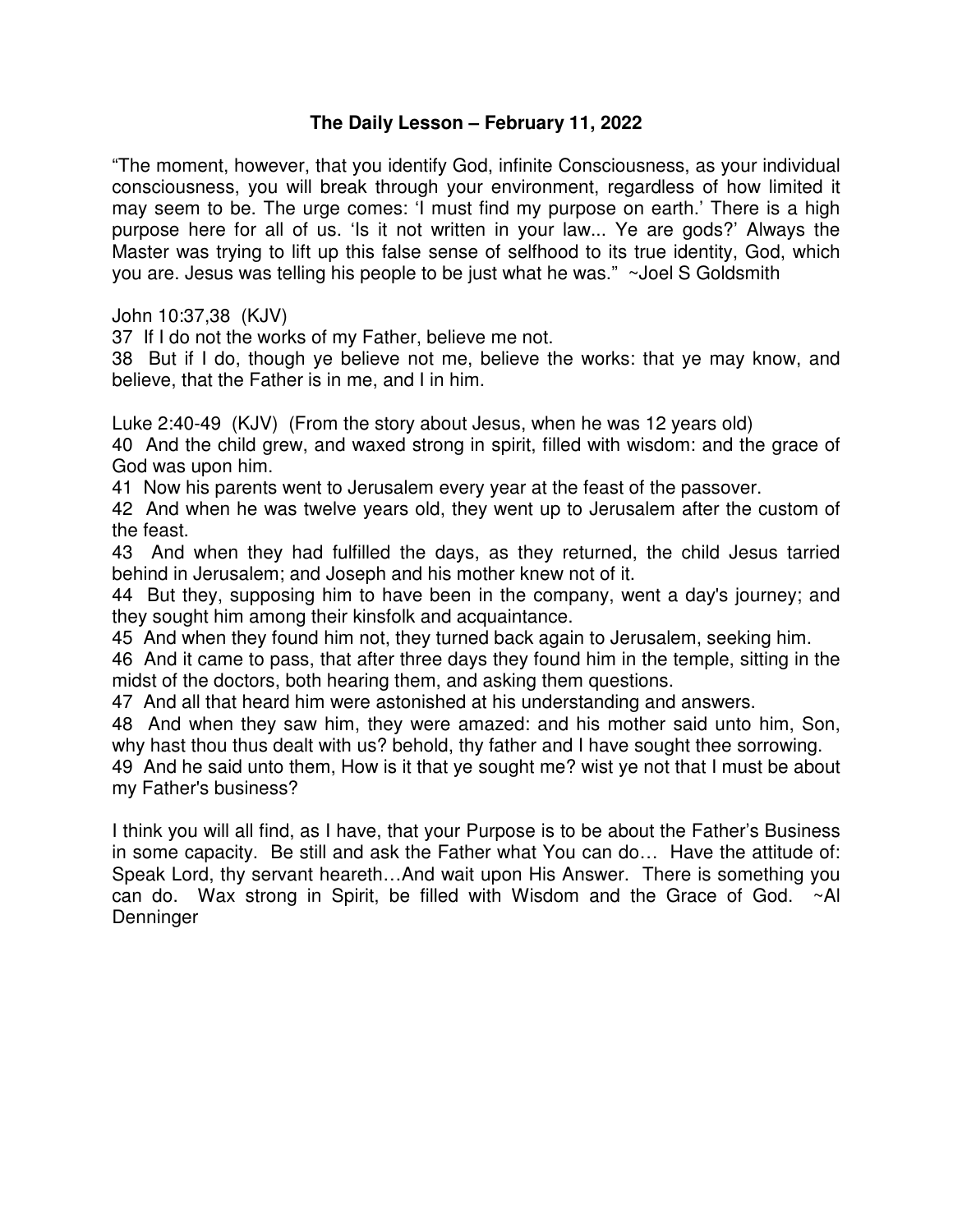**The Daily Lesson – February 11, 2022**

"The moment, however, that you identify God, infinite Consciousness, as your individual consciousness, you will break through your environment, regardless of how limited it may seem to be. The urge comes: 'I must find my purpose on earth.' There is a high purpose here for all of us. 'Is it not written in your law... Ye are gods?' Always the Master was trying to lift up this false sense of selfhood to its true identity, God, which you are. Jesus was telling his people to be just what he was." ~Joel S Goldsmith

John 10:37,38 (KJV)
37 If I do not the works of my Father, believe me not.
38 But if I do, though ye believe not me, believe the works: that ye may know, and believe, that the Father is in me, and I in him.

Luke 2:40-49 (KJV) (From the story about Jesus, when he was 12 years old)
40 And the child grew, and waxed strong in spirit, filled with wisdom: and the grace of God was upon him.
41 Now his parents went to Jerusalem every year at the feast of the passover.
42 And when he was twelve years old, they went up to Jerusalem after the custom of the feast.
43 And when they had fulfilled the days, as they returned, the child Jesus tarried behind in Jerusalem; and Joseph and his mother knew not of it.
44 But they, supposing him to have been in the company, went a day's journey; and they sought him among their kinsfolk and acquaintance.
45 And when they found him not, they turned back again to Jerusalem, seeking him.
46 And it came to pass, that after three days they found him in the temple, sitting in the midst of the doctors, both hearing them, and asking them questions.
47 And all that heard him were astonished at his understanding and answers.
48 And when they saw him, they were amazed: and his mother said unto him, Son, why hast thou thus dealt with us? behold, thy father and I have sought thee sorrowing.
49 And he said unto them, How is it that ye sought me? wist ye not that I must be about my Father's business?

I think you will all find, as I have, that your Purpose is to be about the Father's Business in some capacity. Be still and ask the Father what You can do… Have the attitude of: Speak Lord, thy servant heareth…And wait upon His Answer. There is something you can do. Wax strong in Spirit, be filled with Wisdom and the Grace of God. ~Al Denninger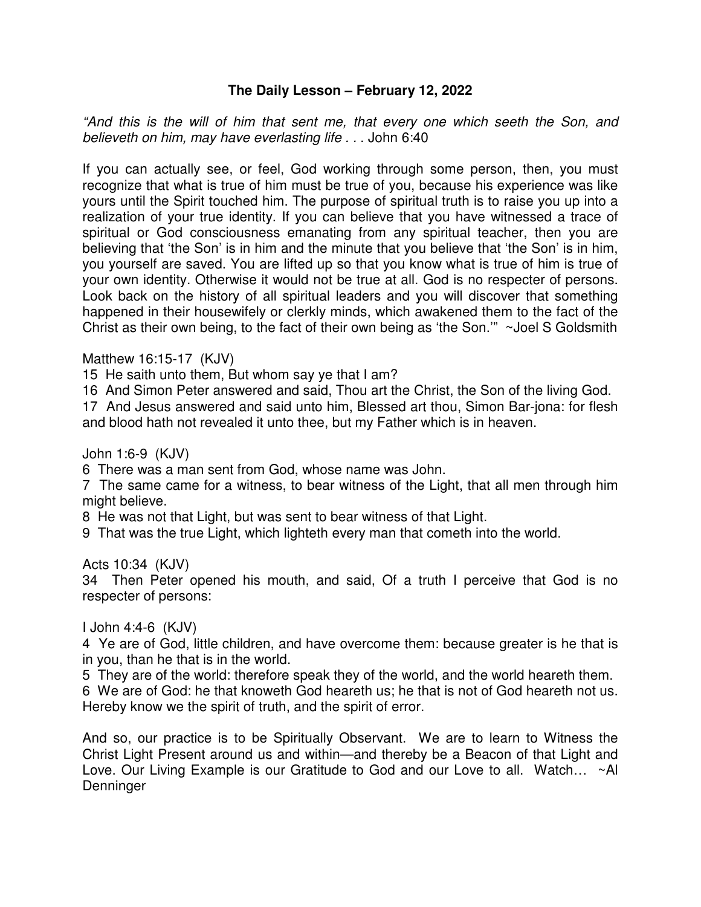# The Daily Lesson – February 12, 2022

*"And this is the will of him that sent me, that every one which seeth the Son, and believeth on him, may have everlasting life . . .* John 6:40

If you can actually see, or feel, God working through some person, then, you must recognize that what is true of him must be true of you, because his experience was like yours until the Spirit touched him. The purpose of spiritual truth is to raise you up into a realization of your true identity. If you can believe that you have witnessed a trace of spiritual or God consciousness emanating from any spiritual teacher, then you are believing that 'the Son' is in him and the minute that you believe that 'the Son' is in him, you yourself are saved. You are lifted up so that you know what is true of him is true of your own identity. Otherwise it would not be true at all. God is no respecter of persons. Look back on the history of all spiritual leaders and you will discover that something happened in their housewifely or clerkly minds, which awakened them to the fact of the Christ as their own being, to the fact of their own being as 'the Son.'" ~Joel S Goldsmith

Matthew 16:15-17 (KJV)

15 He saith unto them, But whom say ye that I am?

16 And Simon Peter answered and said, Thou art the Christ, the Son of the living God.

17 And Jesus answered and said unto him, Blessed art thou, Simon Bar-jona: for flesh and blood hath not revealed it unto thee, but my Father which is in heaven.

John 1:6-9 (KJV)

6 There was a man sent from God, whose name was John.

7 The same came for a witness, to bear witness of the Light, that all men through him might believe.

8 He was not that Light, but was sent to bear witness of that Light.

9 That was the true Light, which lighteth every man that cometh into the world.

Acts 10:34 (KJV)

34 Then Peter opened his mouth, and said, Of a truth I perceive that God is no respecter of persons:

I John 4:4-6 (KJV)

4 Ye are of God, little children, and have overcome them: because greater is he that is in you, than he that is in the world.

5 They are of the world: therefore speak they of the world, and the world heareth them.

6 We are of God: he that knoweth God heareth us; he that is not of God heareth not us. Hereby know we the spirit of truth, and the spirit of error.

And so, our practice is to be Spiritually Observant. We are to learn to Witness the Christ Light Present around us and within—and thereby be a Beacon of that Light and Love. Our Living Example is our Gratitude to God and our Love to all. Watch… ~Al Denninger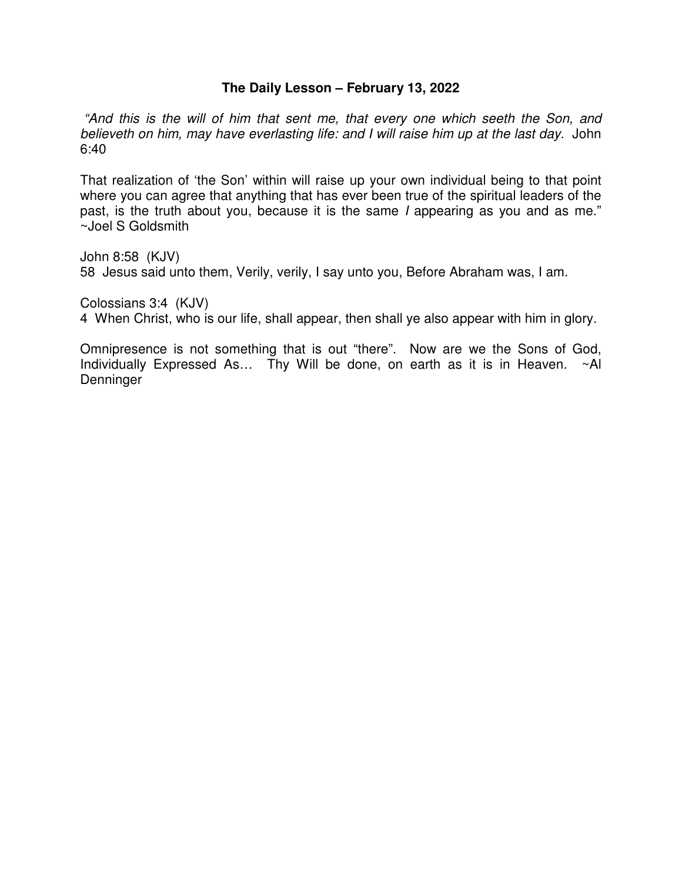**The Daily Lesson – February 13, 2022**

*"And this is the will of him that sent me, that every one which seeth the Son, and believeth on him, may have everlasting life: and I will raise him up at the last day.* John 6:40

That realization of 'the Son' within will raise up your own individual being to that point where you can agree that anything that has ever been true of the spiritual leaders of the past, is the truth about you, because it is the same *I* appearing as you and as me." ~Joel S Goldsmith

John 8:58 (KJV)
58 Jesus said unto them, Verily, verily, I say unto you, Before Abraham was, I am.

Colossians 3:4 (KJV)
4 When Christ, who is our life, shall appear, then shall ye also appear with him in glory.

Omnipresence is not something that is out "there". Now are we the Sons of God, Individually Expressed As… Thy Will be done, on earth as it is in Heaven. ~Al Denninger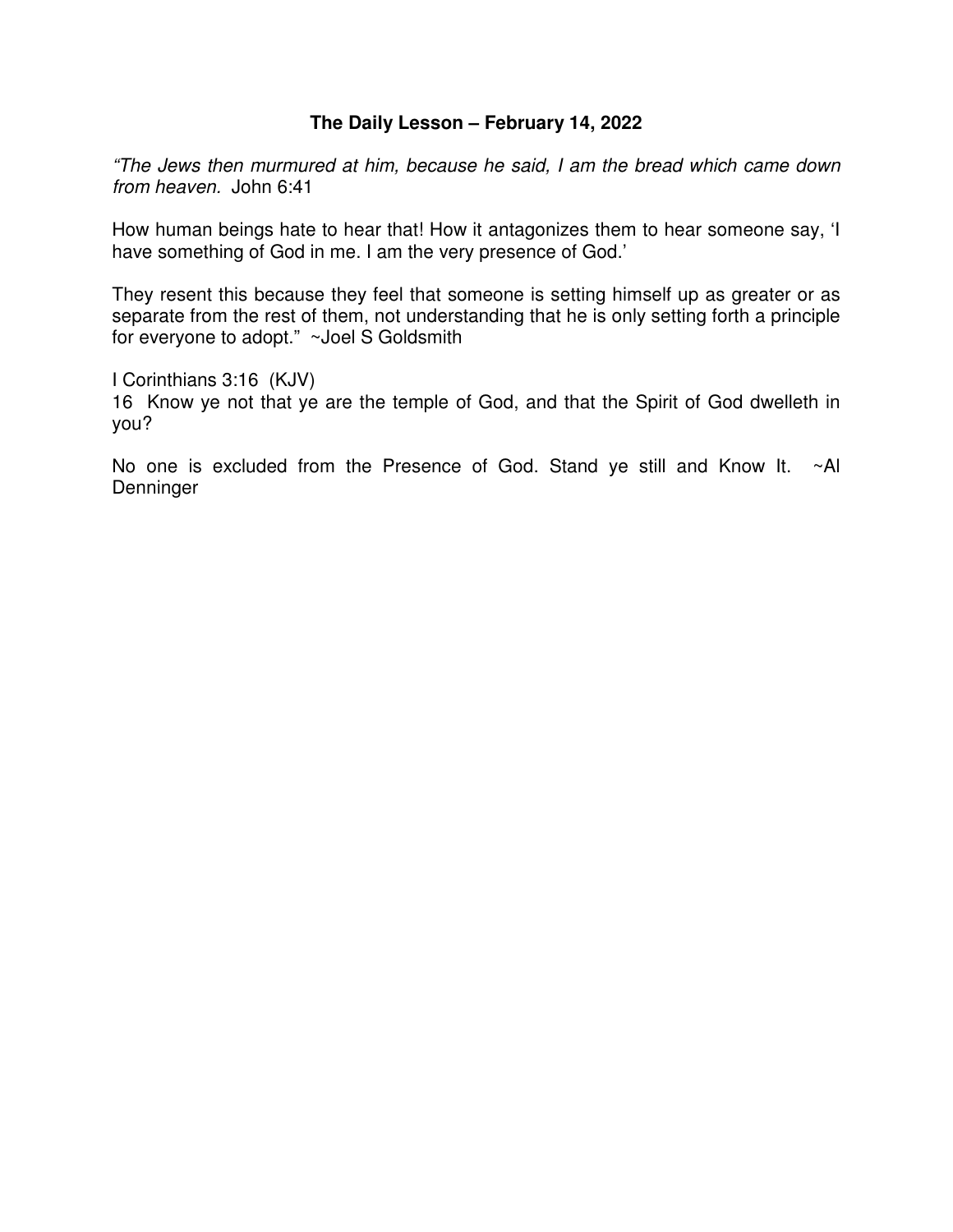**The Daily Lesson – February 14, 2022**

*"The Jews then murmured at him, because he said, I am the bread which came down from heaven.* John 6:41

How human beings hate to hear that! How it antagonizes them to hear someone say, 'I have something of God in me. I am the very presence of God.'

They resent this because they feel that someone is setting himself up as greater or as separate from the rest of them, not understanding that he is only setting forth a principle for everyone to adopt." ~Joel S Goldsmith

I Corinthians 3:16 (KJV)
16 Know ye not that ye are the temple of God, and that the Spirit of God dwelleth in you?

No one is excluded from the Presence of God. Stand ye still and Know It. ~Al Denninger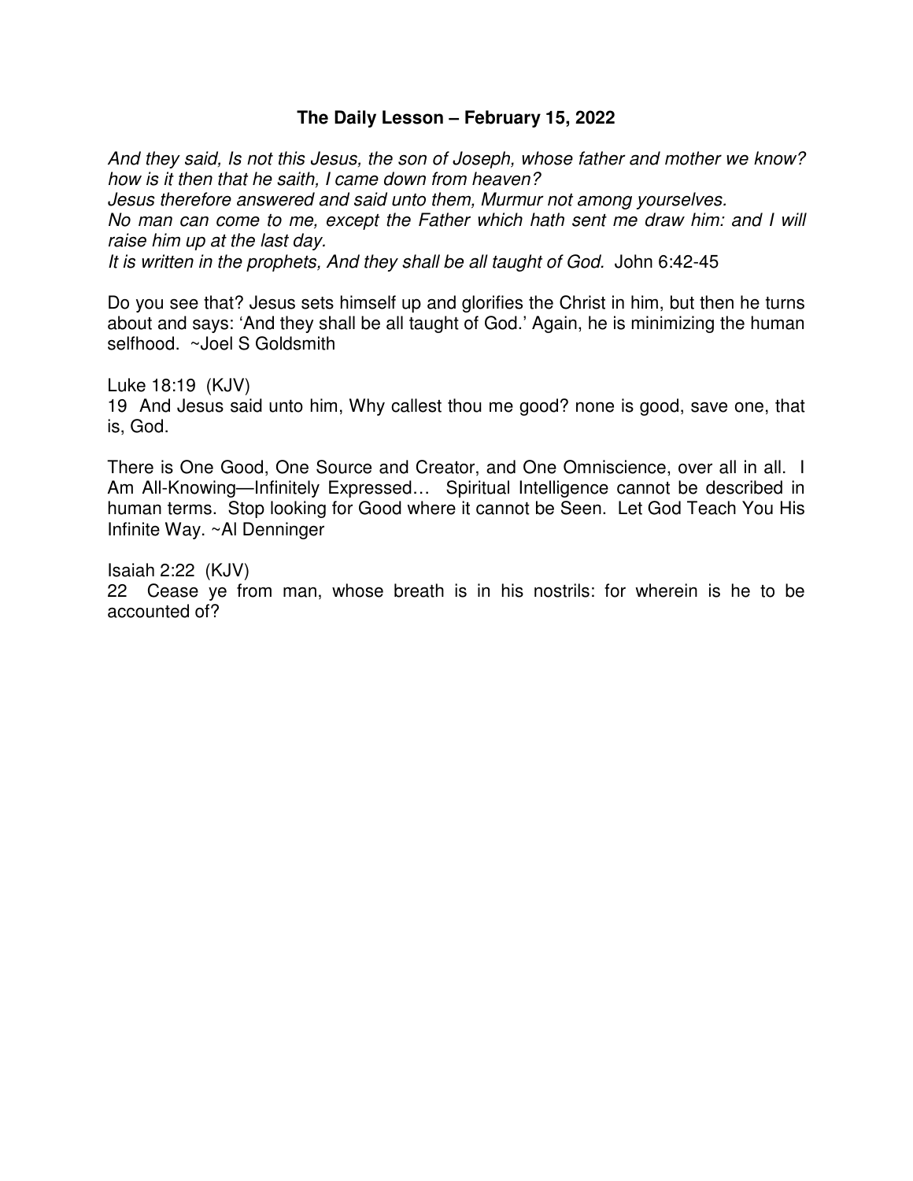**The Daily Lesson – February 15, 2022**

*And they said, Is not this Jesus, the son of Joseph, whose father and mother we know? how is it then that he saith, I came down from heaven?*
*Jesus therefore answered and said unto them, Murmur not among yourselves.*
*No man can come to me, except the Father which hath sent me draw him: and I will raise him up at the last day.*
*It is written in the prophets, And they shall be all taught of God.* John 6:42-45

Do you see that? Jesus sets himself up and glorifies the Christ in him, but then he turns about and says: 'And they shall be all taught of God.' Again, he is minimizing the human selfhood. ~Joel S Goldsmith

Luke 18:19 (KJV)
19 And Jesus said unto him, Why callest thou me good? none is good, save one, that is, God.

There is One Good, One Source and Creator, and One Omniscience, over all in all. I Am All-Knowing—Infinitely Expressed… Spiritual Intelligence cannot be described in human terms. Stop looking for Good where it cannot be Seen. Let God Teach You His Infinite Way. ~Al Denninger

Isaiah 2:22 (KJV)
22 Cease ye from man, whose breath is in his nostrils: for wherein is he to be accounted of?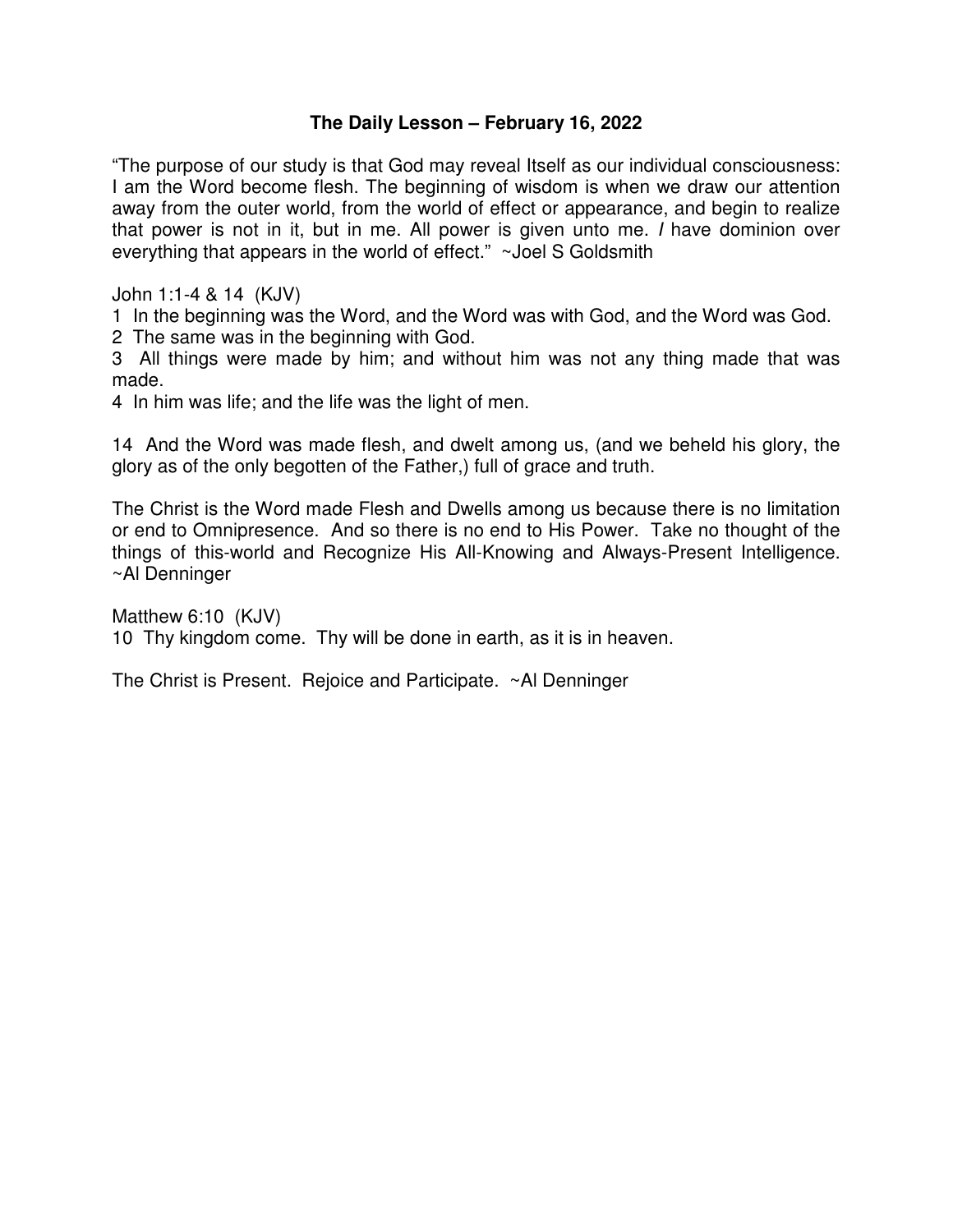**The Daily Lesson – February 16, 2022**

"The purpose of our study is that God may reveal Itself as our individual consciousness: I am the Word become flesh. The beginning of wisdom is when we draw our attention away from the outer world, from the world of effect or appearance, and begin to realize that power is not in it, but in me. All power is given unto me. *I* have dominion over everything that appears in the world of effect." ~Joel S Goldsmith

John 1:1-4 & 14 (KJV)
1 In the beginning was the Word, and the Word was with God, and the Word was God.
2 The same was in the beginning with God.
3 All things were made by him; and without him was not any thing made that was made.
4 In him was life; and the life was the light of men.

14 And the Word was made flesh, and dwelt among us, (and we beheld his glory, the glory as of the only begotten of the Father,) full of grace and truth.

The Christ is the Word made Flesh and Dwells among us because there is no limitation or end to Omnipresence. And so there is no end to His Power. Take no thought of the things of this-world and Recognize His All-Knowing and Always-Present Intelligence. ~Al Denninger

Matthew 6:10 (KJV)
10 Thy kingdom come. Thy will be done in earth, as it is in heaven.

The Christ is Present. Rejoice and Participate. ~Al Denninger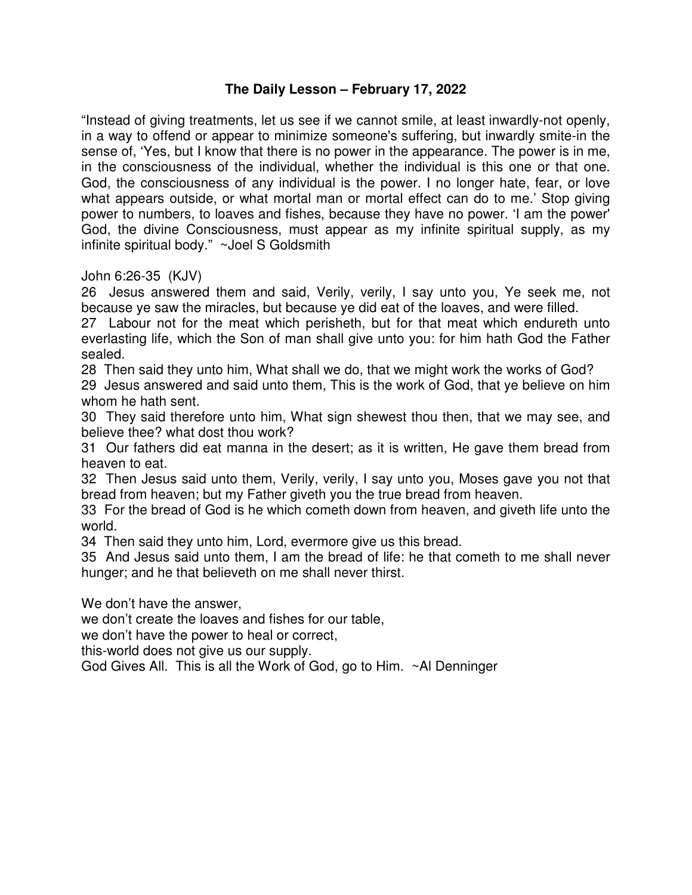**The Daily Lesson – February 17, 2022**

"Instead of giving treatments, let us see if we cannot smile, at least inwardly-not openly, in a way to offend or appear to minimize someone's suffering, but inwardly smite-in the sense of, 'Yes, but I know that there is no power in the appearance. The power is in me, in the consciousness of the individual, whether the individual is this one or that one. God, the consciousness of any individual is the power. I no longer hate, fear, or love what appears outside, or what mortal man or mortal effect can do to me.' Stop giving power to numbers, to loaves and fishes, because they have no power. 'I am the power' God, the divine Consciousness, must appear as my infinite spiritual supply, as my infinite spiritual body." ~Joel S Goldsmith

John 6:26-35 (KJV)

26 Jesus answered them and said, Verily, verily, I say unto you, Ye seek me, not because ye saw the miracles, but because ye did eat of the loaves, and were filled.

27 Labour not for the meat which perisheth, but for that meat which endureth unto everlasting life, which the Son of man shall give unto you: for him hath God the Father sealed.

28 Then said they unto him, What shall we do, that we might work the works of God?

29 Jesus answered and said unto them, This is the work of God, that ye believe on him whom he hath sent.

30 They said therefore unto him, What sign shewest thou then, that we may see, and believe thee? what dost thou work?

31 Our fathers did eat manna in the desert; as it is written, He gave them bread from heaven to eat.

32 Then Jesus said unto them, Verily, verily, I say unto you, Moses gave you not that bread from heaven; but my Father giveth you the true bread from heaven.

33 For the bread of God is he which cometh down from heaven, and giveth life unto the world.

34 Then said they unto him, Lord, evermore give us this bread.

35 And Jesus said unto them, I am the bread of life: he that cometh to me shall never hunger; and he that believeth on me shall never thirst.

We don't have the answer,
we don't create the loaves and fishes for our table,
we don't have the power to heal or correct,
this-world does not give us our supply.
God Gives All. This is all the Work of God, go to Him. ~Al Denninger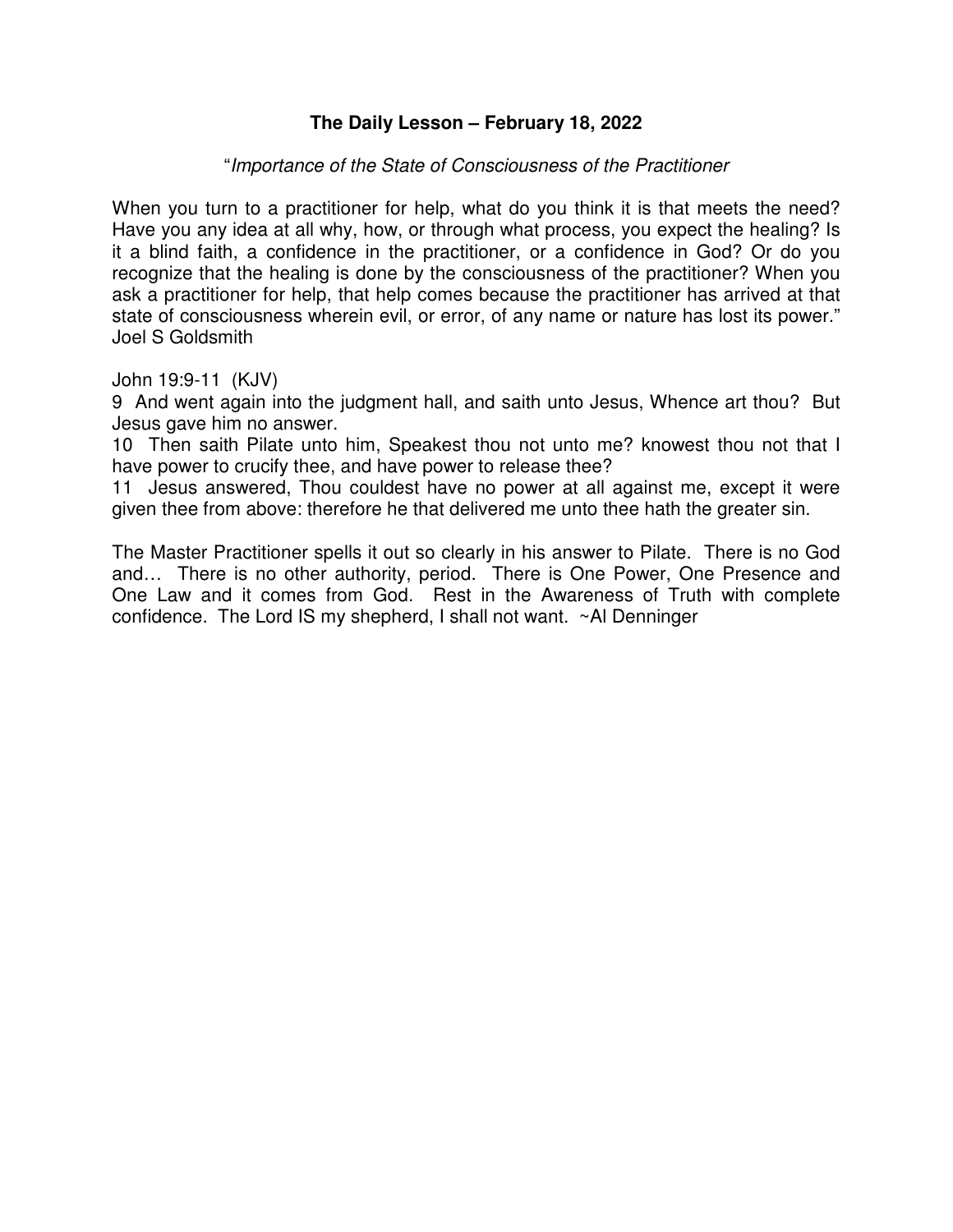**The Daily Lesson – February 18, 2022**

"*Importance of the State of Consciousness of the Practitioner*

When you turn to a practitioner for help, what do you think it is that meets the need? Have you any idea at all why, how, or through what process, you expect the healing? Is it a blind faith, a confidence in the practitioner, or a confidence in God? Or do you recognize that the healing is done by the consciousness of the practitioner? When you ask a practitioner for help, that help comes because the practitioner has arrived at that state of consciousness wherein evil, or error, of any name or nature has lost its power." Joel S Goldsmith

John 19:9-11 (KJV)
9 And went again into the judgment hall, and saith unto Jesus, Whence art thou? But Jesus gave him no answer.
10 Then saith Pilate unto him, Speakest thou not unto me? knowest thou not that I have power to crucify thee, and have power to release thee?
11 Jesus answered, Thou couldest have no power at all against me, except it were given thee from above: therefore he that delivered me unto thee hath the greater sin.

The Master Practitioner spells it out so clearly in his answer to Pilate. There is no God and… There is no other authority, period. There is One Power, One Presence and One Law and it comes from God. Rest in the Awareness of Truth with complete confidence. The Lord IS my shepherd, I shall not want. ~Al Denninger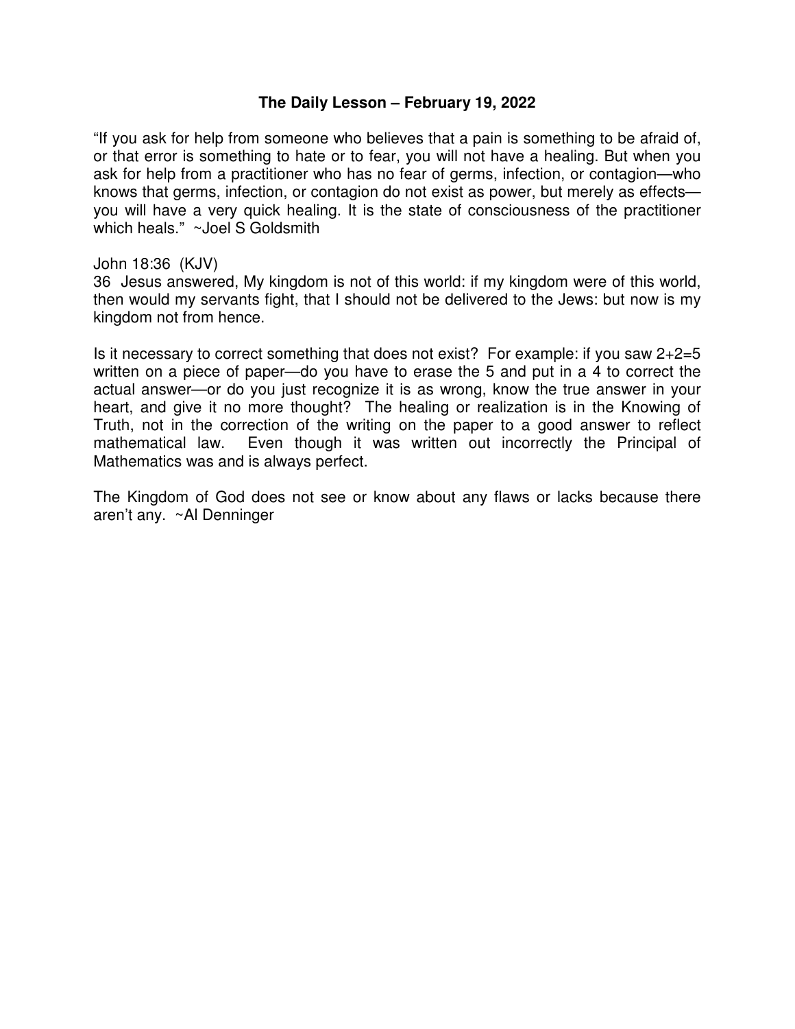**The Daily Lesson – February 19, 2022**

"If you ask for help from someone who believes that a pain is something to be afraid of, or that error is something to hate or to fear, you will not have a healing. But when you ask for help from a practitioner who has no fear of germs, infection, or contagion—who knows that germs, infection, or contagion do not exist as power, but merely as effects—you will have a very quick healing. It is the state of consciousness of the practitioner which heals." ~Joel S Goldsmith

John 18:36 (KJV)
36 Jesus answered, My kingdom is not of this world: if my kingdom were of this world, then would my servants fight, that I should not be delivered to the Jews: but now is my kingdom not from hence.

Is it necessary to correct something that does not exist? For example: if you saw 2+2=5 written on a piece of paper—do you have to erase the 5 and put in a 4 to correct the actual answer—or do you just recognize it is as wrong, know the true answer in your heart, and give it no more thought? The healing or realization is in the Knowing of Truth, not in the correction of the writing on the paper to a good answer to reflect mathematical law. Even though it was written out incorrectly the Principal of Mathematics was and is always perfect.

The Kingdom of God does not see or know about any flaws or lacks because there aren't any. ~Al Denninger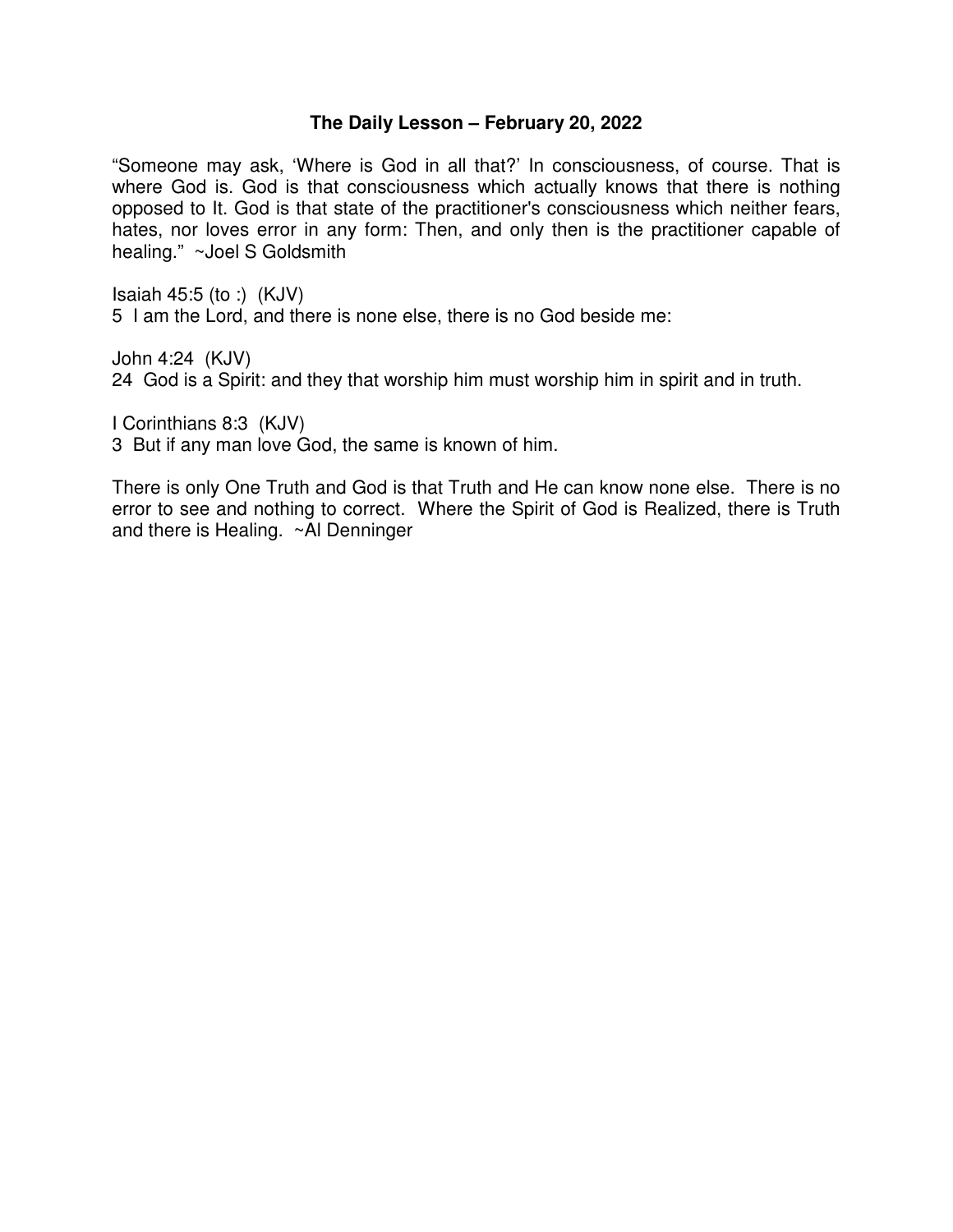**The Daily Lesson – February 20, 2022**

“Someone may ask, ‘Where is God in all that?’ In consciousness, of course. That is where God is. God is that consciousness which actually knows that there is nothing opposed to It. God is that state of the practitioner's consciousness which neither fears, hates, nor loves error in any form: Then, and only then is the practitioner capable of healing.” ~Joel S Goldsmith

Isaiah 45:5 (to :) (KJV)
5 I am the Lord, and there is none else, there is no God beside me:

John 4:24 (KJV)
24 God is a Spirit: and they that worship him must worship him in spirit and in truth.

I Corinthians 8:3 (KJV)
3 But if any man love God, the same is known of him.

There is only One Truth and God is that Truth and He can know none else. There is no error to see and nothing to correct. Where the Spirit of God is Realized, there is Truth and there is Healing. ~Al Denninger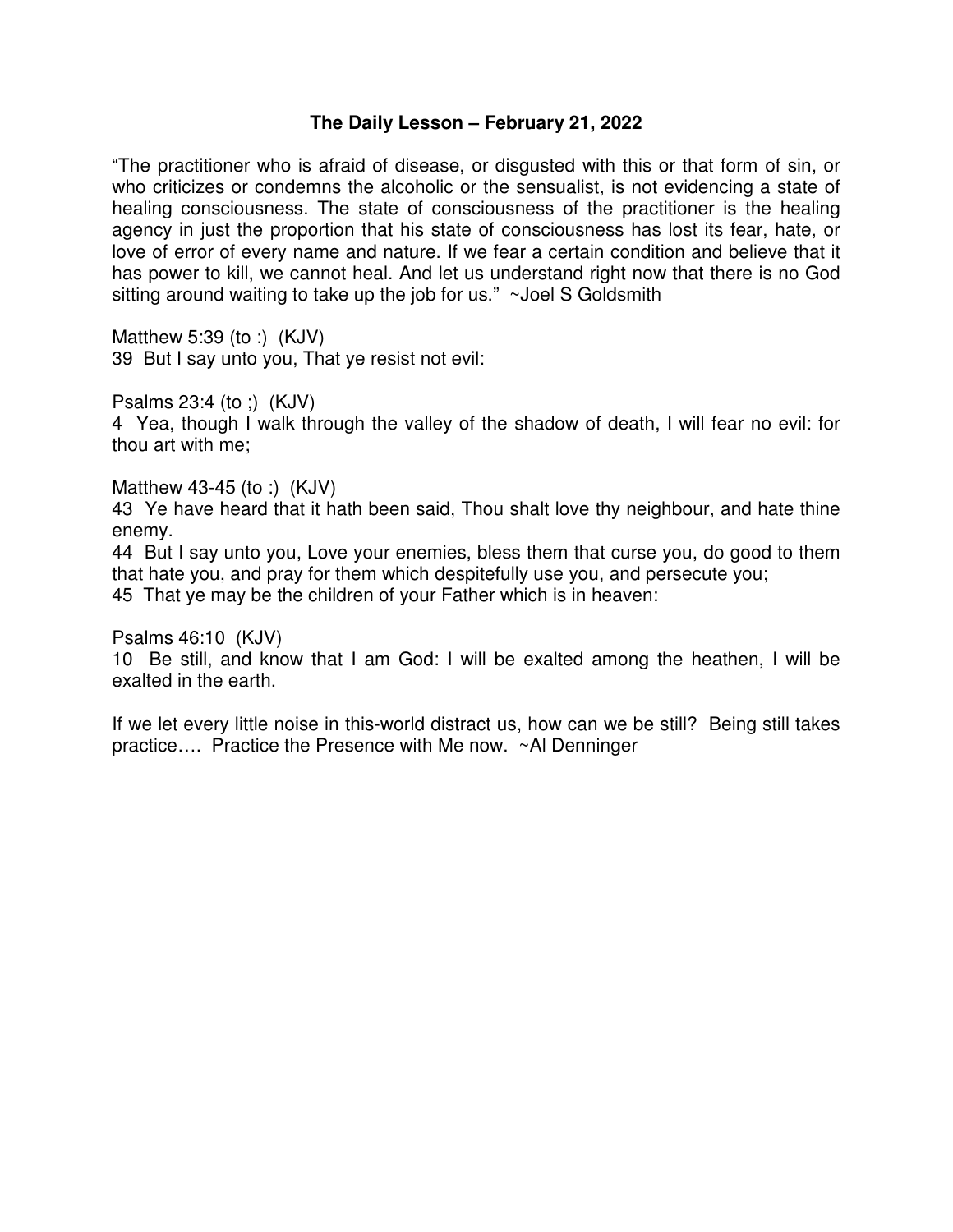**The Daily Lesson – February 21, 2022**

"The practitioner who is afraid of disease, or disgusted with this or that form of sin, or who criticizes or condemns the alcoholic or the sensualist, is not evidencing a state of healing consciousness. The state of consciousness of the practitioner is the healing agency in just the proportion that his state of consciousness has lost its fear, hate, or love of error of every name and nature. If we fear a certain condition and believe that it has power to kill, we cannot heal. And let us understand right now that there is no God sitting around waiting to take up the job for us." ~Joel S Goldsmith

Matthew 5:39 (to :) (KJV)
39 But I say unto you, That ye resist not evil:

Psalms 23:4 (to ;) (KJV)
4 Yea, though I walk through the valley of the shadow of death, I will fear no evil: for thou art with me;

Matthew 43-45 (to :) (KJV)
43 Ye have heard that it hath been said, Thou shalt love thy neighbour, and hate thine enemy.
44 But I say unto you, Love your enemies, bless them that curse you, do good to them that hate you, and pray for them which despitefully use you, and persecute you;
45 That ye may be the children of your Father which is in heaven:

Psalms 46:10 (KJV)
10 Be still, and know that I am God: I will be exalted among the heathen, I will be exalted in the earth.

If we let every little noise in this-world distract us, how can we be still? Being still takes practice…. Practice the Presence with Me now. ~Al Denninger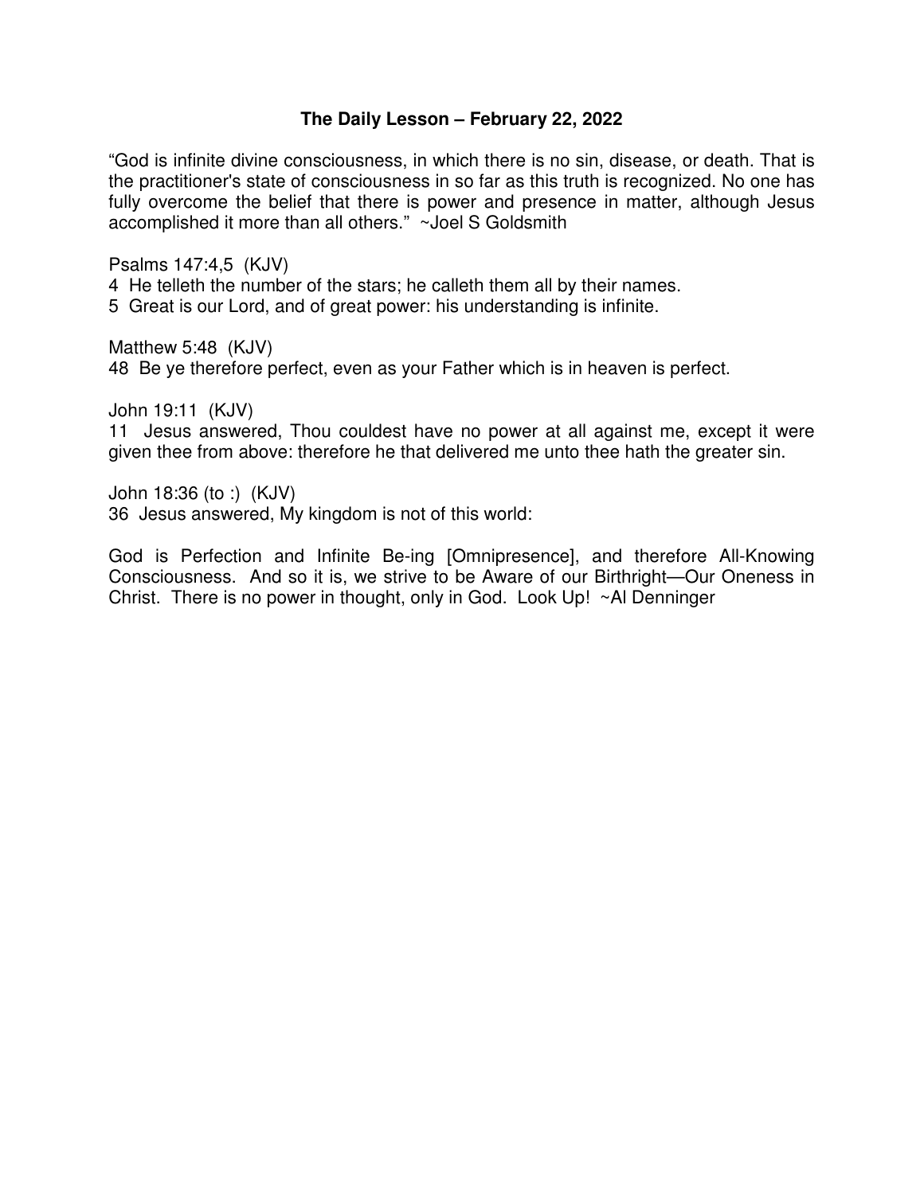**The Daily Lesson – February 22, 2022**

"God is infinite divine consciousness, in which there is no sin, disease, or death. That is the practitioner's state of consciousness in so far as this truth is recognized. No one has fully overcome the belief that there is power and presence in matter, although Jesus accomplished it more than all others." ~Joel S Goldsmith

Psalms 147:4,5 (KJV)
4 He telleth the number of the stars; he calleth them all by their names.
5 Great is our Lord, and of great power: his understanding is infinite.

Matthew 5:48 (KJV)
48 Be ye therefore perfect, even as your Father which is in heaven is perfect.

John 19:11 (KJV)
11 Jesus answered, Thou couldest have no power at all against me, except it were given thee from above: therefore he that delivered me unto thee hath the greater sin.

John 18:36 (to :) (KJV)
36 Jesus answered, My kingdom is not of this world:

God is Perfection and Infinite Be-ing [Omnipresence], and therefore All-Knowing Consciousness. And so it is, we strive to be Aware of our Birthright—Our Oneness in Christ. There is no power in thought, only in God. Look Up! ~Al Denninger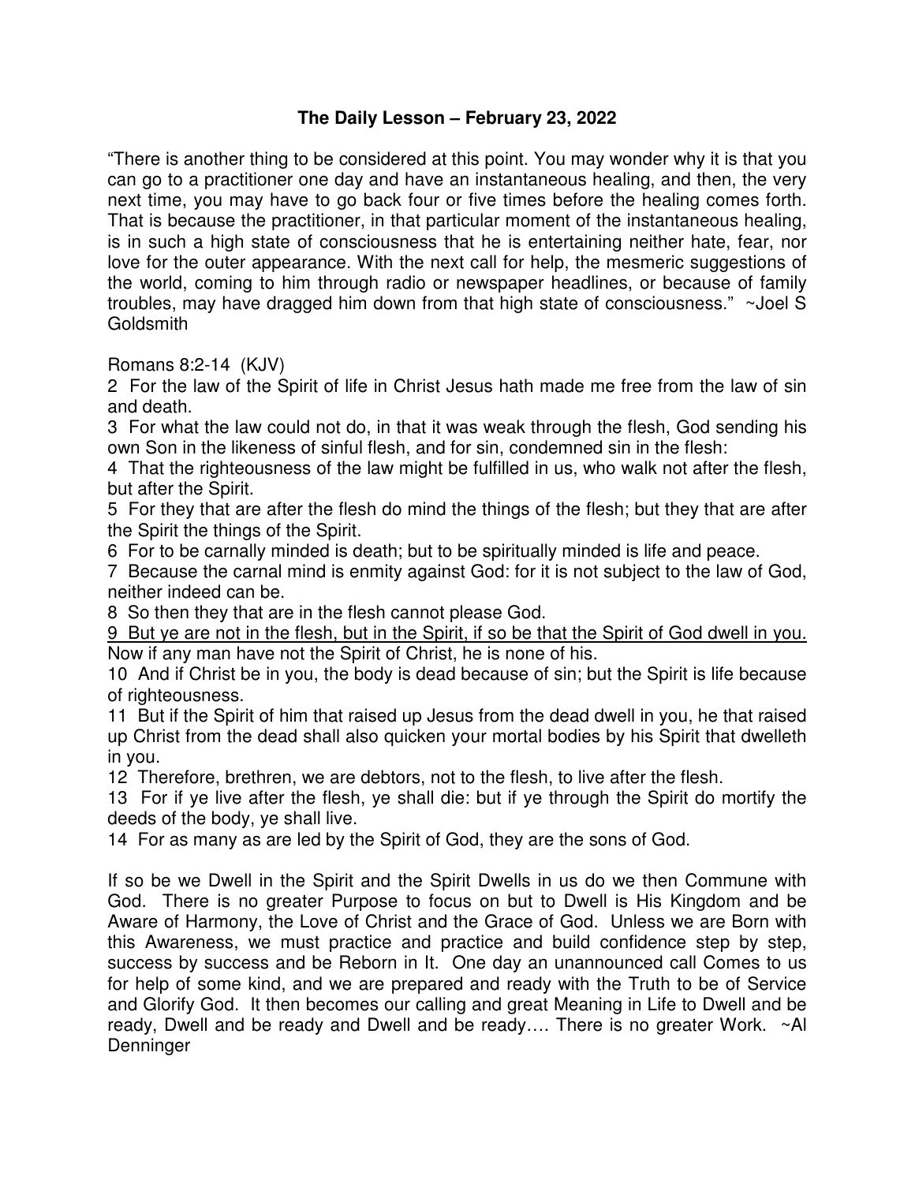# The Daily Lesson – February 23, 2022

"There is another thing to be considered at this point. You may wonder why it is that you can go to a practitioner one day and have an instantaneous healing, and then, the very next time, you may have to go back four or five times before the healing comes forth. That is because the practitioner, in that particular moment of the instantaneous healing, is in such a high state of consciousness that he is entertaining neither hate, fear, nor love for the outer appearance. With the next call for help, the mesmeric suggestions of the world, coming to him through radio or newspaper headlines, or because of family troubles, may have dragged him down from that high state of consciousness." ~Joel S Goldsmith

Romans 8:2-14 (KJV)

2 For the law of the Spirit of life in Christ Jesus hath made me free from the law of sin and death.

3 For what the law could not do, in that it was weak through the flesh, God sending his own Son in the likeness of sinful flesh, and for sin, condemned sin in the flesh:

4 That the righteousness of the law might be fulfilled in us, who walk not after the flesh, but after the Spirit.

5 For they that are after the flesh do mind the things of the flesh; but they that are after the Spirit the things of the Spirit.

6 For to be carnally minded is death; but to be spiritually minded is life and peace.

7 Because the carnal mind is enmity against God: for it is not subject to the law of God, neither indeed can be.

8 So then they that are in the flesh cannot please God.

<u>9 But ye are not in the flesh, but in the Spirit, if so be that the Spirit of God dwell in you.</u> Now if any man have not the Spirit of Christ, he is none of his.

10 And if Christ be in you, the body is dead because of sin; but the Spirit is life because of righteousness.

11 But if the Spirit of him that raised up Jesus from the dead dwell in you, he that raised up Christ from the dead shall also quicken your mortal bodies by his Spirit that dwelleth in you.

12 Therefore, brethren, we are debtors, not to the flesh, to live after the flesh.

13 For if ye live after the flesh, ye shall die: but if ye through the Spirit do mortify the deeds of the body, ye shall live.

14 For as many as are led by the Spirit of God, they are the sons of God.

If so be we Dwell in the Spirit and the Spirit Dwells in us do we then Commune with God. There is no greater Purpose to focus on but to Dwell is His Kingdom and be Aware of Harmony, the Love of Christ and the Grace of God. Unless we are Born with this Awareness, we must practice and practice and build confidence step by step, success by success and be Reborn in It. One day an unannounced call Comes to us for help of some kind, and we are prepared and ready with the Truth to be of Service and Glorify God. It then becomes our calling and great Meaning in Life to Dwell and be ready, Dwell and be ready and Dwell and be ready…. There is no greater Work. ~Al Denninger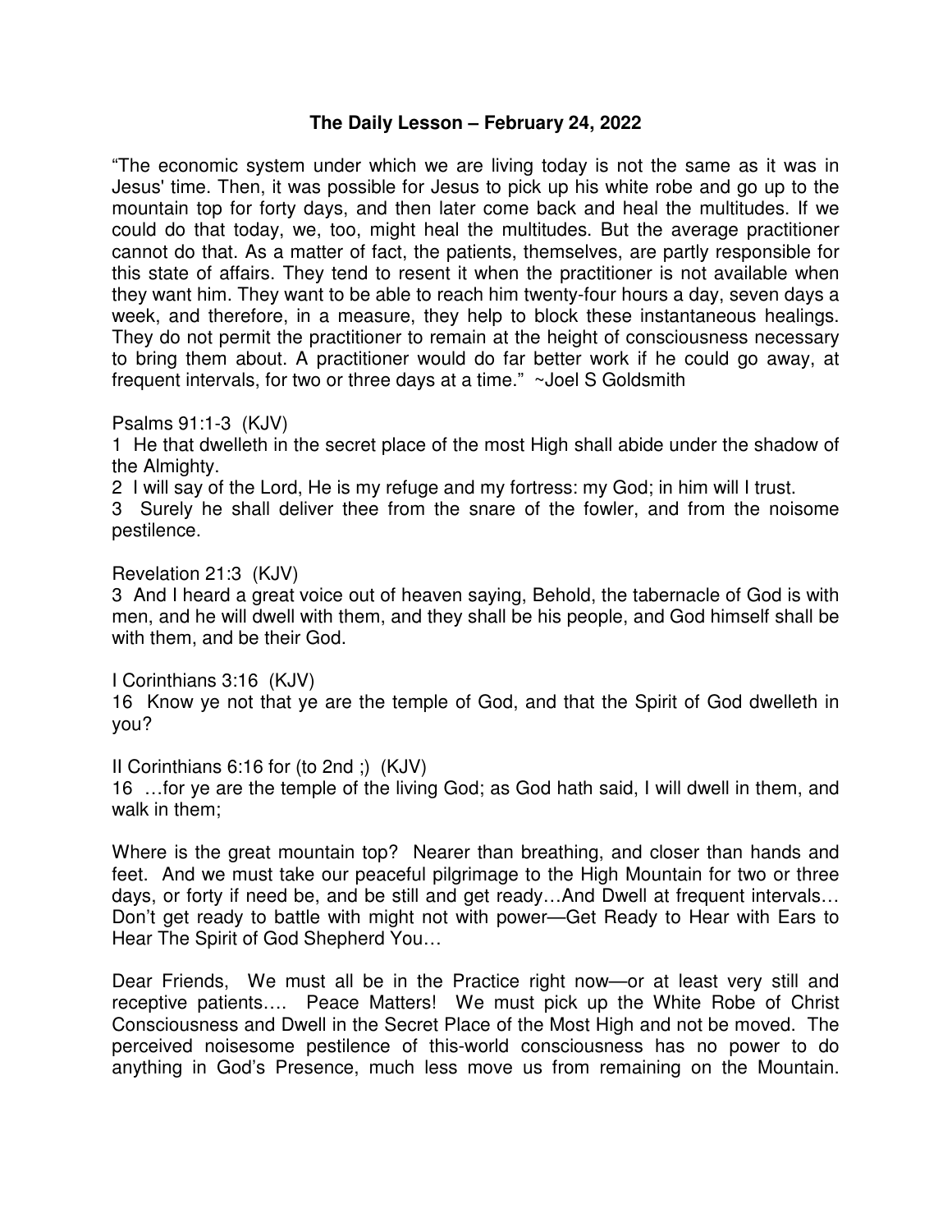## The Daily Lesson – February 24, 2022

"The economic system under which we are living today is not the same as it was in Jesus' time. Then, it was possible for Jesus to pick up his white robe and go up to the mountain top for forty days, and then later come back and heal the multitudes. If we could do that today, we, too, might heal the multitudes. But the average practitioner cannot do that. As a matter of fact, the patients, themselves, are partly responsible for this state of affairs. They tend to resent it when the practitioner is not available when they want him. They want to be able to reach him twenty-four hours a day, seven days a week, and therefore, in a measure, they help to block these instantaneous healings. They do not permit the practitioner to remain at the height of consciousness necessary to bring them about. A practitioner would do far better work if he could go away, at frequent intervals, for two or three days at a time." ~Joel S Goldsmith

Psalms 91:1-3 (KJV)
1 He that dwelleth in the secret place of the most High shall abide under the shadow of the Almighty.
2 I will say of the Lord, He is my refuge and my fortress: my God; in him will I trust.
3 Surely he shall deliver thee from the snare of the fowler, and from the noisome pestilence.

Revelation 21:3 (KJV)
3 And I heard a great voice out of heaven saying, Behold, the tabernacle of God is with men, and he will dwell with them, and they shall be his people, and God himself shall be with them, and be their God.

I Corinthians 3:16 (KJV)
16 Know ye not that ye are the temple of God, and that the Spirit of God dwelleth in you?

II Corinthians 6:16 for (to 2nd ;) (KJV)
16 …for ye are the temple of the living God; as God hath said, I will dwell in them, and walk in them;

Where is the great mountain top? Nearer than breathing, and closer than hands and feet. And we must take our peaceful pilgrimage to the High Mountain for two or three days, or forty if need be, and be still and get ready…And Dwell at frequent intervals… Don't get ready to battle with might not with power—Get Ready to Hear with Ears to Hear The Spirit of God Shepherd You…

Dear Friends, We must all be in the Practice right now—or at least very still and receptive patients…. Peace Matters! We must pick up the White Robe of Christ Consciousness and Dwell in the Secret Place of the Most High and not be moved. The perceived noisesome pestilence of this-world consciousness has no power to do anything in God's Presence, much less move us from remaining on the Mountain.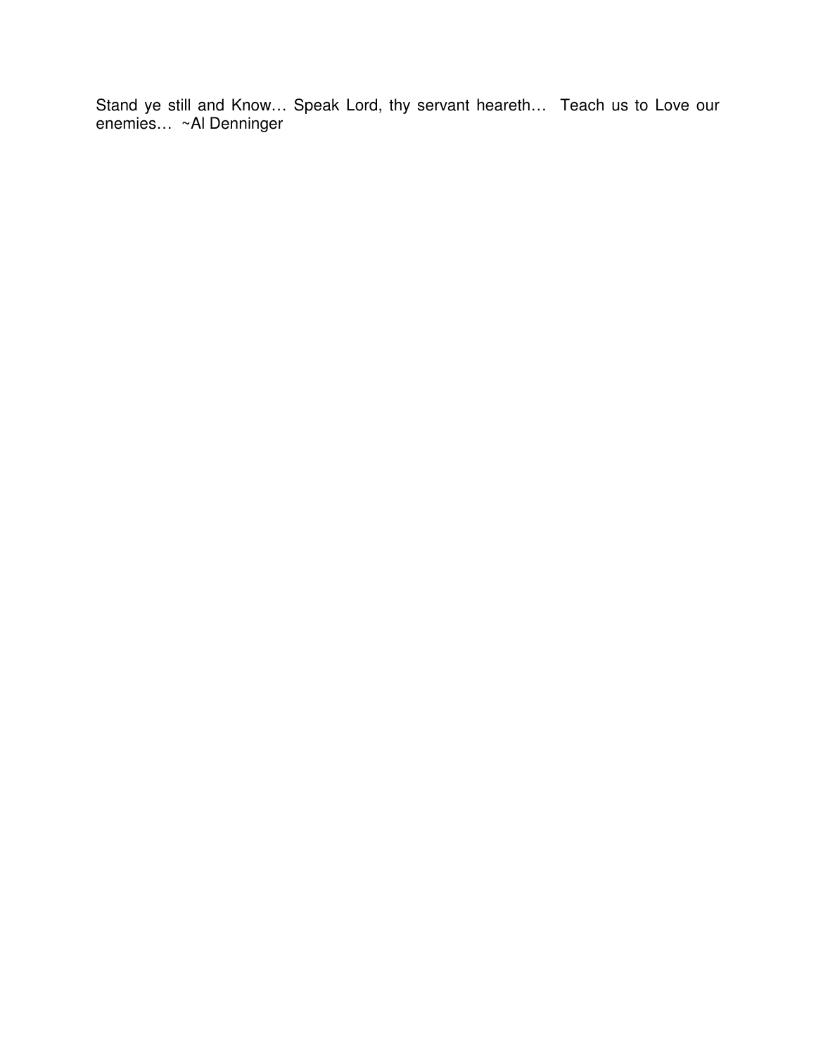Stand ye still and Know… Speak Lord, thy servant heareth… Teach us to Love our enemies… ~Al Denninger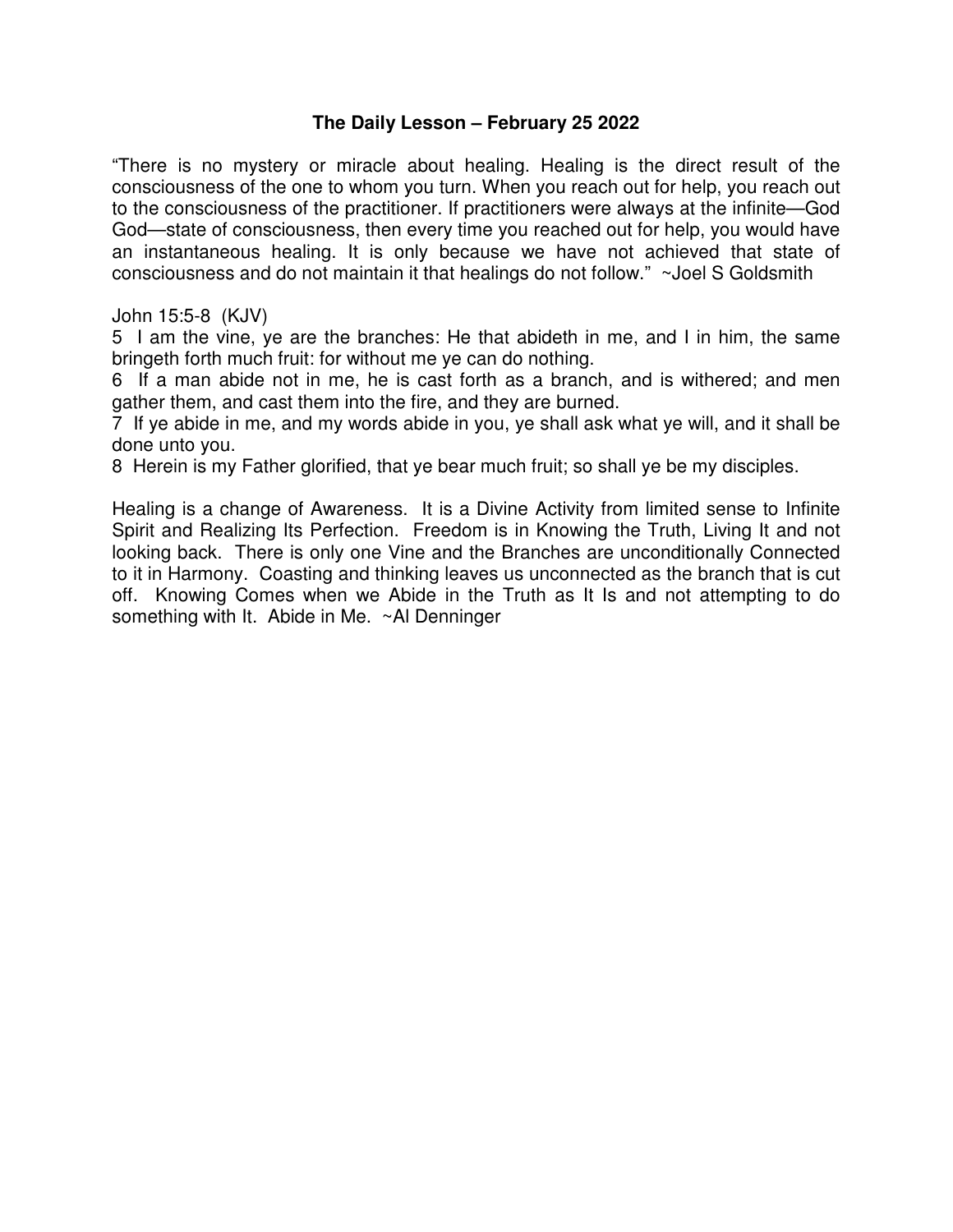# The Daily Lesson – February 25 2022

"There is no mystery or miracle about healing. Healing is the direct result of the consciousness of the one to whom you turn. When you reach out for help, you reach out to the consciousness of the practitioner. If practitioners were always at the infinite—God God—state of consciousness, then every time you reached out for help, you would have an instantaneous healing. It is only because we have not achieved that state of consciousness and do not maintain it that healings do not follow." ~Joel S Goldsmith

John 15:5-8 (KJV)

5 I am the vine, ye are the branches: He that abideth in me, and I in him, the same bringeth forth much fruit: for without me ye can do nothing.

6 If a man abide not in me, he is cast forth as a branch, and is withered; and men gather them, and cast them into the fire, and they are burned.

7 If ye abide in me, and my words abide in you, ye shall ask what ye will, and it shall be done unto you.

8 Herein is my Father glorified, that ye bear much fruit; so shall ye be my disciples.

Healing is a change of Awareness. It is a Divine Activity from limited sense to Infinite Spirit and Realizing Its Perfection. Freedom is in Knowing the Truth, Living It and not looking back. There is only one Vine and the Branches are unconditionally Connected to it in Harmony. Coasting and thinking leaves us unconnected as the branch that is cut off. Knowing Comes when we Abide in the Truth as It Is and not attempting to do something with It. Abide in Me. ~Al Denninger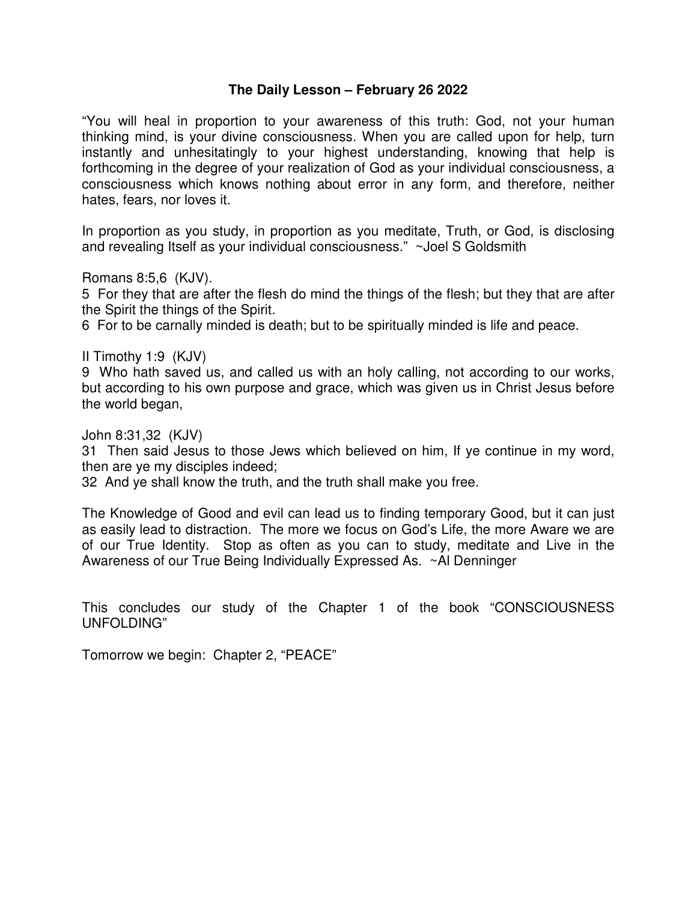**The Daily Lesson – February 26 2022**

"You will heal in proportion to your awareness of this truth: God, not your human thinking mind, is your divine consciousness. When you are called upon for help, turn instantly and unhesitatingly to your highest understanding, knowing that help is forthcoming in the degree of your realization of God as your individual consciousness, a consciousness which knows nothing about error in any form, and therefore, neither hates, fears, nor loves it.

In proportion as you study, in proportion as you meditate, Truth, or God, is disclosing and revealing Itself as your individual consciousness." ~Joel S Goldsmith

Romans 8:5,6 (KJV).
5 For they that are after the flesh do mind the things of the flesh; but they that are after the Spirit the things of the Spirit.
6 For to be carnally minded is death; but to be spiritually minded is life and peace.

II Timothy 1:9 (KJV)
9 Who hath saved us, and called us with an holy calling, not according to our works, but according to his own purpose and grace, which was given us in Christ Jesus before the world began,

John 8:31,32 (KJV)
31 Then said Jesus to those Jews which believed on him, If ye continue in my word, then are ye my disciples indeed;
32 And ye shall know the truth, and the truth shall make you free.

The Knowledge of Good and evil can lead us to finding temporary Good, but it can just as easily lead to distraction. The more we focus on God's Life, the more Aware we are of our True Identity. Stop as often as you can to study, meditate and Live in the Awareness of our True Being Individually Expressed As. ~Al Denninger

This concludes our study of the Chapter 1 of the book "CONSCIOUSNESS UNFOLDING"

Tomorrow we begin: Chapter 2, "PEACE"